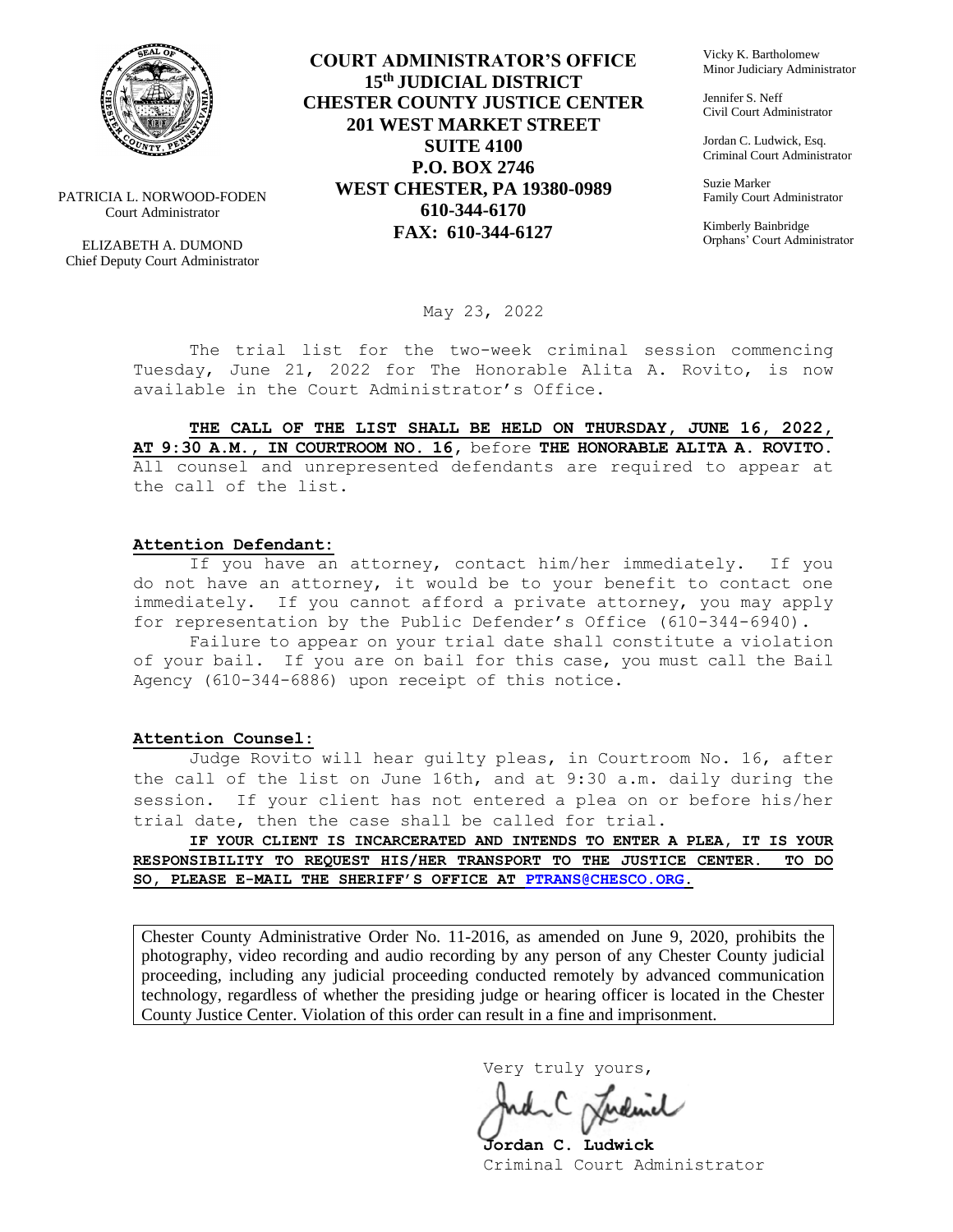PATRICIA L. NORWOOD-FODEN
Court Administrator

ELIZABETH A. DUMOND
Chief Deputy Court Administrator

**COURT ADMINISTRATOR'S OFFICE**
**15th JUDICIAL DISTRICT**
**CHESTER COUNTY JUSTICE CENTER**
**201 WEST MARKET STREET**
**SUITE 4100**
**P.O. BOX 2746**
**WEST CHESTER, PA 19380-0989**
**610-344-6170**
**FAX: 610-344-6127**

Vicky K. Bartholomew
Minor Judiciary Administrator

Jennifer S. Neff
Civil Court Administrator

Jordan C. Ludwick, Esq.
Criminal Court Administrator

Suzie Marker
Family Court Administrator

Kimberly Bainbridge
Orphans' Court Administrator

May 23, 2022

The trial list for the two-week criminal session commencing Tuesday, June 21, 2022 for The Honorable Alita A. Rovito, is now available in the Court Administrator's Office.

**THE CALL OF THE LIST SHALL BE HELD ON THURSDAY, JUNE 16, 2022, AT 9:30 A.M., IN COURTROOM NO. 16**, before **THE HONORABLE ALITA A. ROVITO.** All counsel and unrepresented defendants are required to appear at the call of the list.

**Attention Defendant:**

If you have an attorney, contact him/her immediately. If you do not have an attorney, it would be to your benefit to contact one immediately. If you cannot afford a private attorney, you may apply for representation by the Public Defender's Office (610-344-6940).

Failure to appear on your trial date shall constitute a violation of your bail. If you are on bail for this case, you must call the Bail Agency (610-344-6886) upon receipt of this notice.

**Attention Counsel:**

Judge Rovito will hear guilty pleas, in Courtroom No. 16, after the call of the list on June 16th, and at 9:30 a.m. daily during the session. If your client has not entered a plea on or before his/her trial date, then the case shall be called for trial.

**IF YOUR CLIENT IS INCARCERATED AND INTENDS TO ENTER A PLEA, IT IS YOUR RESPONSIBILITY TO REQUEST HIS/HER TRANSPORT TO THE JUSTICE CENTER. TO DO SO, PLEASE E-MAIL THE SHERIFF'S OFFICE AT PTRANS@CHESCO.ORG.**

Chester County Administrative Order No. 11-2016, as amended on June 9, 2020, prohibits the photography, video recording and audio recording by any person of any Chester County judicial proceeding, including any judicial proceeding conducted remotely by advanced communication technology, regardless of whether the presiding judge or hearing officer is located in the Chester County Justice Center. Violation of this order can result in a fine and imprisonment.

Very truly yours,

**Jordan C. Ludwick**
Criminal Court Administrator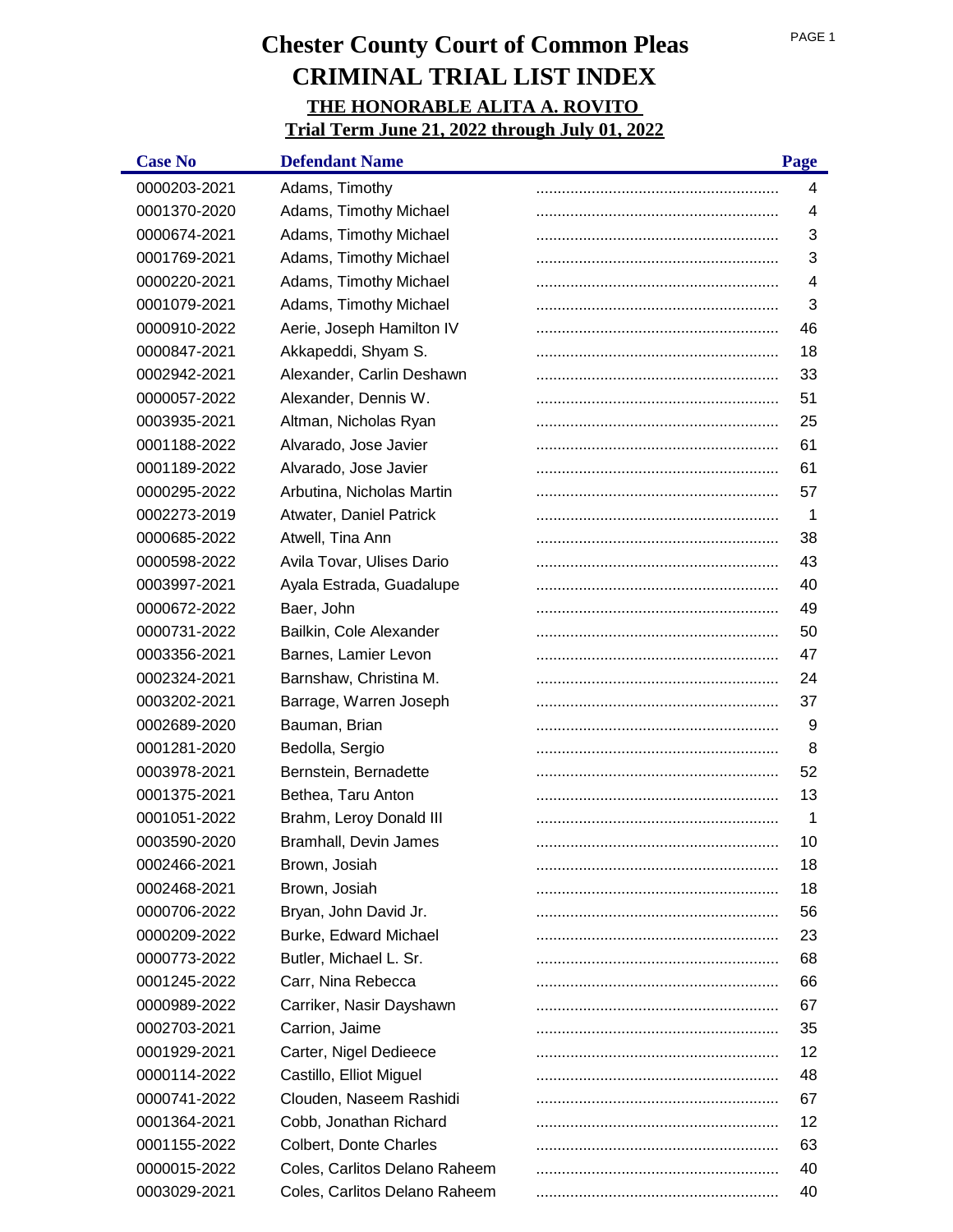# Chester County Court of Common Pleas

# CRIMINAL TRIAL LIST INDEX

## THE HONORABLE ALITA A. ROVITO

## Trial Term June 21, 2022 through July 01, 2022

| Case No | Defendant Name | Page |
|---|---|---|
| 0000203-2021 | Adams, Timothy | 4 |
| 0001370-2020 | Adams, Timothy Michael | 4 |
| 0000674-2021 | Adams, Timothy Michael | 3 |
| 0001769-2021 | Adams, Timothy Michael | 3 |
| 0000220-2021 | Adams, Timothy Michael | 4 |
| 0001079-2021 | Adams, Timothy Michael | 3 |
| 0000910-2022 | Aerie, Joseph Hamilton IV | 46 |
| 0000847-2021 | Akkapeddi, Shyam S. | 18 |
| 0002942-2021 | Alexander, Carlin Deshawn | 33 |
| 0000057-2022 | Alexander, Dennis W. | 51 |
| 0003935-2021 | Altman, Nicholas Ryan | 25 |
| 0001188-2022 | Alvarado, Jose Javier | 61 |
| 0001189-2022 | Alvarado, Jose Javier | 61 |
| 0000295-2022 | Arbutina, Nicholas Martin | 57 |
| 0002273-2019 | Atwater, Daniel Patrick | 1 |
| 0000685-2022 | Atwell, Tina Ann | 38 |
| 0000598-2022 | Avila Tovar, Ulises Dario | 43 |
| 0003997-2021 | Ayala Estrada, Guadalupe | 40 |
| 0000672-2022 | Baer, John | 49 |
| 0000731-2022 | Bailkin, Cole Alexander | 50 |
| 0003356-2021 | Barnes, Lamier Levon | 47 |
| 0002324-2021 | Barnshaw, Christina M. | 24 |
| 0003202-2021 | Barrage, Warren Joseph | 37 |
| 0002689-2020 | Bauman, Brian | 9 |
| 0001281-2020 | Bedolla, Sergio | 8 |
| 0003978-2021 | Bernstein, Bernadette | 52 |
| 0001375-2021 | Bethea, Taru Anton | 13 |
| 0001051-2022 | Brahm, Leroy Donald III | 1 |
| 0003590-2020 | Bramhall, Devin James | 10 |
| 0002466-2021 | Brown, Josiah | 18 |
| 0002468-2021 | Brown, Josiah | 18 |
| 0000706-2022 | Bryan, John David Jr. | 56 |
| 0000209-2022 | Burke, Edward Michael | 23 |
| 0000773-2022 | Butler, Michael L. Sr. | 68 |
| 0001245-2022 | Carr, Nina Rebecca | 66 |
| 0000989-2022 | Carriker, Nasir Dayshawn | 67 |
| 0002703-2021 | Carrion, Jaime | 35 |
| 0001929-2021 | Carter, Nigel Dedieece | 12 |
| 0000114-2022 | Castillo, Elliot Miguel | 48 |
| 0000741-2022 | Clouden, Naseem Rashidi | 67 |
| 0001364-2021 | Cobb, Jonathan Richard | 12 |
| 0001155-2022 | Colbert, Donte Charles | 63 |
| 0000015-2022 | Coles, Carlitos Delano Raheem | 40 |
| 0003029-2021 | Coles, Carlitos Delano Raheem | 40 |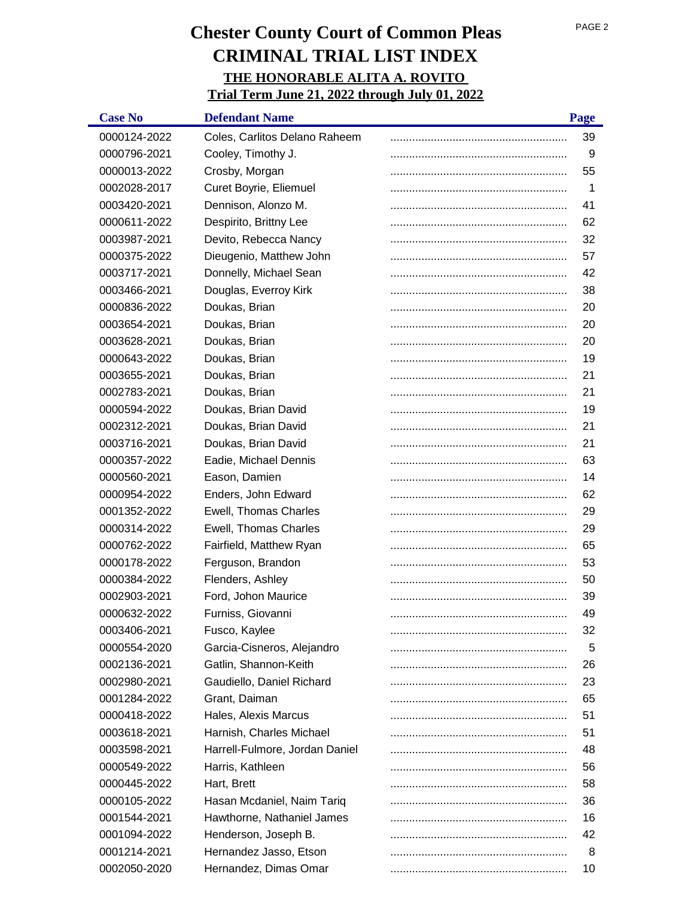# Chester County Court of Common Pleas
# CRIMINAL TRIAL LIST INDEX
## THE HONORABLE ALITA A. ROVITO
## Trial Term June 21, 2022 through July 01, 2022

| Case No | Defendant Name | Page |
|---|---|---|
| 0000124-2022 | Coles, Carlitos Delano Raheem | 39 |
| 0000796-2021 | Cooley, Timothy J. | 9 |
| 0000013-2022 | Crosby, Morgan | 55 |
| 0002028-2017 | Curet Boyrie, Eliemuel | 1 |
| 0003420-2021 | Dennison, Alonzo M. | 41 |
| 0000611-2022 | Despirito, Brittny Lee | 62 |
| 0003987-2021 | Devito, Rebecca Nancy | 32 |
| 0000375-2022 | Dieugenio, Matthew John | 57 |
| 0003717-2021 | Donnelly, Michael Sean | 42 |
| 0003466-2021 | Douglas, Everroy Kirk | 38 |
| 0000836-2022 | Doukas, Brian | 20 |
| 0003654-2021 | Doukas, Brian | 20 |
| 0003628-2021 | Doukas, Brian | 20 |
| 0000643-2022 | Doukas, Brian | 19 |
| 0003655-2021 | Doukas, Brian | 21 |
| 0002783-2021 | Doukas, Brian | 21 |
| 0000594-2022 | Doukas, Brian David | 19 |
| 0002312-2021 | Doukas, Brian David | 21 |
| 0003716-2021 | Doukas, Brian David | 21 |
| 0000357-2022 | Eadie, Michael Dennis | 63 |
| 0000560-2021 | Eason, Damien | 14 |
| 0000954-2022 | Enders, John Edward | 62 |
| 0001352-2022 | Ewell, Thomas Charles | 29 |
| 0000314-2022 | Ewell, Thomas Charles | 29 |
| 0000762-2022 | Fairfield, Matthew Ryan | 65 |
| 0000178-2022 | Ferguson, Brandon | 53 |
| 0000384-2022 | Flenders, Ashley | 50 |
| 0002903-2021 | Ford, Johon Maurice | 39 |
| 0000632-2022 | Furniss, Giovanni | 49 |
| 0003406-2021 | Fusco, Kaylee | 32 |
| 0000554-2020 | Garcia-Cisneros, Alejandro | 5 |
| 0002136-2021 | Gatlin, Shannon-Keith | 26 |
| 0002980-2021 | Gaudiello, Daniel Richard | 23 |
| 0001284-2022 | Grant, Daiman | 65 |
| 0000418-2022 | Hales, Alexis Marcus | 51 |
| 0003618-2021 | Harnish, Charles Michael | 51 |
| 0003598-2021 | Harrell-Fulmore, Jordan Daniel | 48 |
| 0000549-2022 | Harris, Kathleen | 56 |
| 0000445-2022 | Hart, Brett | 58 |
| 0000105-2022 | Hasan Mcdaniel, Naim Tariq | 36 |
| 0001544-2021 | Hawthorne, Nathaniel James | 16 |
| 0001094-2022 | Henderson, Joseph B. | 42 |
| 0001214-2021 | Hernandez Jasso, Etson | 8 |
| 0002050-2020 | Hernandez, Dimas Omar | 10 |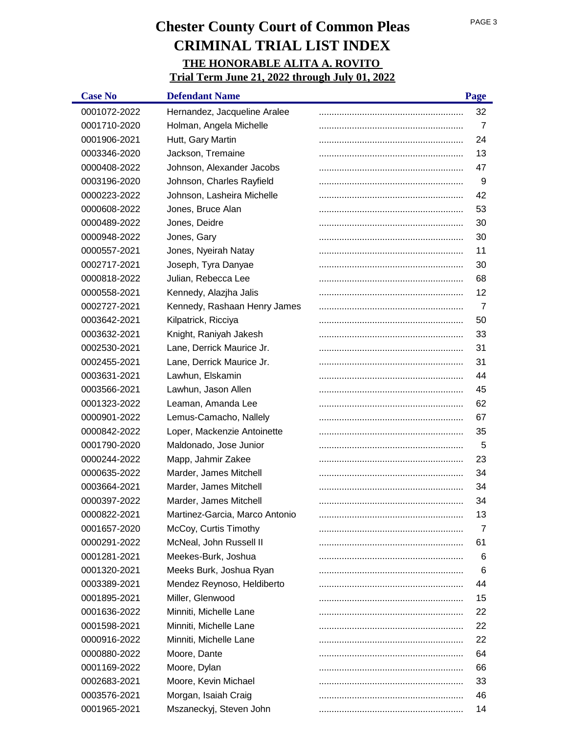# Chester County Court of Common Pleas

# CRIMINAL TRIAL LIST INDEX

## THE HONORABLE ALITA A. ROVITO

## Trial Term June 21, 2022 through July 01, 2022

| Case No | Defendant Name | Page |
|---|---|---|
| 0001072-2022 | Hernandez, Jacqueline Aralee | 32 |
| 0001710-2020 | Holman, Angela Michelle | 7 |
| 0001906-2021 | Hutt, Gary Martin | 24 |
| 0003346-2020 | Jackson, Tremaine | 13 |
| 0000408-2022 | Johnson, Alexander Jacobs | 47 |
| 0003196-2020 | Johnson, Charles Rayfield | 9 |
| 0000223-2022 | Johnson, Lasheira Michelle | 42 |
| 0000608-2022 | Jones, Bruce Alan | 53 |
| 0000489-2022 | Jones, Deidre | 30 |
| 0000948-2022 | Jones, Gary | 30 |
| 0000557-2021 | Jones, Nyeirah Natay | 11 |
| 0002717-2021 | Joseph, Tyra Danyae | 30 |
| 0000818-2022 | Julian, Rebecca Lee | 68 |
| 0000558-2021 | Kennedy, Alazjha Jalis | 12 |
| 0002727-2021 | Kennedy, Rashaan Henry James | 7 |
| 0003642-2021 | Kilpatrick, Ricciya | 50 |
| 0003632-2021 | Knight, Raniyah Jakesh | 33 |
| 0002530-2021 | Lane, Derrick Maurice Jr. | 31 |
| 0002455-2021 | Lane, Derrick Maurice Jr. | 31 |
| 0003631-2021 | Lawhun, Elskamin | 44 |
| 0003566-2021 | Lawhun, Jason Allen | 45 |
| 0001323-2022 | Leaman, Amanda Lee | 62 |
| 0000901-2022 | Lemus-Camacho, Nallely | 67 |
| 0000842-2022 | Loper, Mackenzie Antoinette | 35 |
| 0001790-2020 | Maldonado, Jose Junior | 5 |
| 0000244-2022 | Mapp, Jahmir Zakee | 23 |
| 0000635-2022 | Marder, James Mitchell | 34 |
| 0003664-2021 | Marder, James Mitchell | 34 |
| 0000397-2022 | Marder, James Mitchell | 34 |
| 0000822-2021 | Martinez-Garcia, Marco Antonio | 13 |
| 0001657-2020 | McCoy, Curtis Timothy | 7 |
| 0000291-2022 | McNeal, John Russell II | 61 |
| 0001281-2021 | Meekes-Burk, Joshua | 6 |
| 0001320-2021 | Meeks Burk, Joshua Ryan | 6 |
| 0003389-2021 | Mendez Reynoso, Heldiberto | 44 |
| 0001895-2021 | Miller, Glenwood | 15 |
| 0001636-2022 | Minniti, Michelle Lane | 22 |
| 0001598-2021 | Minniti, Michelle Lane | 22 |
| 0000916-2022 | Minniti, Michelle Lane | 22 |
| 0000880-2022 | Moore, Dante | 64 |
| 0001169-2022 | Moore, Dylan | 66 |
| 0002683-2021 | Moore, Kevin Michael | 33 |
| 0003576-2021 | Morgan, Isaiah Craig | 46 |
| 0001965-2021 | Mszaneckyj, Steven John | 14 |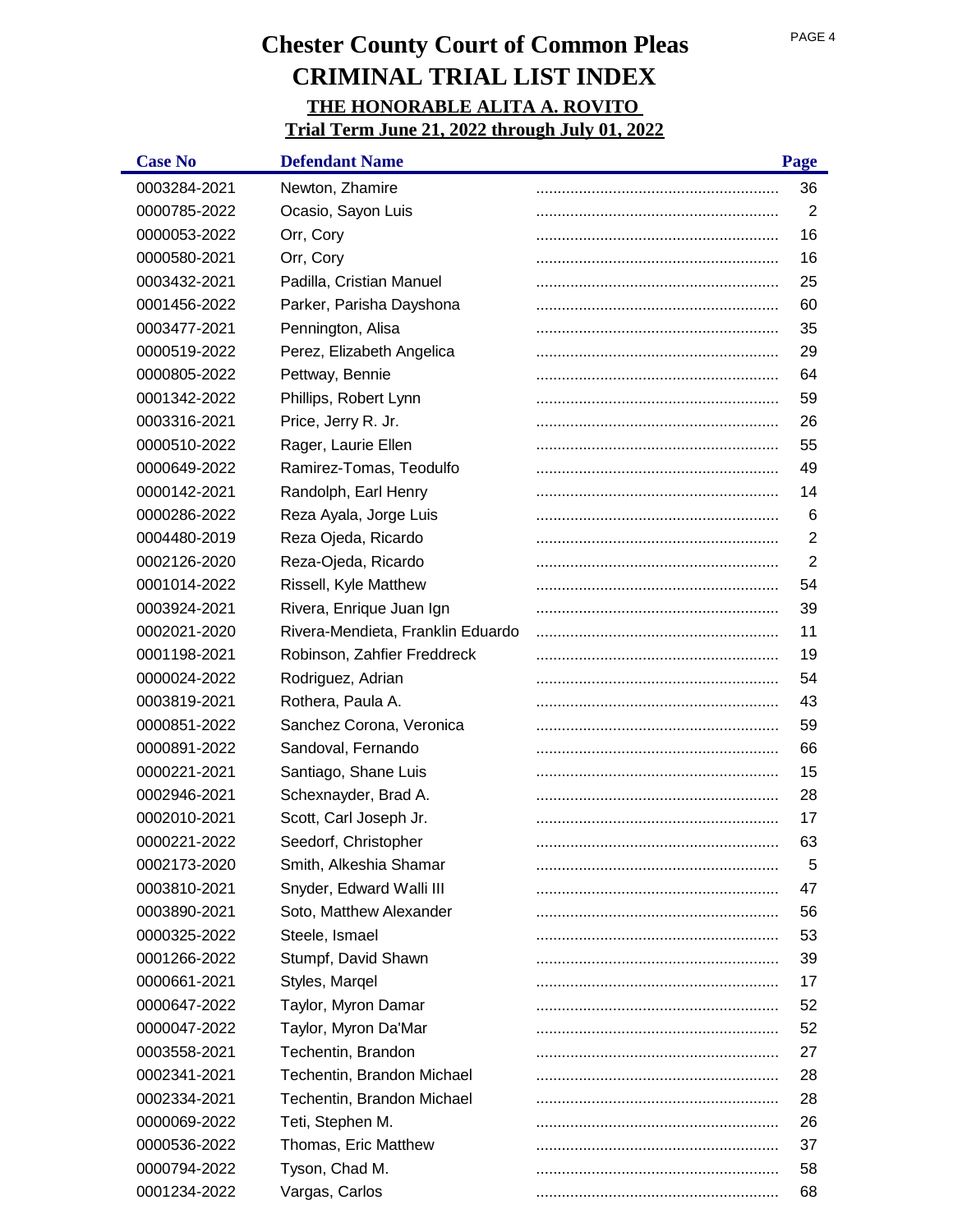# Chester County Court of Common Pleas
# CRIMINAL TRIAL LIST INDEX
## THE HONORABLE ALITA A. ROVITO
## Trial Term June 21, 2022 through July 01, 2022

| Case No | Defendant Name | Page |
|---|---|---|
| 0003284-2021 | Newton, Zhamire | 36 |
| 0000785-2022 | Ocasio, Sayon Luis | 2 |
| 0000053-2022 | Orr, Cory | 16 |
| 0000580-2021 | Orr, Cory | 16 |
| 0003432-2021 | Padilla, Cristian Manuel | 25 |
| 0001456-2022 | Parker, Parisha Dayshona | 60 |
| 0003477-2021 | Pennington, Alisa | 35 |
| 0000519-2022 | Perez, Elizabeth Angelica | 29 |
| 0000805-2022 | Pettway, Bennie | 64 |
| 0001342-2022 | Phillips, Robert Lynn | 59 |
| 0003316-2021 | Price, Jerry R. Jr. | 26 |
| 0000510-2022 | Rager, Laurie Ellen | 55 |
| 0000649-2022 | Ramirez-Tomas, Teodulfo | 49 |
| 0000142-2021 | Randolph, Earl Henry | 14 |
| 0000286-2022 | Reza Ayala, Jorge Luis | 6 |
| 0004480-2019 | Reza Ojeda, Ricardo | 2 |
| 0002126-2020 | Reza-Ojeda, Ricardo | 2 |
| 0001014-2022 | Rissell, Kyle Matthew | 54 |
| 0003924-2021 | Rivera, Enrique Juan Ign | 39 |
| 0002021-2020 | Rivera-Mendieta, Franklin Eduardo | 11 |
| 0001198-2021 | Robinson, Zahfier Freddreck | 19 |
| 0000024-2022 | Rodriguez, Adrian | 54 |
| 0003819-2021 | Rothera, Paula A. | 43 |
| 0000851-2022 | Sanchez Corona, Veronica | 59 |
| 0000891-2022 | Sandoval, Fernando | 66 |
| 0000221-2021 | Santiago, Shane Luis | 15 |
| 0002946-2021 | Schexnayder, Brad A. | 28 |
| 0002010-2021 | Scott, Carl Joseph Jr. | 17 |
| 0000221-2022 | Seedorf, Christopher | 63 |
| 0002173-2020 | Smith, Alkeshia Shamar | 5 |
| 0003810-2021 | Snyder, Edward Walli III | 47 |
| 0003890-2021 | Soto, Matthew Alexander | 56 |
| 0000325-2022 | Steele, Ismael | 53 |
| 0001266-2022 | Stumpf, David Shawn | 39 |
| 0000661-2021 | Styles, Marqel | 17 |
| 0000647-2022 | Taylor, Myron Damar | 52 |
| 0000047-2022 | Taylor, Myron Da'Mar | 52 |
| 0003558-2021 | Techentin, Brandon | 27 |
| 0002341-2021 | Techentin, Brandon Michael | 28 |
| 0002334-2021 | Techentin, Brandon Michael | 28 |
| 0000069-2022 | Teti, Stephen M. | 26 |
| 0000536-2022 | Thomas, Eric Matthew | 37 |
| 0000794-2022 | Tyson, Chad M. | 58 |
| 0001234-2022 | Vargas, Carlos | 68 |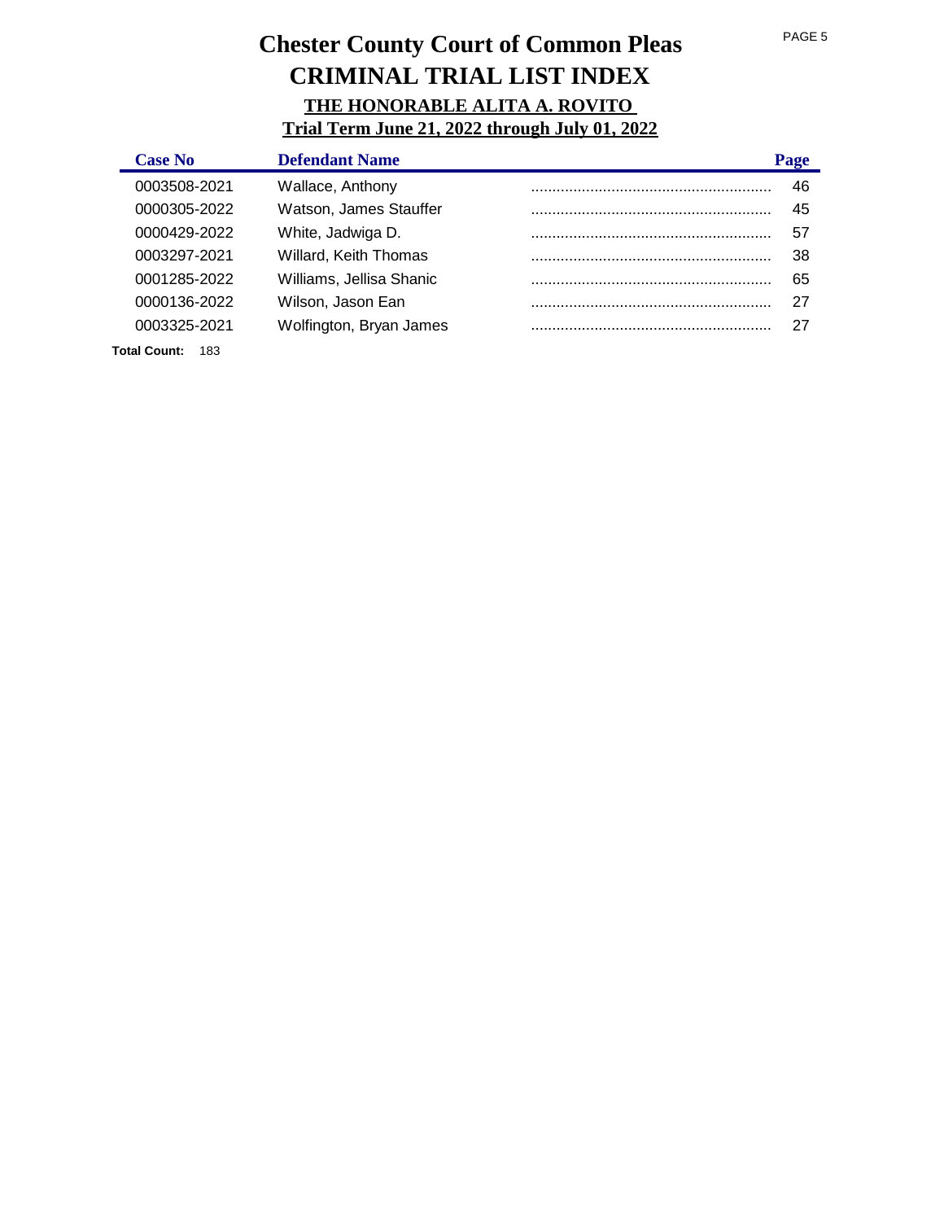# Chester County Court of Common Pleas

# CRIMINAL TRIAL LIST INDEX

## THE HONORABLE ALITA A. ROVITO

## Trial Term June 21, 2022 through July 01, 2022

| Case No | Defendant Name | Page |
|---|---|---|
| 0003508-2021 | Wallace, Anthony | 46 |
| 0000305-2022 | Watson, James Stauffer | 45 |
| 0000429-2022 | White, Jadwiga D. | 57 |
| 0003297-2021 | Willard, Keith Thomas | 38 |
| 0001285-2022 | Williams, Jellisa Shanic | 65 |
| 0000136-2022 | Wilson, Jason Ean | 27 |
| 0003325-2021 | Wolfington, Bryan James | 27 |

**Total Count:** 183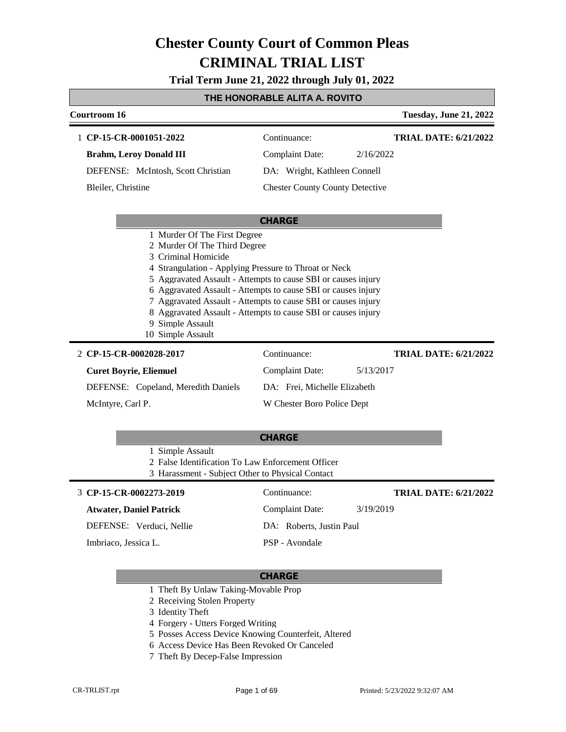# Chester County Court of Common Pleas
# CRIMINAL TRIAL LIST

**Trial Term June 21, 2022 through July 01, 2022**

**THE HONORABLE ALITA A. ROVITO**

**Courtroom 16** — **Tuesday, June 21, 2022**

---

1 **CP-15-CR-0001051-2022** — Continuance: — **TRIAL DATE: 6/21/2022**

**Brahm, Leroy Donald III** — Complaint Date: 2/16/2022

DEFENSE: McIntosh, Scott Christian — DA: Wright, Kathleen Connell

Bleiler, Christine — Chester County County Detective

**CHARGE**

1 Murder Of The First Degree
2 Murder Of The Third Degree
3 Criminal Homicide
4 Strangulation - Applying Pressure to Throat or Neck
5 Aggravated Assault - Attempts to cause SBI or causes injury
6 Aggravated Assault - Attempts to cause SBI or causes injury
7 Aggravated Assault - Attempts to cause SBI or causes injury
8 Aggravated Assault - Attempts to cause SBI or causes injury
9 Simple Assault
10 Simple Assault

---

2 **CP-15-CR-0002028-2017** — Continuance: — **TRIAL DATE: 6/21/2022**

**Curet Boyrie, Eliemuel** — Complaint Date: 5/13/2017

DEFENSE: Copeland, Meredith Daniels — DA: Frei, Michelle Elizabeth

McIntyre, Carl P. — W Chester Boro Police Dept

**CHARGE**

1 Simple Assault
2 False Identification To Law Enforcement Officer
3 Harassment - Subject Other to Physical Contact

---

3 **CP-15-CR-0002273-2019** — Continuance: — **TRIAL DATE: 6/21/2022**

**Atwater, Daniel Patrick** — Complaint Date: 3/19/2019

DEFENSE: Verduci, Nellie — DA: Roberts, Justin Paul

Imbriaco, Jessica L. — PSP - Avondale

**CHARGE**

1 Theft By Unlaw Taking-Movable Prop
2 Receiving Stolen Property
3 Identity Theft
4 Forgery - Utters Forged Writing
5 Posses Access Device Knowing Counterfeit, Altered
6 Access Device Has Been Revoked Or Canceled
7 Theft By Decep-False Impression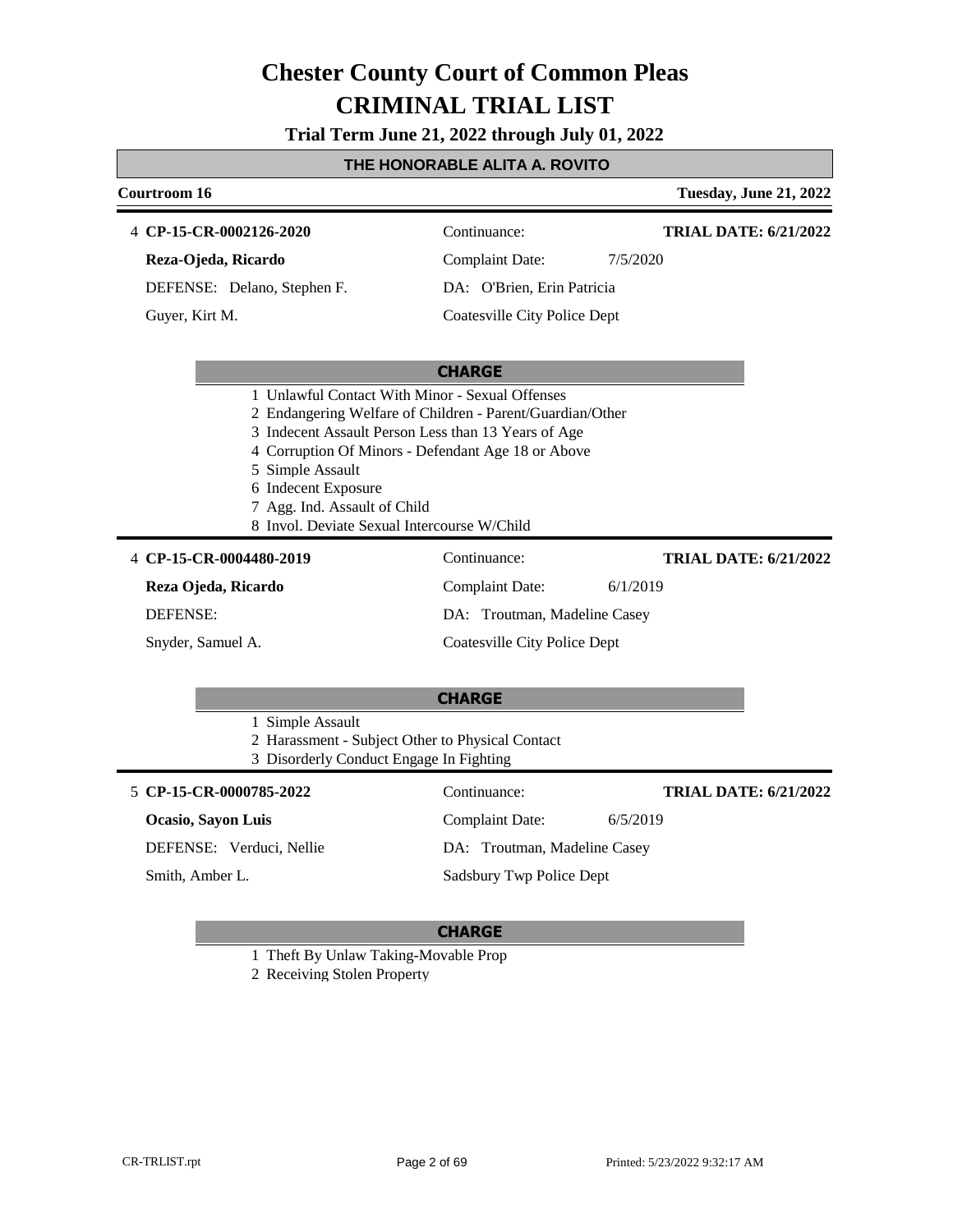# Chester County Court of Common Pleas
# CRIMINAL TRIAL LIST

**Trial Term June 21, 2022 through July 01, 2022**

## THE HONORABLE ALITA A. ROVITO

**Courtroom 16** — **Tuesday, June 21, 2022**

---

4 **CP-15-CR-0002126-2020** | Continuance: | **TRIAL DATE: 6/21/2022**

**Reza-Ojeda, Ricardo** | Complaint Date: 7/5/2020

DEFENSE: Delano, Stephen F. | DA: O'Brien, Erin Patricia

Guyer, Kirt M. | Coatesville City Police Dept

**CHARGE**

1. Unlawful Contact With Minor - Sexual Offenses
2. Endangering Welfare of Children - Parent/Guardian/Other
3. Indecent Assault Person Less than 13 Years of Age
4. Corruption Of Minors - Defendant Age 18 or Above
5. Simple Assault
6. Indecent Exposure
7. Agg. Ind. Assault of Child
8. Invol. Deviate Sexual Intercourse W/Child

---

4 **CP-15-CR-0004480-2019** | Continuance: | **TRIAL DATE: 6/21/2022**

**Reza Ojeda, Ricardo** | Complaint Date: 6/1/2019

DEFENSE: | DA: Troutman, Madeline Casey

Snyder, Samuel A. | Coatesville City Police Dept

**CHARGE**

1. Simple Assault
2. Harassment - Subject Other to Physical Contact
3. Disorderly Conduct Engage In Fighting

---

5 **CP-15-CR-0000785-2022** | Continuance: | **TRIAL DATE: 6/21/2022**

**Ocasio, Sayon Luis** | Complaint Date: 6/5/2019

DEFENSE: Verduci, Nellie | DA: Troutman, Madeline Casey

Smith, Amber L. | Sadsbury Twp Police Dept

**CHARGE**

1. Theft By Unlaw Taking-Movable Prop
2. Receiving Stolen Property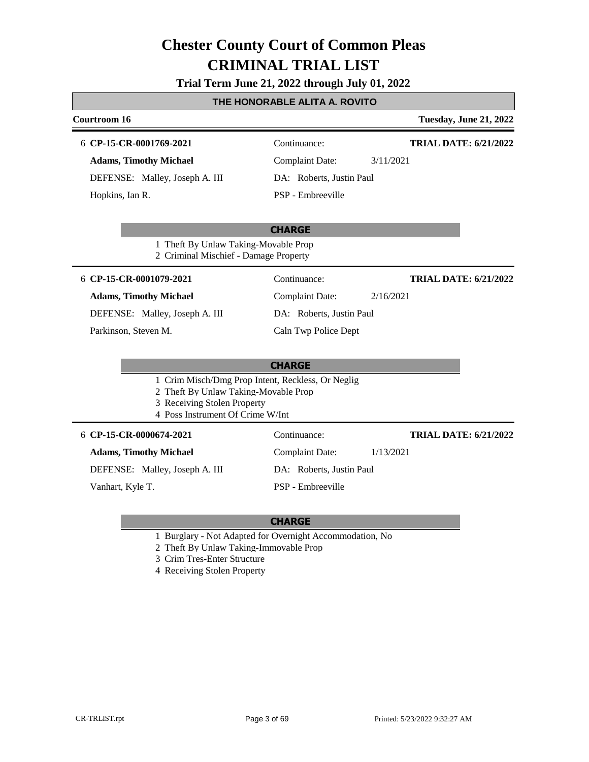# Chester County Court of Common Pleas
# CRIMINAL TRIAL LIST

**Trial Term June 21, 2022 through July 01, 2022**

## THE HONORABLE ALITA A. ROVITO

**Courtroom 16** — **Tuesday, June 21, 2022**

---

6 **CP-15-CR-0001769-2021** | Continuance: | **TRIAL DATE: 6/21/2022**

**Adams, Timothy Michael** | Complaint Date: 3/11/2021

DEFENSE: Malley, Joseph A. III | DA: Roberts, Justin Paul

Hopkins, Ian R. | PSP - Embreeville

**CHARGE**

1 Theft By Unlaw Taking-Movable Prop
2 Criminal Mischief - Damage Property

---

6 **CP-15-CR-0001079-2021** | Continuance: | **TRIAL DATE: 6/21/2022**

**Adams, Timothy Michael** | Complaint Date: 2/16/2021

DEFENSE: Malley, Joseph A. III | DA: Roberts, Justin Paul

Parkinson, Steven M. | Caln Twp Police Dept

**CHARGE**

1 Crim Misch/Dmg Prop Intent, Reckless, Or Neglig
2 Theft By Unlaw Taking-Movable Prop
3 Receiving Stolen Property
4 Poss Instrument Of Crime W/Int

---

6 **CP-15-CR-0000674-2021** | Continuance: | **TRIAL DATE: 6/21/2022**

**Adams, Timothy Michael** | Complaint Date: 1/13/2021

DEFENSE: Malley, Joseph A. III | DA: Roberts, Justin Paul

Vanhart, Kyle T. | PSP - Embreeville

**CHARGE**

1 Burglary - Not Adapted for Overnight Accommodation, No
2 Theft By Unlaw Taking-Immovable Prop
3 Crim Tres-Enter Structure
4 Receiving Stolen Property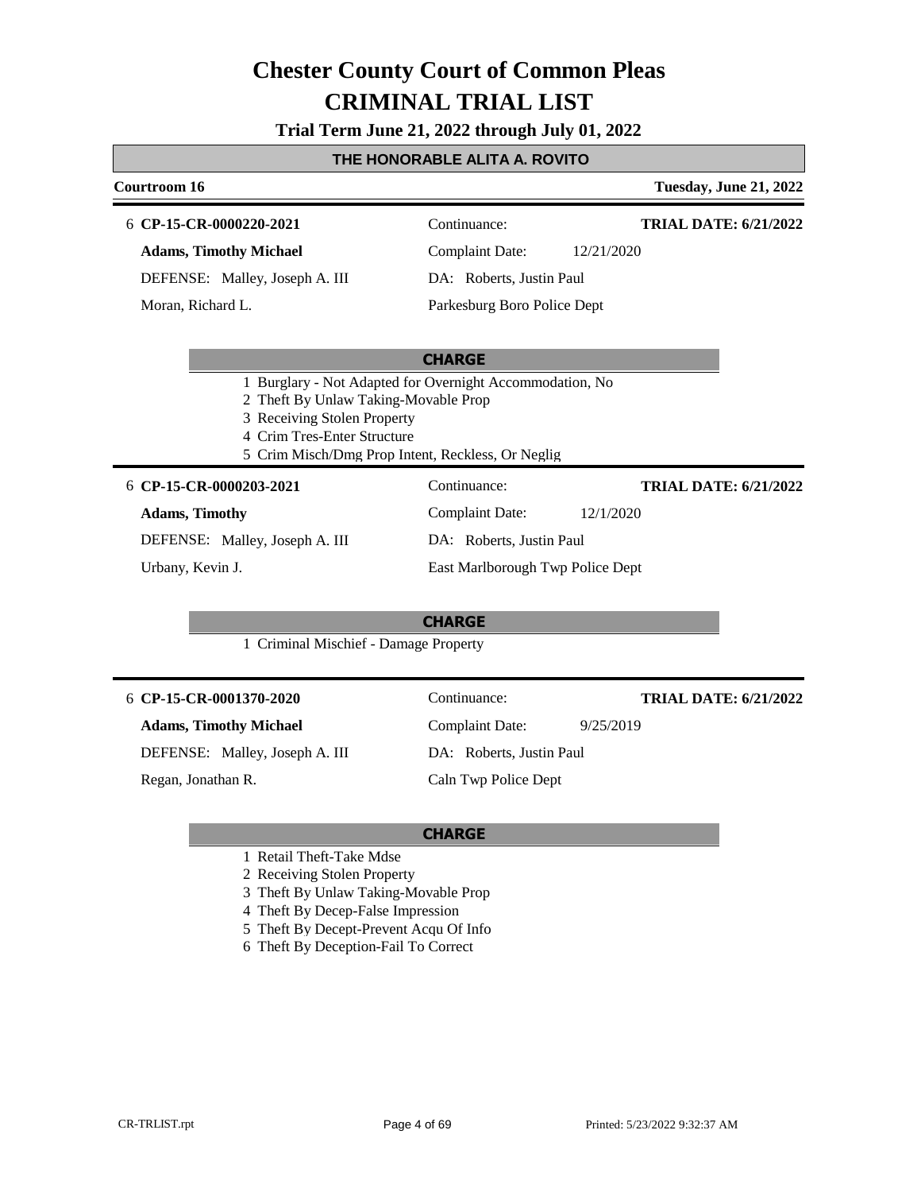# Chester County Court of Common Pleas
# CRIMINAL TRIAL LIST

**Trial Term June 21, 2022 through July 01, 2022**

## THE HONORABLE ALITA A. ROVITO

**Courtroom 16** — **Tuesday, June 21, 2022**

---

6 **CP-15-CR-0000220-2021**

**Adams, Timothy Michael**

DEFENSE: Malley, Joseph A. III

Moran, Richard L.

Continuance:

Complaint Date: 12/21/2020

DA: Roberts, Justin Paul

Parkesburg Boro Police Dept

**TRIAL DATE: 6/21/2022**

**CHARGE**

1. Burglary - Not Adapted for Overnight Accommodation, No
2. Theft By Unlaw Taking-Movable Prop
3. Receiving Stolen Property
4. Crim Tres-Enter Structure
5. Crim Misch/Dmg Prop Intent, Reckless, Or Neglig

---

6 **CP-15-CR-0000203-2021**

**Adams, Timothy**

DEFENSE: Malley, Joseph A. III

Urbany, Kevin J.

Continuance:

Complaint Date: 12/1/2020

DA: Roberts, Justin Paul

East Marlborough Twp Police Dept

**TRIAL DATE: 6/21/2022**

**CHARGE**

1. Criminal Mischief - Damage Property

---

6 **CP-15-CR-0001370-2020**

**Adams, Timothy Michael**

DEFENSE: Malley, Joseph A. III

Regan, Jonathan R.

Continuance:

Complaint Date: 9/25/2019

DA: Roberts, Justin Paul

Caln Twp Police Dept

**TRIAL DATE: 6/21/2022**

**CHARGE**

1. Retail Theft-Take Mdse
2. Receiving Stolen Property
3. Theft By Unlaw Taking-Movable Prop
4. Theft By Decep-False Impression
5. Theft By Decept-Prevent Acqu Of Info
6. Theft By Deception-Fail To Correct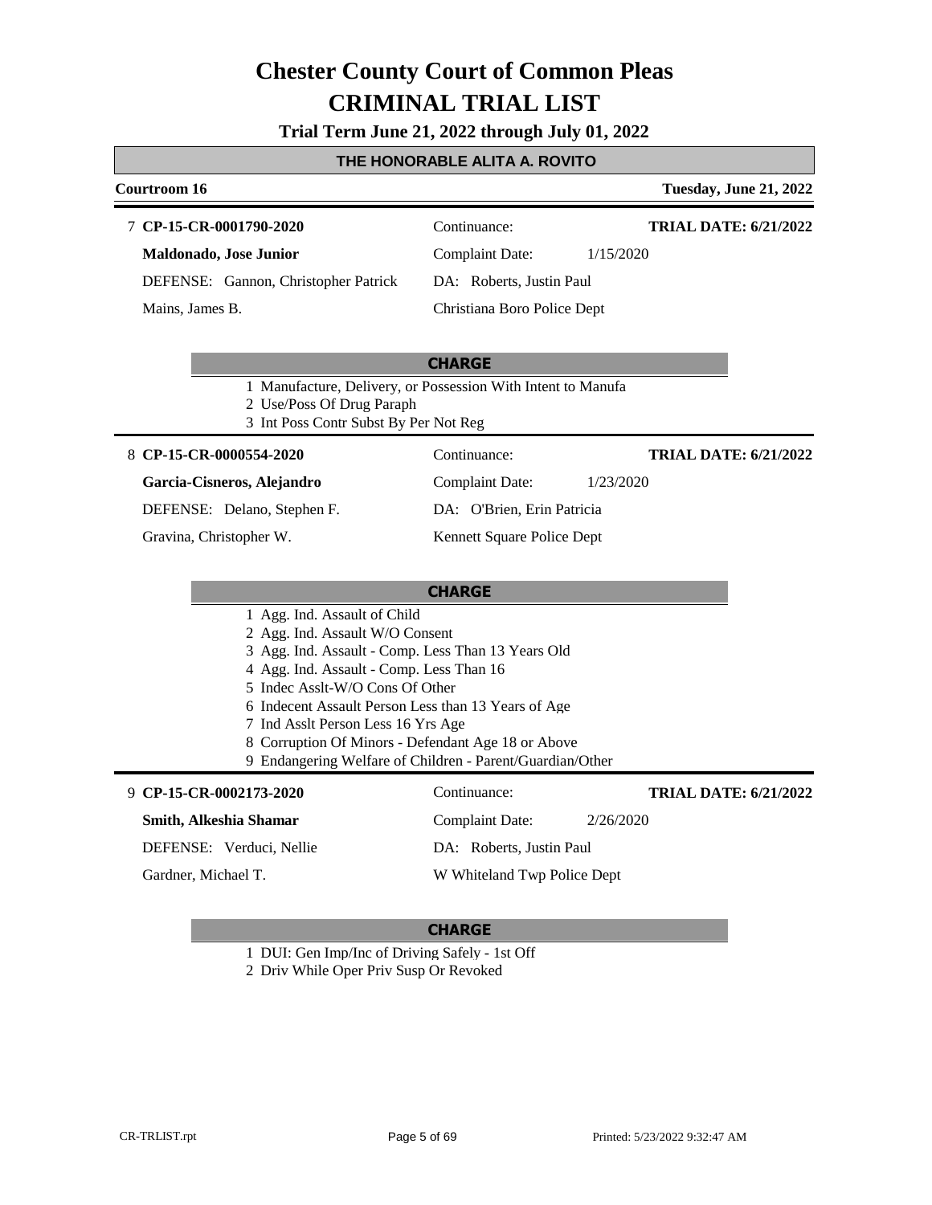# Chester County Court of Common Pleas
# CRIMINAL TRIAL LIST

**Trial Term June 21, 2022 through July 01, 2022**

## THE HONORABLE ALITA A. ROVITO

**Courtroom 16** — **Tuesday, June 21, 2022**

---

7 **CP-15-CR-0001790-2020** | Continuance: | **TRIAL DATE: 6/21/2022**

**Maldonado, Jose Junior** | Complaint Date: 1/15/2020

DEFENSE: Gannon, Christopher Patrick | DA: Roberts, Justin Paul

Mains, James B. | Christiana Boro Police Dept

**CHARGE**

1. Manufacture, Delivery, or Possession With Intent to Manufa
2. Use/Poss Of Drug Paraph
3. Int Poss Contr Subst By Per Not Reg

---

8 **CP-15-CR-0000554-2020** | Continuance: | **TRIAL DATE: 6/21/2022**

**Garcia-Cisneros, Alejandro** | Complaint Date: 1/23/2020

DEFENSE: Delano, Stephen F. | DA: O'Brien, Erin Patricia

Gravina, Christopher W. | Kennett Square Police Dept

**CHARGE**

1. Agg. Ind. Assault of Child
2. Agg. Ind. Assault W/O Consent
3. Agg. Ind. Assault - Comp. Less Than 13 Years Old
4. Agg. Ind. Assault - Comp. Less Than 16
5. Indec Asslt-W/O Cons Of Other
6. Indecent Assault Person Less than 13 Years of Age
7. Ind Asslt Person Less 16 Yrs Age
8. Corruption Of Minors - Defendant Age 18 or Above
9. Endangering Welfare of Children - Parent/Guardian/Other

---

9 **CP-15-CR-0002173-2020** | Continuance: | **TRIAL DATE: 6/21/2022**

**Smith, Alkeshia Shamar** | Complaint Date: 2/26/2020

DEFENSE: Verduci, Nellie | DA: Roberts, Justin Paul

Gardner, Michael T. | W Whiteland Twp Police Dept

**CHARGE**

1. DUI: Gen Imp/Inc of Driving Safely - 1st Off
2. Driv While Oper Priv Susp Or Revoked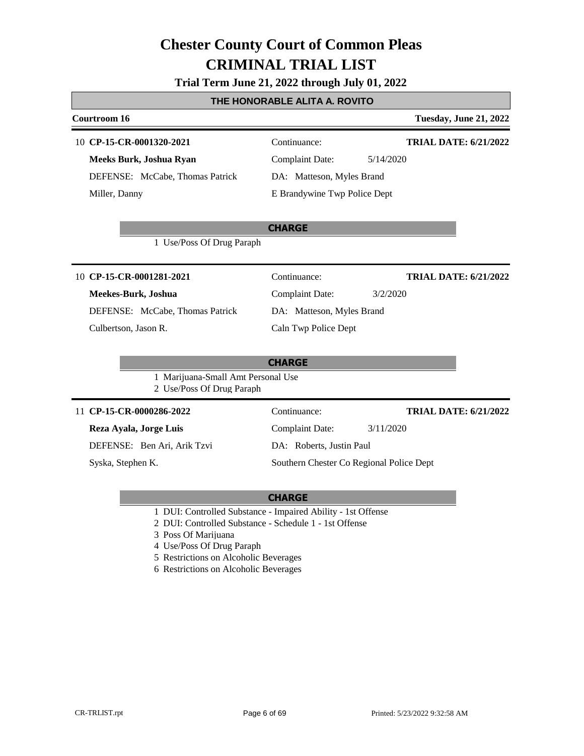# Chester County Court of Common Pleas
# CRIMINAL TRIAL LIST

**Trial Term June 21, 2022 through July 01, 2022**

**THE HONORABLE ALITA A. ROVITO**

**Courtroom 16** — **Tuesday, June 21, 2022**

---

10 **CP-15-CR-0001320-2021** — Continuance: — **TRIAL DATE: 6/21/2022**

**Meeks Burk, Joshua Ryan** — Complaint Date: 5/14/2020

DEFENSE: McCabe, Thomas Patrick — DA: Matteson, Myles Brand

Miller, Danny — E Brandywine Twp Police Dept

**CHARGE**

1 Use/Poss Of Drug Paraph

---

10 **CP-15-CR-0001281-2021** — Continuance: — **TRIAL DATE: 6/21/2022**

**Meekes-Burk, Joshua** — Complaint Date: 3/2/2020

DEFENSE: McCabe, Thomas Patrick — DA: Matteson, Myles Brand

Culbertson, Jason R. — Caln Twp Police Dept

**CHARGE**

1 Marijuana-Small Amt Personal Use
2 Use/Poss Of Drug Paraph

---

11 **CP-15-CR-0000286-2022** — Continuance: — **TRIAL DATE: 6/21/2022**

**Reza Ayala, Jorge Luis** — Complaint Date: 3/11/2020

DEFENSE: Ben Ari, Arik Tzvi — DA: Roberts, Justin Paul

Syska, Stephen K. — Southern Chester Co Regional Police Dept

**CHARGE**

1 DUI: Controlled Substance - Impaired Ability - 1st Offense
2 DUI: Controlled Substance - Schedule 1 - 1st Offense
3 Poss Of Marijuana
4 Use/Poss Of Drug Paraph
5 Restrictions on Alcoholic Beverages
6 Restrictions on Alcoholic Beverages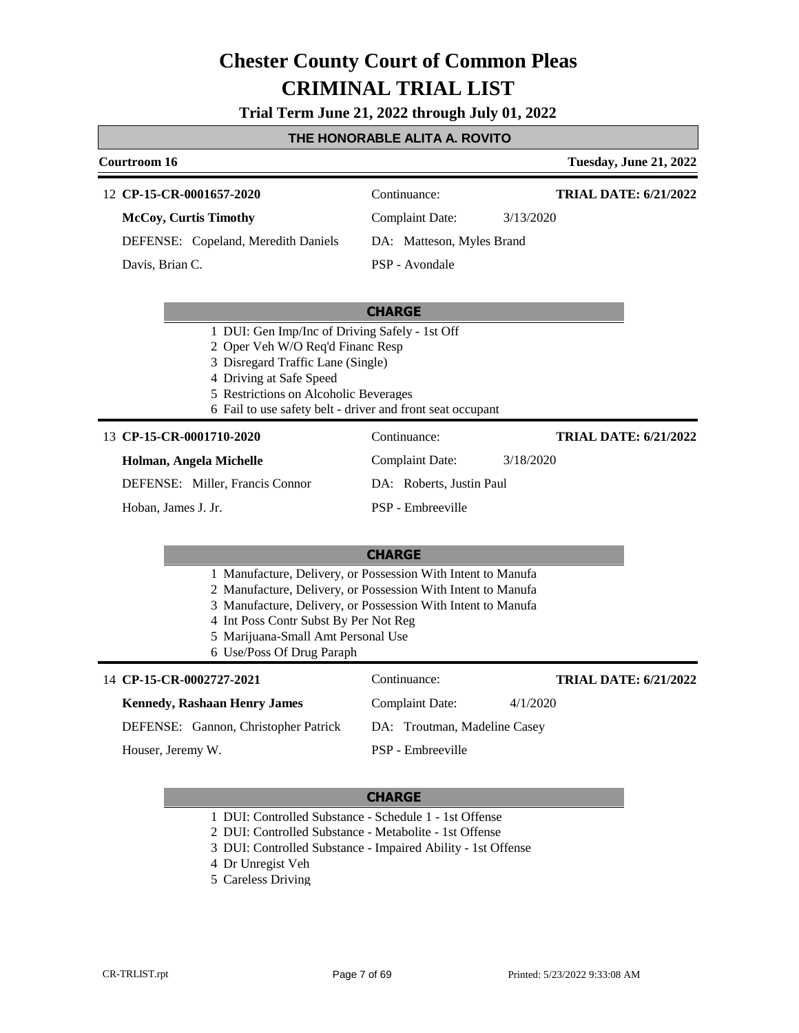# Chester County Court of Common Pleas
# CRIMINAL TRIAL LIST

**Trial Term June 21, 2022 through July 01, 2022**

## THE HONORABLE ALITA A. ROVITO

**Courtroom 16** — **Tuesday, June 21, 2022**

---

12 **CP-15-CR-0001657-2020** — Continuance: — **TRIAL DATE: 6/21/2022**

**McCoy, Curtis Timothy** — Complaint Date: 3/13/2020

DEFENSE: Copeland, Meredith Daniels — DA: Matteson, Myles Brand

Davis, Brian C. — PSP - Avondale

**CHARGE**

1 DUI: Gen Imp/Inc of Driving Safely - 1st Off
2 Oper Veh W/O Req'd Financ Resp
3 Disregard Traffic Lane (Single)
4 Driving at Safe Speed
5 Restrictions on Alcoholic Beverages
6 Fail to use safety belt - driver and front seat occupant

---

13 **CP-15-CR-0001710-2020** — Continuance: — **TRIAL DATE: 6/21/2022**

**Holman, Angela Michelle** — Complaint Date: 3/18/2020

DEFENSE: Miller, Francis Connor — DA: Roberts, Justin Paul

Hoban, James J. Jr. — PSP - Embreeville

**CHARGE**

1 Manufacture, Delivery, or Possession With Intent to Manufa
2 Manufacture, Delivery, or Possession With Intent to Manufa
3 Manufacture, Delivery, or Possession With Intent to Manufa
4 Int Poss Contr Subst By Per Not Reg
5 Marijuana-Small Amt Personal Use
6 Use/Poss Of Drug Paraph

---

14 **CP-15-CR-0002727-2021** — Continuance: — **TRIAL DATE: 6/21/2022**

**Kennedy, Rashaan Henry James** — Complaint Date: 4/1/2020

DEFENSE: Gannon, Christopher Patrick — DA: Troutman, Madeline Casey

Houser, Jeremy W. — PSP - Embreeville

**CHARGE**

1 DUI: Controlled Substance - Schedule 1 - 1st Offense
2 DUI: Controlled Substance - Metabolite - 1st Offense
3 DUI: Controlled Substance - Impaired Ability - 1st Offense
4 Dr Unregist Veh
5 Careless Driving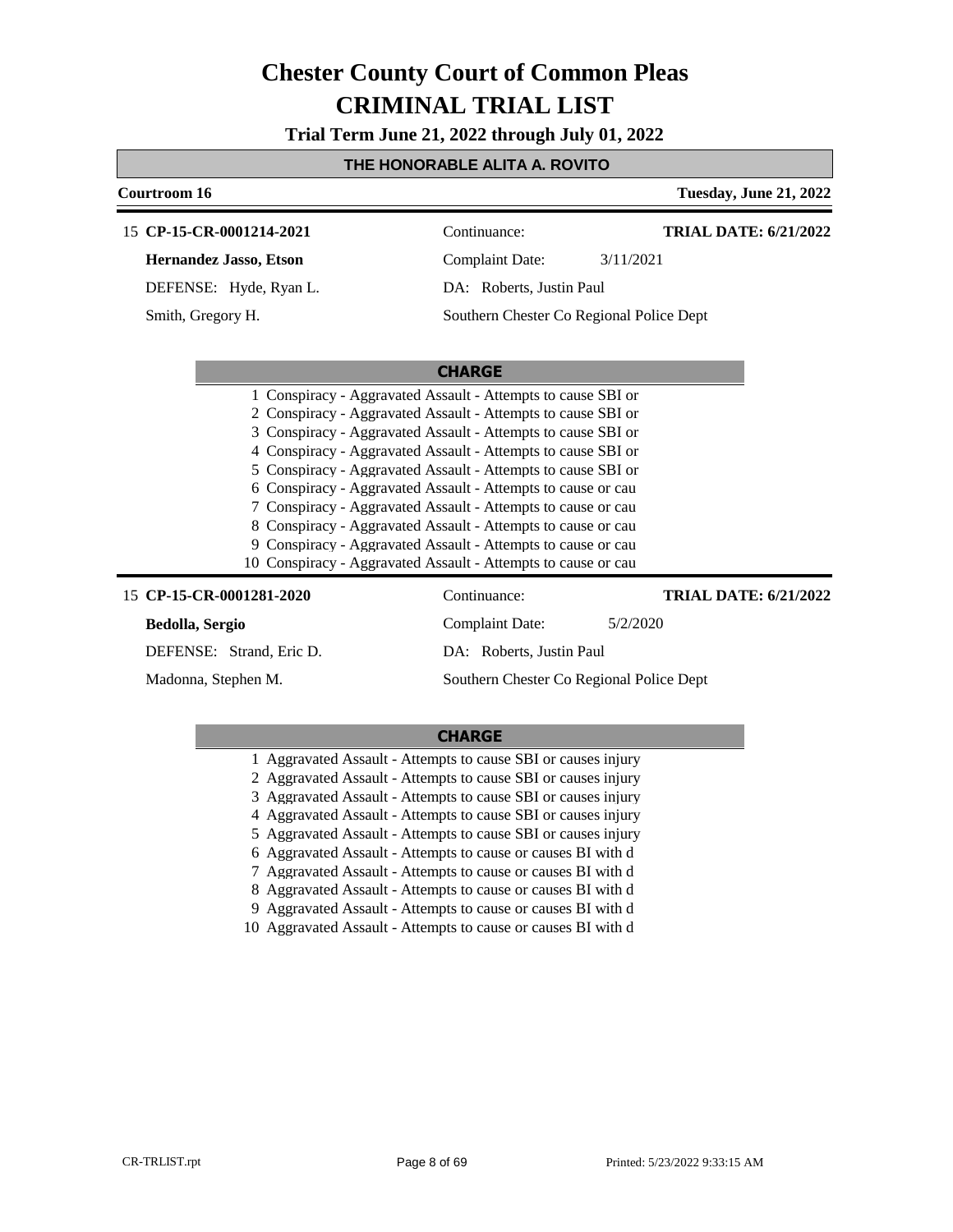# Chester County Court of Common Pleas
# CRIMINAL TRIAL LIST

**Trial Term June 21, 2022 through July 01, 2022**

**THE HONORABLE ALITA A. ROVITO**

**Courtroom 16** | **Tuesday, June 21, 2022**

15 **CP-15-CR-0001214-2021** | Continuance: | **TRIAL DATE: 6/21/2022**

**Hernandez Jasso, Etson** | Complaint Date: 3/11/2021

DEFENSE: Hyde, Ryan L. | DA: Roberts, Justin Paul

Smith, Gregory H. | Southern Chester Co Regional Police Dept

**CHARGE**

1 Conspiracy - Aggravated Assault - Attempts to cause SBI or
2 Conspiracy - Aggravated Assault - Attempts to cause SBI or
3 Conspiracy - Aggravated Assault - Attempts to cause SBI or
4 Conspiracy - Aggravated Assault - Attempts to cause SBI or
5 Conspiracy - Aggravated Assault - Attempts to cause SBI or
6 Conspiracy - Aggravated Assault - Attempts to cause or cau
7 Conspiracy - Aggravated Assault - Attempts to cause or cau
8 Conspiracy - Aggravated Assault - Attempts to cause or cau
9 Conspiracy - Aggravated Assault - Attempts to cause or cau
10 Conspiracy - Aggravated Assault - Attempts to cause or cau

15 **CP-15-CR-0001281-2020** | Continuance: | **TRIAL DATE: 6/21/2022**

**Bedolla, Sergio** | Complaint Date: 5/2/2020

DEFENSE: Strand, Eric D. | DA: Roberts, Justin Paul

Madonna, Stephen M. | Southern Chester Co Regional Police Dept

**CHARGE**

1 Aggravated Assault - Attempts to cause SBI or causes injury
2 Aggravated Assault - Attempts to cause SBI or causes injury
3 Aggravated Assault - Attempts to cause SBI or causes injury
4 Aggravated Assault - Attempts to cause SBI or causes injury
5 Aggravated Assault - Attempts to cause SBI or causes injury
6 Aggravated Assault - Attempts to cause or causes BI with d
7 Aggravated Assault - Attempts to cause or causes BI with d
8 Aggravated Assault - Attempts to cause or causes BI with d
9 Aggravated Assault - Attempts to cause or causes BI with d
10 Aggravated Assault - Attempts to cause or causes BI with d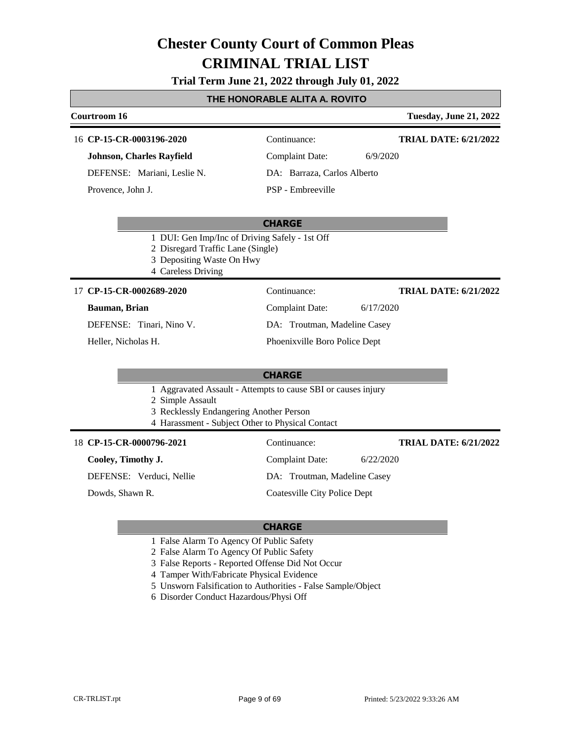# Chester County Court of Common Pleas
# CRIMINAL TRIAL LIST

**Trial Term June 21, 2022 through July 01, 2022**

## THE HONORABLE ALITA A. ROVITO

**Courtroom 16** — **Tuesday, June 21, 2022**

---

16 **CP-15-CR-0003196-2020** — Continuance: — **TRIAL DATE: 6/21/2022**

**Johnson, Charles Rayfield** — Complaint Date: 6/9/2020

DEFENSE: Mariani, Leslie N. — DA: Barraza, Carlos Alberto

Provence, John J. — PSP - Embreeville

**CHARGE**

1 DUI: Gen Imp/Inc of Driving Safely - 1st Off
2 Disregard Traffic Lane (Single)
3 Depositing Waste On Hwy
4 Careless Driving

---

17 **CP-15-CR-0002689-2020** — Continuance: — **TRIAL DATE: 6/21/2022**

**Bauman, Brian** — Complaint Date: 6/17/2020

DEFENSE: Tinari, Nino V. — DA: Troutman, Madeline Casey

Heller, Nicholas H. — Phoenixville Boro Police Dept

**CHARGE**

1 Aggravated Assault - Attempts to cause SBI or causes injury
2 Simple Assault
3 Recklessly Endangering Another Person
4 Harassment - Subject Other to Physical Contact

---

18 **CP-15-CR-0000796-2021** — Continuance: — **TRIAL DATE: 6/21/2022**

**Cooley, Timothy J.** — Complaint Date: 6/22/2020

DEFENSE: Verduci, Nellie — DA: Troutman, Madeline Casey

Dowds, Shawn R. — Coatesville City Police Dept

**CHARGE**

1 False Alarm To Agency Of Public Safety
2 False Alarm To Agency Of Public Safety
3 False Reports - Reported Offense Did Not Occur
4 Tamper With/Fabricate Physical Evidence
5 Unsworn Falsification to Authorities - False Sample/Object
6 Disorder Conduct Hazardous/Physi Off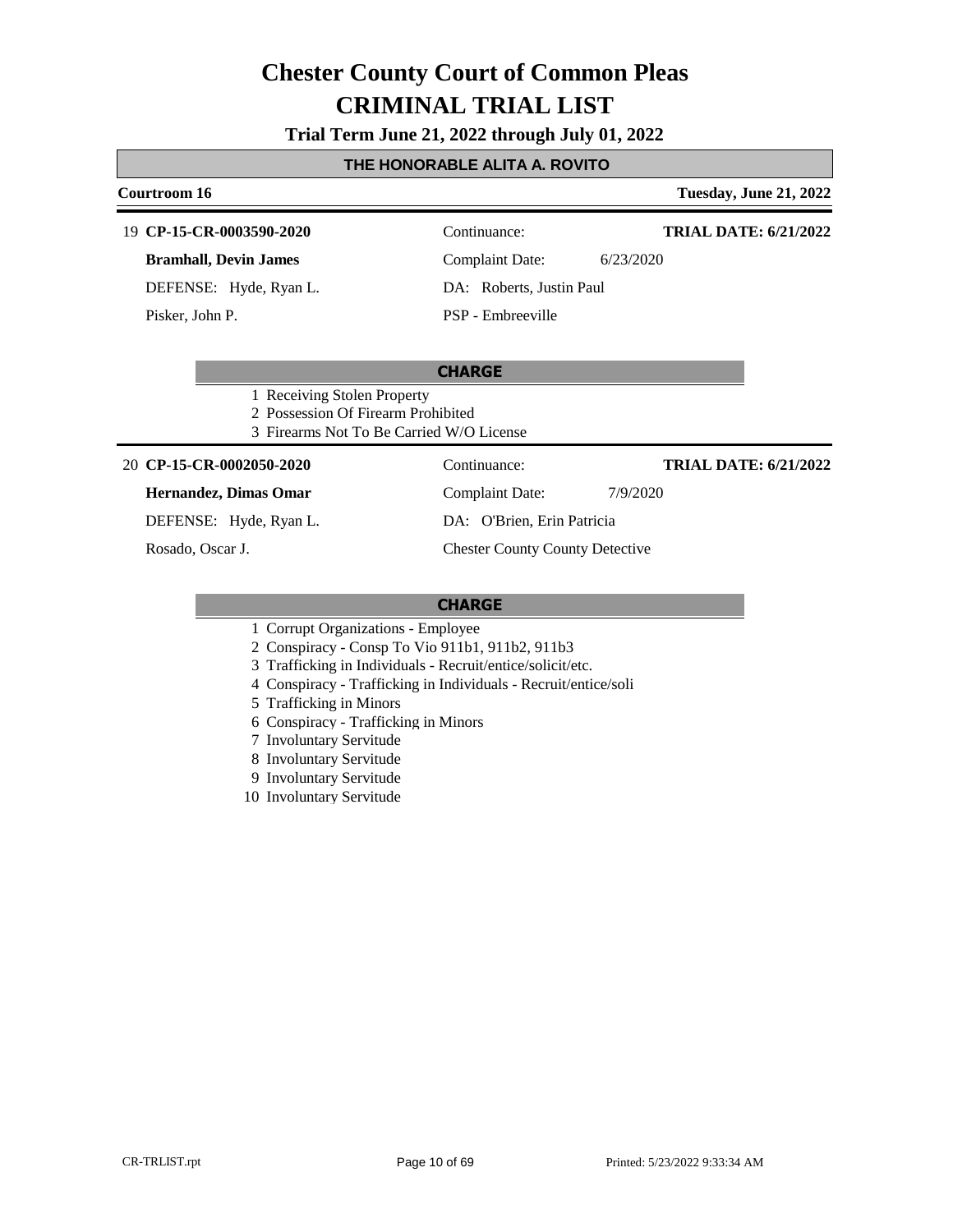# Chester County Court of Common Pleas
# CRIMINAL TRIAL LIST

**Trial Term June 21, 2022 through July 01, 2022**

## THE HONORABLE ALITA A. ROVITO

**Courtroom 16** — **Tuesday, June 21, 2022**

---

19 **CP-15-CR-0003590-2020**
Continuance:
**TRIAL DATE: 6/21/2022**

**Bramhall, Devin James**
Complaint Date: 6/23/2020

DEFENSE: Hyde, Ryan L.
DA: Roberts, Justin Paul

Pisker, John P.
PSP - Embreeville

**CHARGE**

1 Receiving Stolen Property
2 Possession Of Firearm Prohibited
3 Firearms Not To Be Carried W/O License

---

20 **CP-15-CR-0002050-2020**
Continuance:
**TRIAL DATE: 6/21/2022**

**Hernandez, Dimas Omar**
Complaint Date: 7/9/2020

DEFENSE: Hyde, Ryan L.
DA: O'Brien, Erin Patricia

Rosado, Oscar J.
Chester County County Detective

**CHARGE**

1 Corrupt Organizations - Employee
2 Conspiracy - Consp To Vio 911b1, 911b2, 911b3
3 Trafficking in Individuals - Recruit/entice/solicit/etc.
4 Conspiracy - Trafficking in Individuals - Recruit/entice/soli
5 Trafficking in Minors
6 Conspiracy - Trafficking in Minors
7 Involuntary Servitude
8 Involuntary Servitude
9 Involuntary Servitude
10 Involuntary Servitude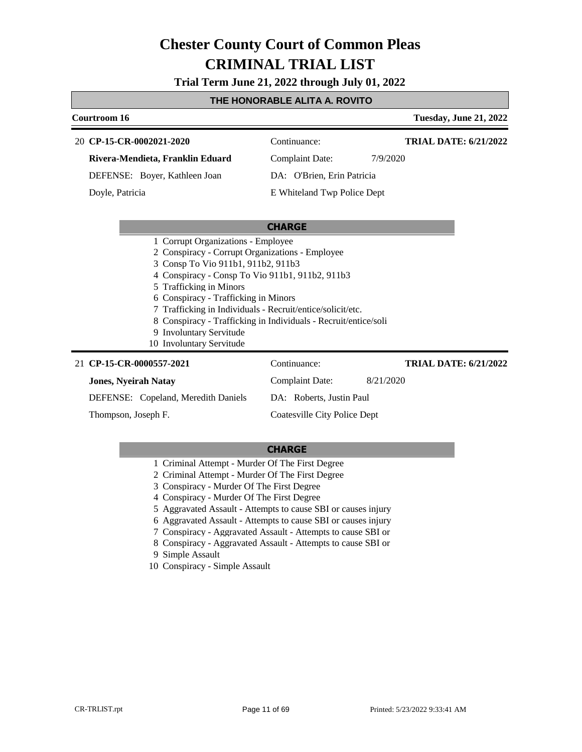# Chester County Court of Common Pleas
# CRIMINAL TRIAL LIST

**Trial Term June 21, 2022 through July 01, 2022**

## THE HONORABLE ALITA A. ROVITO

**Courtroom 16** — **Tuesday, June 21, 2022**

---

20 **CP-15-CR-0002021-2020** — Continuance: — **TRIAL DATE: 6/21/2022**

**Rivera-Mendieta, Franklin Eduard** — Complaint Date: 7/9/2020

DEFENSE: Boyer, Kathleen Joan — DA: O'Brien, Erin Patricia

Doyle, Patricia — E Whiteland Twp Police Dept

**CHARGE**

1 Corrupt Organizations - Employee
2 Conspiracy - Corrupt Organizations - Employee
3 Consp To Vio 911b1, 911b2, 911b3
4 Conspiracy - Consp To Vio 911b1, 911b2, 911b3
5 Trafficking in Minors
6 Conspiracy - Trafficking in Minors
7 Trafficking in Individuals - Recruit/entice/solicit/etc.
8 Conspiracy - Trafficking in Individuals - Recruit/entice/soli
9 Involuntary Servitude
10 Involuntary Servitude

---

21 **CP-15-CR-0000557-2021** — Continuance: — **TRIAL DATE: 6/21/2022**

**Jones, Nyeirah Natay** — Complaint Date: 8/21/2020

DEFENSE: Copeland, Meredith Daniels — DA: Roberts, Justin Paul

Thompson, Joseph F. — Coatesville City Police Dept

**CHARGE**

1 Criminal Attempt - Murder Of The First Degree
2 Criminal Attempt - Murder Of The First Degree
3 Conspiracy - Murder Of The First Degree
4 Conspiracy - Murder Of The First Degree
5 Aggravated Assault - Attempts to cause SBI or causes injury
6 Aggravated Assault - Attempts to cause SBI or causes injury
7 Conspiracy - Aggravated Assault - Attempts to cause SBI or
8 Conspiracy - Aggravated Assault - Attempts to cause SBI or
9 Simple Assault
10 Conspiracy - Simple Assault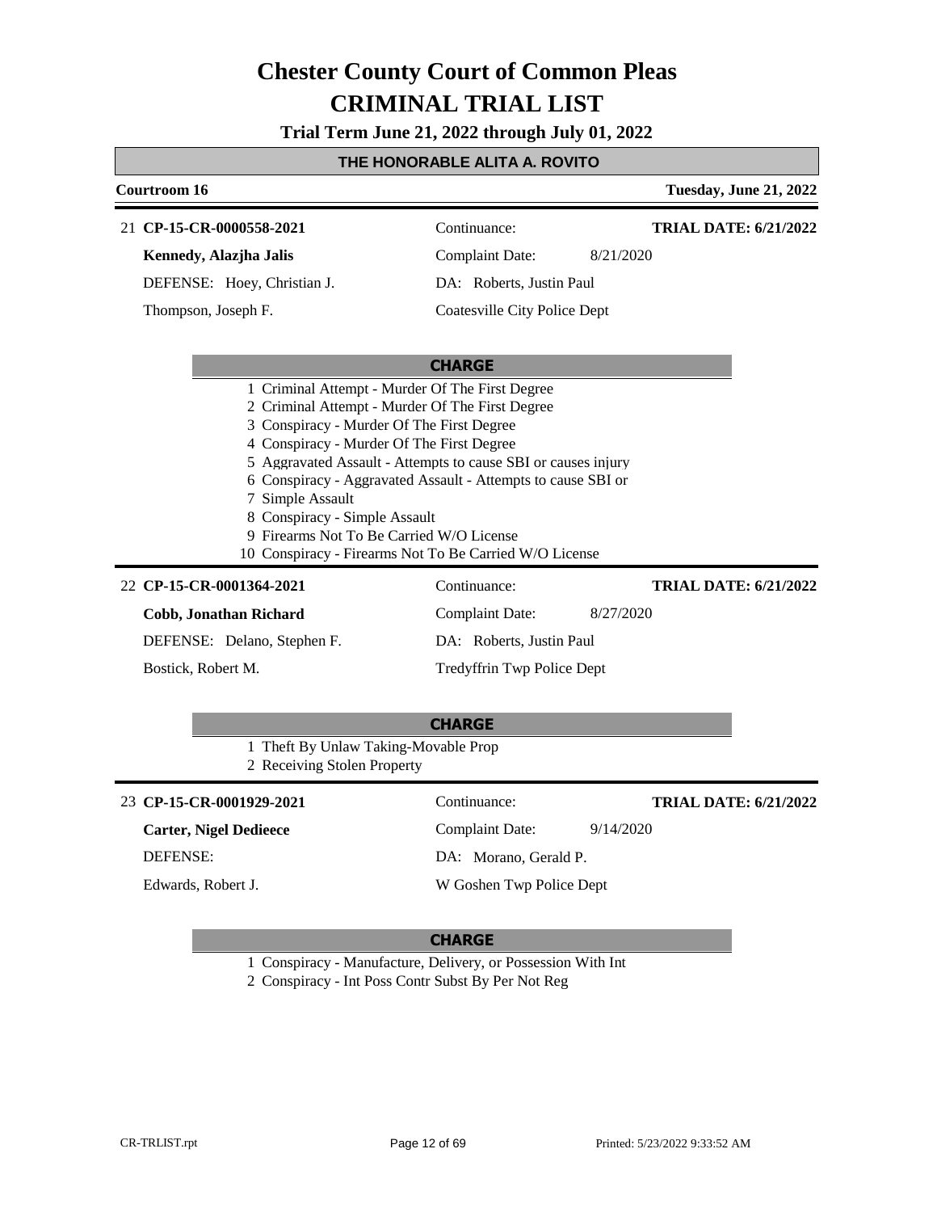# Chester County Court of Common Pleas

# CRIMINAL TRIAL LIST

**Trial Term June 21, 2022 through July 01, 2022**

## THE HONORABLE ALITA A. ROVITO

**Courtroom 16** — **Tuesday, June 21, 2022**

---

21 **CP-15-CR-0000558-2021** | Continuance: | **TRIAL DATE: 6/21/2022**

**Kennedy, Alazjha Jalis** | Complaint Date: 8/21/2020

DEFENSE: Hoey, Christian J. | DA: Roberts, Justin Paul

Thompson, Joseph F. | Coatesville City Police Dept

**CHARGE**

1. Criminal Attempt - Murder Of The First Degree
2. Criminal Attempt - Murder Of The First Degree
3. Conspiracy - Murder Of The First Degree
4. Conspiracy - Murder Of The First Degree
5. Aggravated Assault - Attempts to cause SBI or causes injury
6. Conspiracy - Aggravated Assault - Attempts to cause SBI or
7. Simple Assault
8. Conspiracy - Simple Assault
9. Firearms Not To Be Carried W/O License
10. Conspiracy - Firearms Not To Be Carried W/O License

---

22 **CP-15-CR-0001364-2021** | Continuance: | **TRIAL DATE: 6/21/2022**

**Cobb, Jonathan Richard** | Complaint Date: 8/27/2020

DEFENSE: Delano, Stephen F. | DA: Roberts, Justin Paul

Bostick, Robert M. | Tredyffrin Twp Police Dept

**CHARGE**

1. Theft By Unlaw Taking-Movable Prop
2. Receiving Stolen Property

---

23 **CP-15-CR-0001929-2021** | Continuance: | **TRIAL DATE: 6/21/2022**

**Carter, Nigel Dedieece** | Complaint Date: 9/14/2020

DEFENSE: | DA: Morano, Gerald P.

Edwards, Robert J. | W Goshen Twp Police Dept

**CHARGE**

1. Conspiracy - Manufacture, Delivery, or Possession With Int
2. Conspiracy - Int Poss Contr Subst By Per Not Reg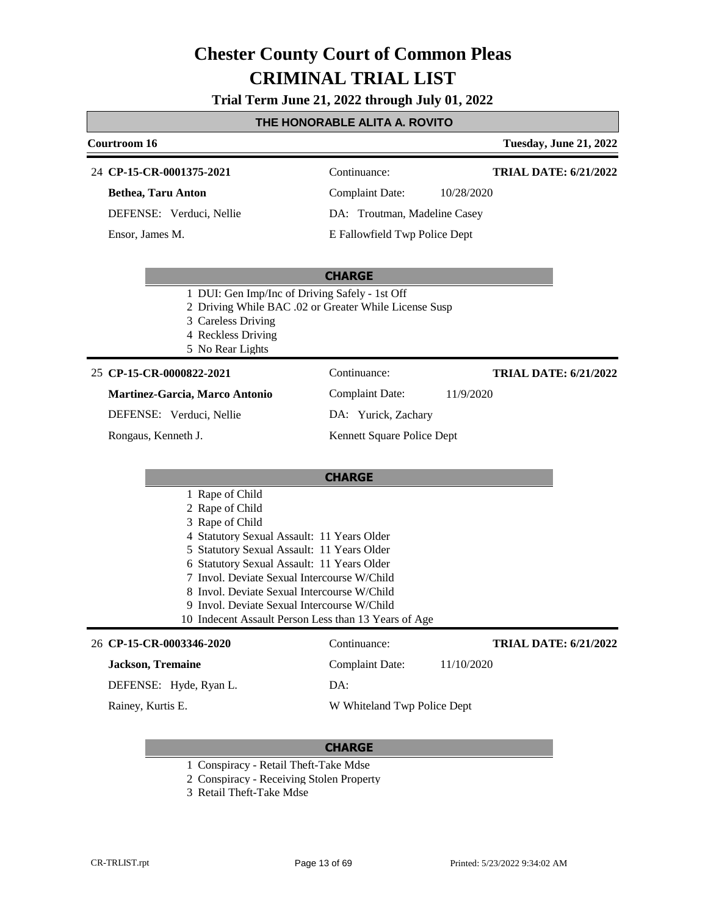# Chester County Court of Common Pleas

# CRIMINAL TRIAL LIST

**Trial Term June 21, 2022 through July 01, 2022**

## THE HONORABLE ALITA A. ROVITO

**Courtroom 16** — **Tuesday, June 21, 2022**

---

24 **CP-15-CR-0001375-2021**

**Bethea, Taru Anton**

DEFENSE: Verduci, Nellie

Ensor, James M.

Continuance:

Complaint Date: 10/28/2020

DA: Troutman, Madeline Casey

E Fallowfield Twp Police Dept

**TRIAL DATE: 6/21/2022**

**CHARGE**

1. DUI: Gen Imp/Inc of Driving Safely - 1st Off
2. Driving While BAC .02 or Greater While License Susp
3. Careless Driving
4. Reckless Driving
5. No Rear Lights

---

25 **CP-15-CR-0000822-2021**

**Martinez-Garcia, Marco Antonio**

DEFENSE: Verduci, Nellie

Rongaus, Kenneth J.

Continuance:

Complaint Date: 11/9/2020

DA: Yurick, Zachary

Kennett Square Police Dept

**TRIAL DATE: 6/21/2022**

**CHARGE**

1. Rape of Child
2. Rape of Child
3. Rape of Child
4. Statutory Sexual Assault: 11 Years Older
5. Statutory Sexual Assault: 11 Years Older
6. Statutory Sexual Assault: 11 Years Older
7. Invol. Deviate Sexual Intercourse W/Child
8. Invol. Deviate Sexual Intercourse W/Child
9. Invol. Deviate Sexual Intercourse W/Child
10. Indecent Assault Person Less than 13 Years of Age

---

26 **CP-15-CR-0003346-2020**

**Jackson, Tremaine**

DEFENSE: Hyde, Ryan L.

Rainey, Kurtis E.

Continuance:

Complaint Date: 11/10/2020

DA:

W Whiteland Twp Police Dept

**TRIAL DATE: 6/21/2022**

**CHARGE**

1. Conspiracy - Retail Theft-Take Mdse
2. Conspiracy - Receiving Stolen Property
3. Retail Theft-Take Mdse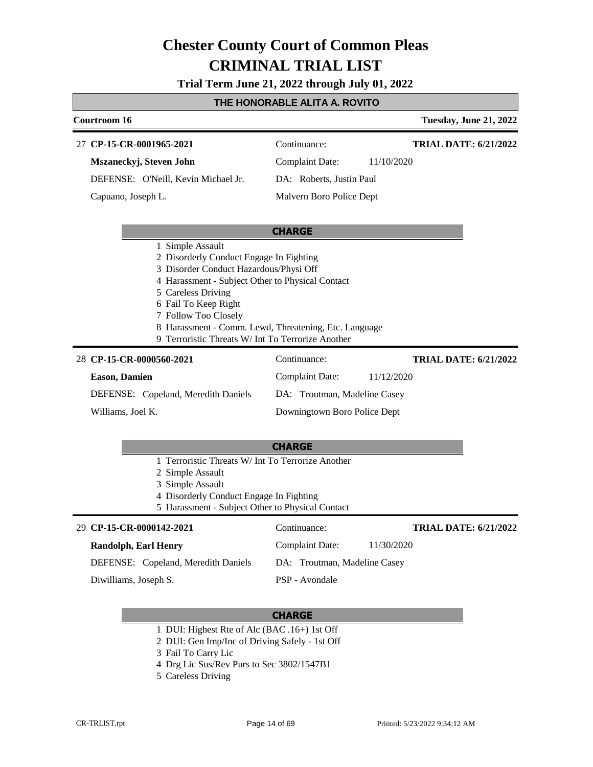# Chester County Court of Common Pleas
# CRIMINAL TRIAL LIST

**Trial Term June 21, 2022 through July 01, 2022**

## THE HONORABLE ALITA A. ROVITO

**Courtroom 16** | **Tuesday, June 21, 2022**

---

27 **CP-15-CR-0001965-2021** | Continuance: | **TRIAL DATE: 6/21/2022**

**Mszaneckyj, Steven John** | Complaint Date: 11/10/2020

DEFENSE: O'Neill, Kevin Michael Jr. | DA: Roberts, Justin Paul

Capuano, Joseph L. | Malvern Boro Police Dept

**CHARGE**

1. Simple Assault
2. Disorderly Conduct Engage In Fighting
3. Disorder Conduct Hazardous/Physi Off
4. Harassment - Subject Other to Physical Contact
5. Careless Driving
6. Fail To Keep Right
7. Follow Too Closely
8. Harassment - Comm. Lewd, Threatening, Etc. Language
9. Terroristic Threats W/ Int To Terrorize Another

---

28 **CP-15-CR-0000560-2021** | Continuance: | **TRIAL DATE: 6/21/2022**

**Eason, Damien** | Complaint Date: 11/12/2020

DEFENSE: Copeland, Meredith Daniels | DA: Troutman, Madeline Casey

Williams, Joel K. | Downingtown Boro Police Dept

**CHARGE**

1. Terroristic Threats W/ Int To Terrorize Another
2. Simple Assault
3. Simple Assault
4. Disorderly Conduct Engage In Fighting
5. Harassment - Subject Other to Physical Contact

---

29 **CP-15-CR-0000142-2021** | Continuance: | **TRIAL DATE: 6/21/2022**

**Randolph, Earl Henry** | Complaint Date: 11/30/2020

DEFENSE: Copeland, Meredith Daniels | DA: Troutman, Madeline Casey

Diwilliams, Joseph S. | PSP - Avondale

**CHARGE**

1. DUI: Highest Rte of Alc (BAC .16+) 1st Off
2. DUI: Gen Imp/Inc of Driving Safely - 1st Off
3. Fail To Carry Lic
4. Drg Lic Sus/Rev Purs to Sec 3802/1547B1
5. Careless Driving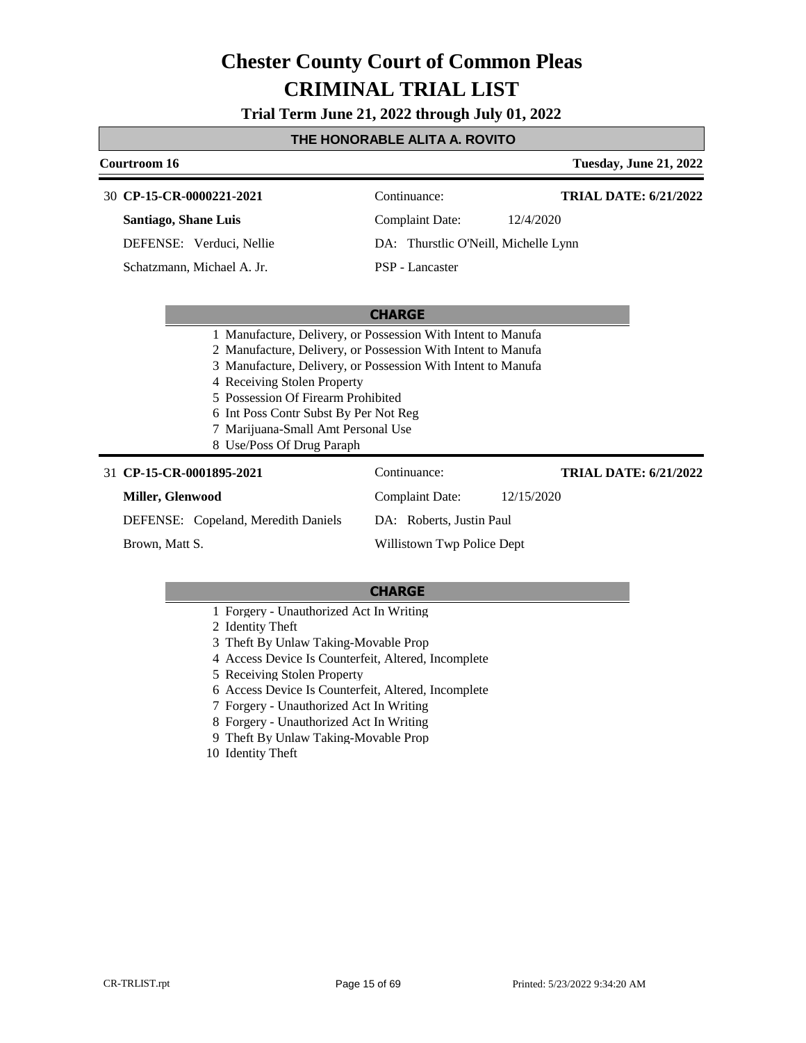# Chester County Court of Common Pleas
# CRIMINAL TRIAL LIST

**Trial Term June 21, 2022 through July 01, 2022**

**THE HONORABLE ALITA A. ROVITO**

**Courtroom 16** — **Tuesday, June 21, 2022**

---

30 **CP-15-CR-0000221-2021**

**Santiago, Shane Luis**

DEFENSE: Verduci, Nellie

Schatzmann, Michael A. Jr.

Continuance:

Complaint Date: 12/4/2020

DA: Thurstlic O'Neill, Michelle Lynn

PSP - Lancaster

**TRIAL DATE: 6/21/2022**

**CHARGE**

1 Manufacture, Delivery, or Possession With Intent to Manufa
2 Manufacture, Delivery, or Possession With Intent to Manufa
3 Manufacture, Delivery, or Possession With Intent to Manufa
4 Receiving Stolen Property
5 Possession Of Firearm Prohibited
6 Int Poss Contr Subst By Per Not Reg
7 Marijuana-Small Amt Personal Use
8 Use/Poss Of Drug Paraph

---

31 **CP-15-CR-0001895-2021**

**Miller, Glenwood**

DEFENSE: Copeland, Meredith Daniels

Brown, Matt S.

Continuance:

Complaint Date: 12/15/2020

DA: Roberts, Justin Paul

Willistown Twp Police Dept

**TRIAL DATE: 6/21/2022**

**CHARGE**

1 Forgery - Unauthorized Act In Writing
2 Identity Theft
3 Theft By Unlaw Taking-Movable Prop
4 Access Device Is Counterfeit, Altered, Incomplete
5 Receiving Stolen Property
6 Access Device Is Counterfeit, Altered, Incomplete
7 Forgery - Unauthorized Act In Writing
8 Forgery - Unauthorized Act In Writing
9 Theft By Unlaw Taking-Movable Prop
10 Identity Theft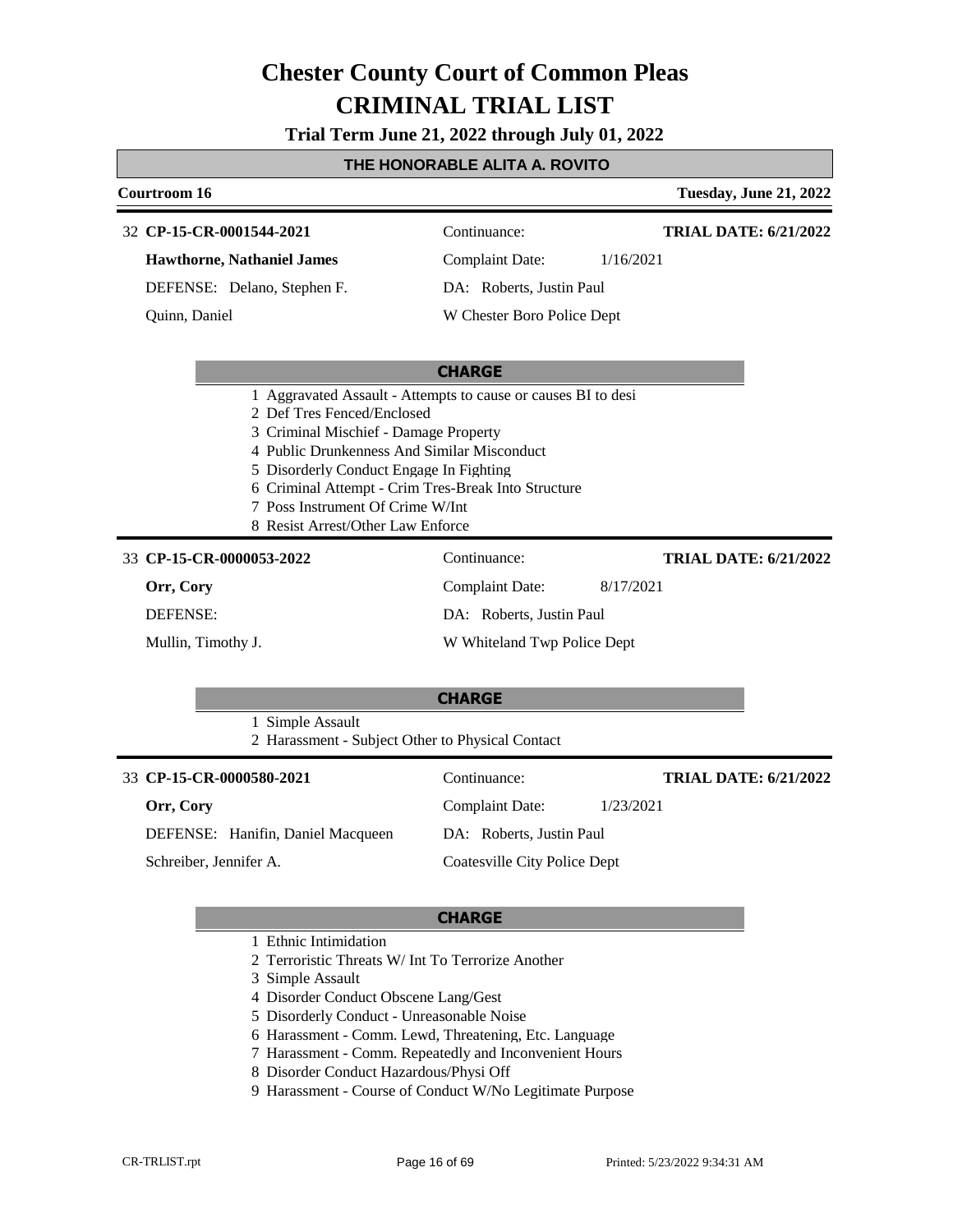# Chester County Court of Common Pleas
# CRIMINAL TRIAL LIST

**Trial Term June 21, 2022 through July 01, 2022**

**THE HONORABLE ALITA A. ROVITO**

**Courtroom 16** — **Tuesday, June 21, 2022**

---

32 **CP-15-CR-0001544-2021** | Continuance: | **TRIAL DATE: 6/21/2022**

**Hawthorne, Nathaniel James** | Complaint Date: 1/16/2021

DEFENSE: Delano, Stephen F. | DA: Roberts, Justin Paul

Quinn, Daniel | W Chester Boro Police Dept

**CHARGE**

1 Aggravated Assault - Attempts to cause or causes BI to desi
2 Def Tres Fenced/Enclosed
3 Criminal Mischief - Damage Property
4 Public Drunkenness And Similar Misconduct
5 Disorderly Conduct Engage In Fighting
6 Criminal Attempt - Crim Tres-Break Into Structure
7 Poss Instrument Of Crime W/Int
8 Resist Arrest/Other Law Enforce

---

33 **CP-15-CR-0000053-2022** | Continuance: | **TRIAL DATE: 6/21/2022**

**Orr, Cory** | Complaint Date: 8/17/2021

DEFENSE: | DA: Roberts, Justin Paul

Mullin, Timothy J. | W Whiteland Twp Police Dept

**CHARGE**

1 Simple Assault
2 Harassment - Subject Other to Physical Contact

---

33 **CP-15-CR-0000580-2021** | Continuance: | **TRIAL DATE: 6/21/2022**

**Orr, Cory** | Complaint Date: 1/23/2021

DEFENSE: Hanifin, Daniel Macqueen | DA: Roberts, Justin Paul

Schreiber, Jennifer A. | Coatesville City Police Dept

**CHARGE**

1 Ethnic Intimidation
2 Terroristic Threats W/ Int To Terrorize Another
3 Simple Assault
4 Disorder Conduct Obscene Lang/Gest
5 Disorderly Conduct - Unreasonable Noise
6 Harassment - Comm. Lewd, Threatening, Etc. Language
7 Harassment - Comm. Repeatedly and Inconvenient Hours
8 Disorder Conduct Hazardous/Physi Off
9 Harassment - Course of Conduct W/No Legitimate Purpose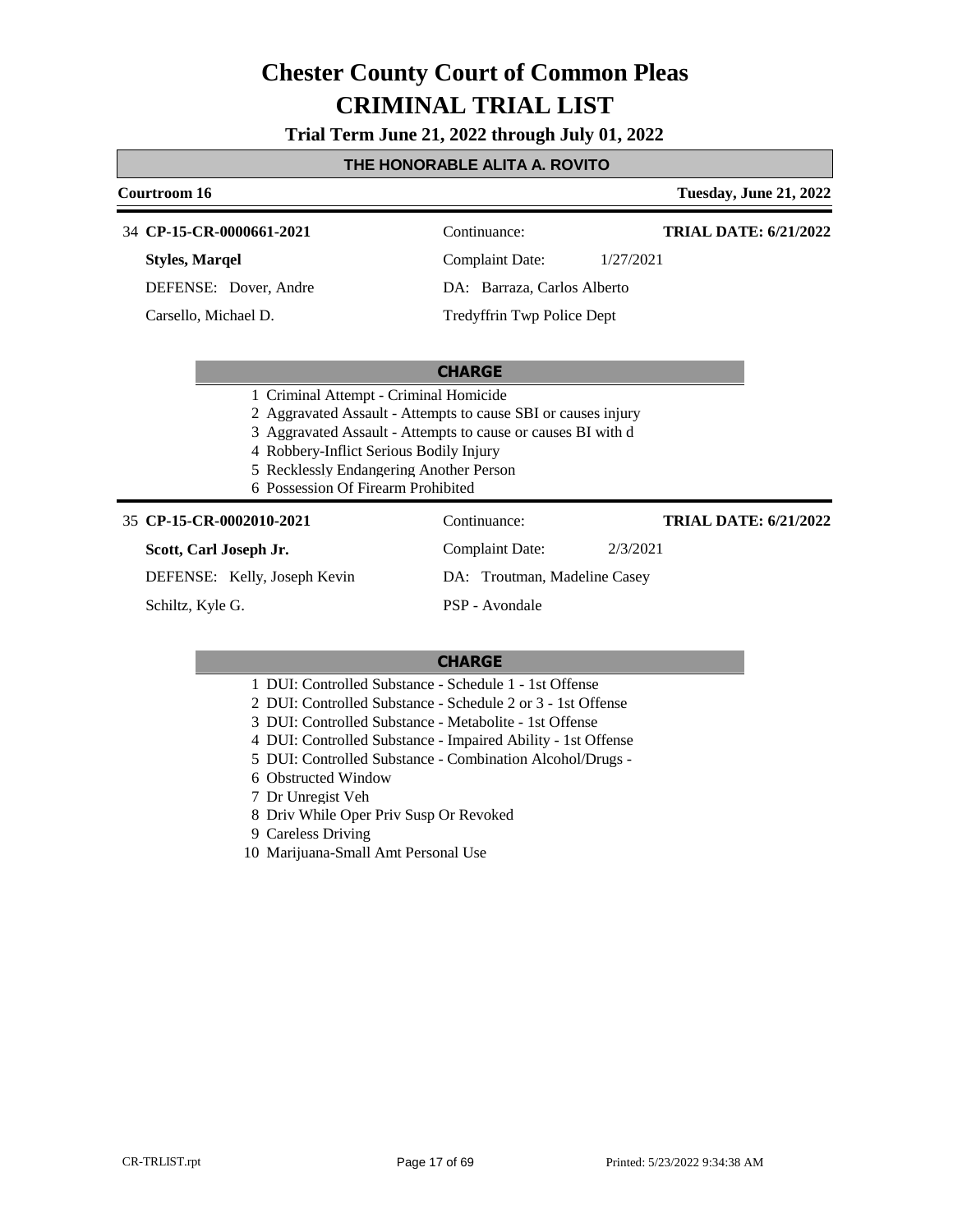# Chester County Court of Common Pleas

# CRIMINAL TRIAL LIST

**Trial Term June 21, 2022 through July 01, 2022**

## THE HONORABLE ALITA A. ROVITO

**Courtroom 16** — **Tuesday, June 21, 2022**

---

34 **CP-15-CR-0000661-2021** — Continuance: — **TRIAL DATE: 6/21/2022**

**Styles, Marqel** — Complaint Date: 1/27/2021

DEFENSE: Dover, Andre — DA: Barraza, Carlos Alberto

Carsello, Michael D. — Tredyffrin Twp Police Dept

**CHARGE**

1. Criminal Attempt - Criminal Homicide
2. Aggravated Assault - Attempts to cause SBI or causes injury
3. Aggravated Assault - Attempts to cause or causes BI with d
4. Robbery-Inflict Serious Bodily Injury
5. Recklessly Endangering Another Person
6. Possession Of Firearm Prohibited

---

35 **CP-15-CR-0002010-2021** — Continuance: — **TRIAL DATE: 6/21/2022**

**Scott, Carl Joseph Jr.** — Complaint Date: 2/3/2021

DEFENSE: Kelly, Joseph Kevin — DA: Troutman, Madeline Casey

Schiltz, Kyle G. — PSP - Avondale

**CHARGE**

1. DUI: Controlled Substance - Schedule 1 - 1st Offense
2. DUI: Controlled Substance - Schedule 2 or 3 - 1st Offense
3. DUI: Controlled Substance - Metabolite - 1st Offense
4. DUI: Controlled Substance - Impaired Ability - 1st Offense
5. DUI: Controlled Substance - Combination Alcohol/Drugs -
6. Obstructed Window
7. Dr Unregist Veh
8. Driv While Oper Priv Susp Or Revoked
9. Careless Driving
10. Marijuana-Small Amt Personal Use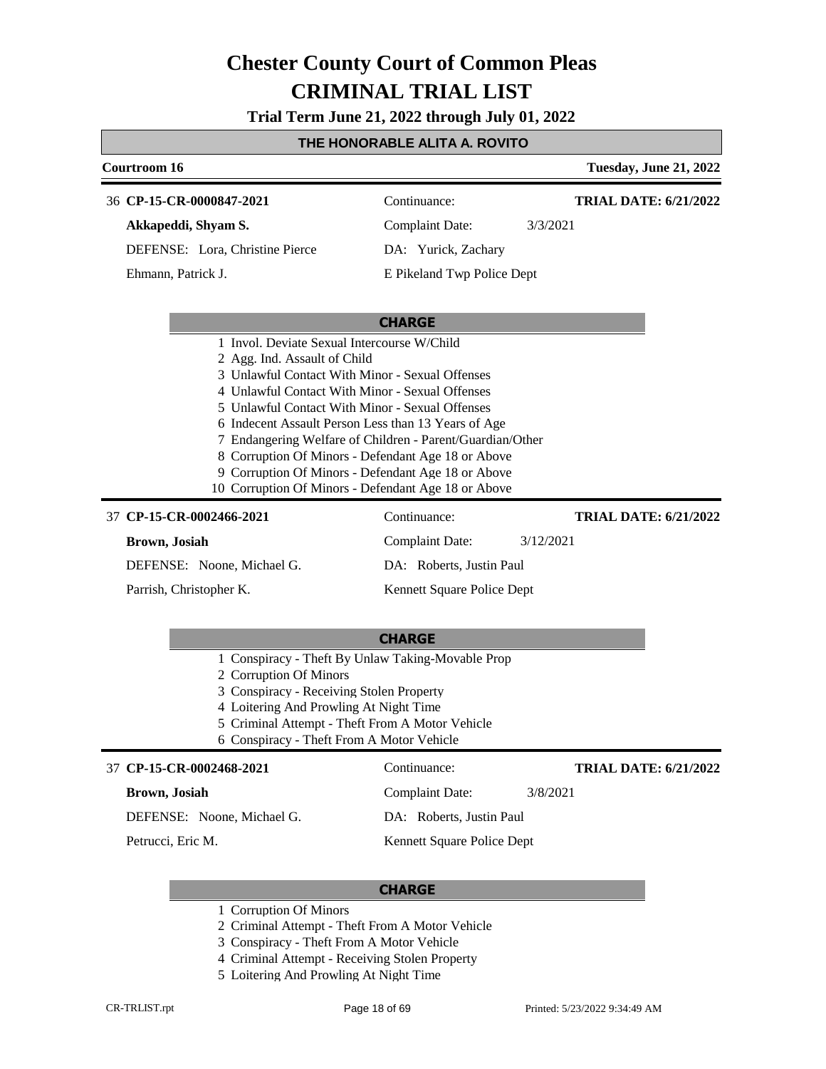# Chester County Court of Common Pleas

# CRIMINAL TRIAL LIST

**Trial Term June 21, 2022 through July 01, 2022**

**THE HONORABLE ALITA A. ROVITO**

**Courtroom 16** — **Tuesday, June 21, 2022**

---

36 **CP-15-CR-0000847-2021** | Continuance: | **TRIAL DATE: 6/21/2022**

**Akkapeddi, Shyam S.** | Complaint Date: 3/3/2021

DEFENSE: Lora, Christine Pierce | DA: Yurick, Zachary

Ehmann, Patrick J. | E Pikeland Twp Police Dept

**CHARGE**

1. Invol. Deviate Sexual Intercourse W/Child
2. Agg. Ind. Assault of Child
3. Unlawful Contact With Minor - Sexual Offenses
4. Unlawful Contact With Minor - Sexual Offenses
5. Unlawful Contact With Minor - Sexual Offenses
6. Indecent Assault Person Less than 13 Years of Age
7. Endangering Welfare of Children - Parent/Guardian/Other
8. Corruption Of Minors - Defendant Age 18 or Above
9. Corruption Of Minors - Defendant Age 18 or Above
10. Corruption Of Minors - Defendant Age 18 or Above

---

37 **CP-15-CR-0002466-2021** | Continuance: | **TRIAL DATE: 6/21/2022**

**Brown, Josiah** | Complaint Date: 3/12/2021

DEFENSE: Noone, Michael G. | DA: Roberts, Justin Paul

Parrish, Christopher K. | Kennett Square Police Dept

**CHARGE**

1. Conspiracy - Theft By Unlaw Taking-Movable Prop
2. Corruption Of Minors
3. Conspiracy - Receiving Stolen Property
4. Loitering And Prowling At Night Time
5. Criminal Attempt - Theft From A Motor Vehicle
6. Conspiracy - Theft From A Motor Vehicle

---

37 **CP-15-CR-0002468-2021** | Continuance: | **TRIAL DATE: 6/21/2022**

**Brown, Josiah** | Complaint Date: 3/8/2021

DEFENSE: Noone, Michael G. | DA: Roberts, Justin Paul

Petrucci, Eric M. | Kennett Square Police Dept

**CHARGE**

1. Corruption Of Minors
2. Criminal Attempt - Theft From A Motor Vehicle
3. Conspiracy - Theft From A Motor Vehicle
4. Criminal Attempt - Receiving Stolen Property
5. Loitering And Prowling At Night Time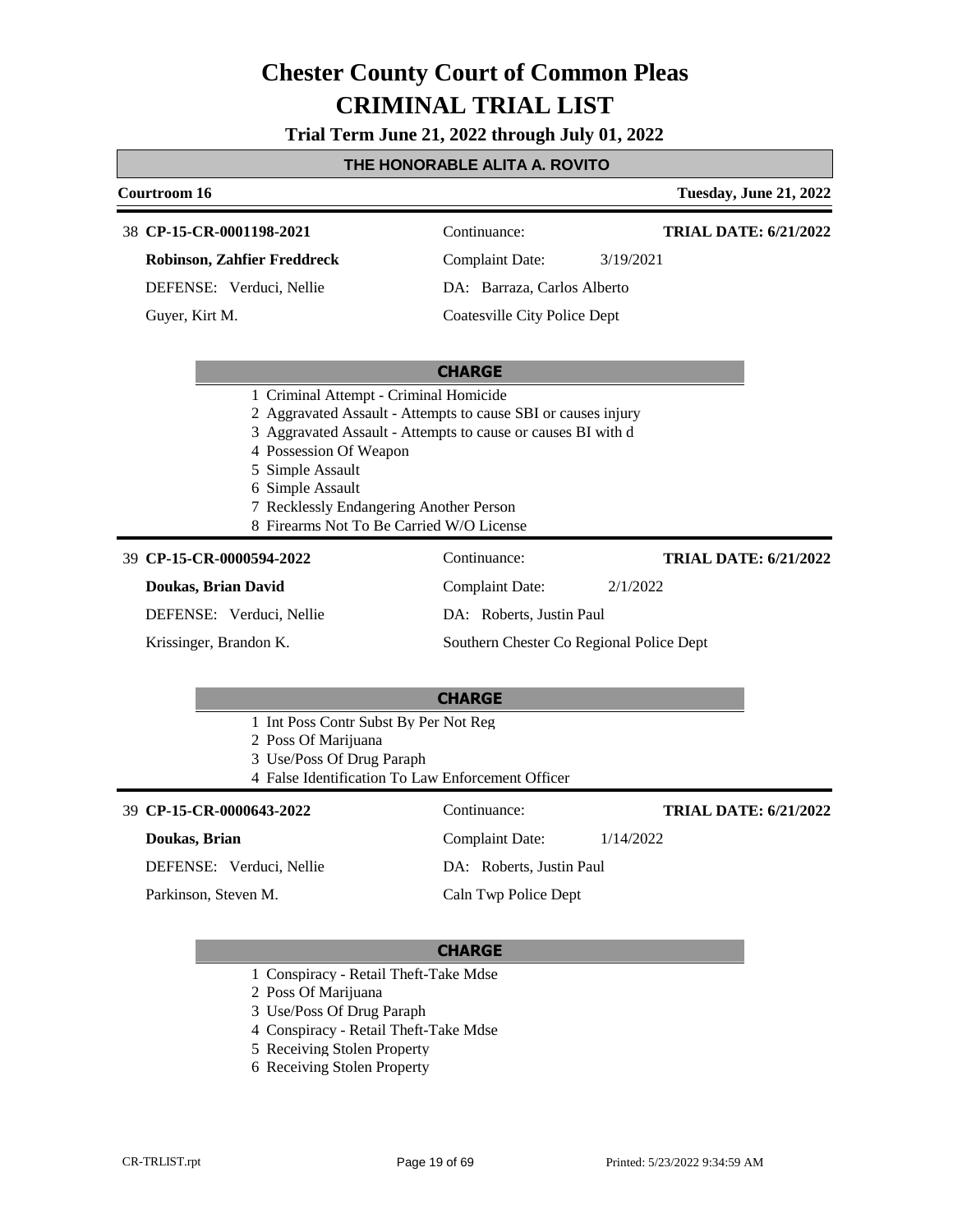# Chester County Court of Common Pleas

# CRIMINAL TRIAL LIST

**Trial Term June 21, 2022 through July 01, 2022**

## THE HONORABLE ALITA A. ROVITO

**Courtroom 16** — **Tuesday, June 21, 2022**

---

38 **CP-15-CR-0001198-2021**

| | |
|---|---|
| **Robinson, Zahfier Freddreck** | Continuance: |
| DEFENSE: Verduci, Nellie | Complaint Date: 3/19/2021 |
| Guyer, Kirt M. | DA: Barraza, Carlos Alberto |
| | Coatesville City Police Dept |

**TRIAL DATE: 6/21/2022**

**CHARGE**

1. Criminal Attempt - Criminal Homicide
2. Aggravated Assault - Attempts to cause SBI or causes injury
3. Aggravated Assault - Attempts to cause or causes BI with d
4. Possession Of Weapon
5. Simple Assault
6. Simple Assault
7. Recklessly Endangering Another Person
8. Firearms Not To Be Carried W/O License

---

39 **CP-15-CR-0000594-2022**

| | |
|---|---|
| **Doukas, Brian David** | Continuance: |
| DEFENSE: Verduci, Nellie | Complaint Date: 2/1/2022 |
| Krissinger, Brandon K. | DA: Roberts, Justin Paul |
| | Southern Chester Co Regional Police Dept |

**TRIAL DATE: 6/21/2022**

**CHARGE**

1. Int Poss Contr Subst By Per Not Reg
2. Poss Of Marijuana
3. Use/Poss Of Drug Paraph
4. False Identification To Law Enforcement Officer

---

39 **CP-15-CR-0000643-2022**

| | |
|---|---|
| **Doukas, Brian** | Continuance: |
| DEFENSE: Verduci, Nellie | Complaint Date: 1/14/2022 |
| Parkinson, Steven M. | DA: Roberts, Justin Paul |
| | Caln Twp Police Dept |

**TRIAL DATE: 6/21/2022**

**CHARGE**

1. Conspiracy - Retail Theft-Take Mdse
2. Poss Of Marijuana
3. Use/Poss Of Drug Paraph
4. Conspiracy - Retail Theft-Take Mdse
5. Receiving Stolen Property
6. Receiving Stolen Property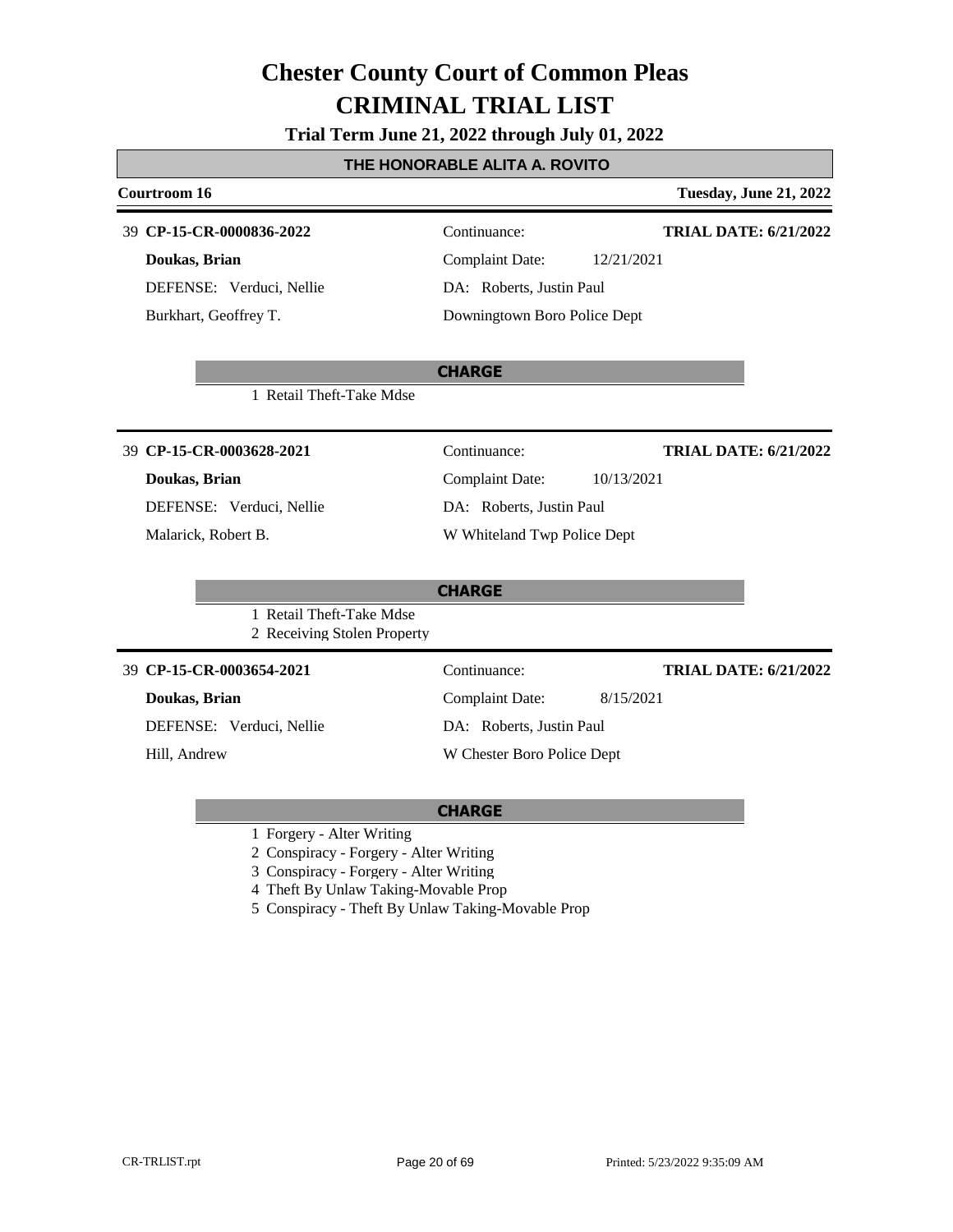# Chester County Court of Common Pleas
# CRIMINAL TRIAL LIST

**Trial Term June 21, 2022 through July 01, 2022**

## THE HONORABLE ALITA A. ROVITO

**Courtroom 16** — **Tuesday, June 21, 2022**

---

39 **CP-15-CR-0000836-2022** | Continuance: | **TRIAL DATE: 6/21/2022**

**Doukas, Brian** | Complaint Date: 12/21/2021

DEFENSE: Verduci, Nellie | DA: Roberts, Justin Paul

Burkhart, Geoffrey T. | Downingtown Boro Police Dept

**CHARGE**

1 Retail Theft-Take Mdse

---

39 **CP-15-CR-0003628-2021** | Continuance: | **TRIAL DATE: 6/21/2022**

**Doukas, Brian** | Complaint Date: 10/13/2021

DEFENSE: Verduci, Nellie | DA: Roberts, Justin Paul

Malarick, Robert B. | W Whiteland Twp Police Dept

**CHARGE**

1 Retail Theft-Take Mdse
2 Receiving Stolen Property

---

39 **CP-15-CR-0003654-2021** | Continuance: | **TRIAL DATE: 6/21/2022**

**Doukas, Brian** | Complaint Date: 8/15/2021

DEFENSE: Verduci, Nellie | DA: Roberts, Justin Paul

Hill, Andrew | W Chester Boro Police Dept

**CHARGE**

1 Forgery - Alter Writing
2 Conspiracy - Forgery - Alter Writing
3 Conspiracy - Forgery - Alter Writing
4 Theft By Unlaw Taking-Movable Prop
5 Conspiracy - Theft By Unlaw Taking-Movable Prop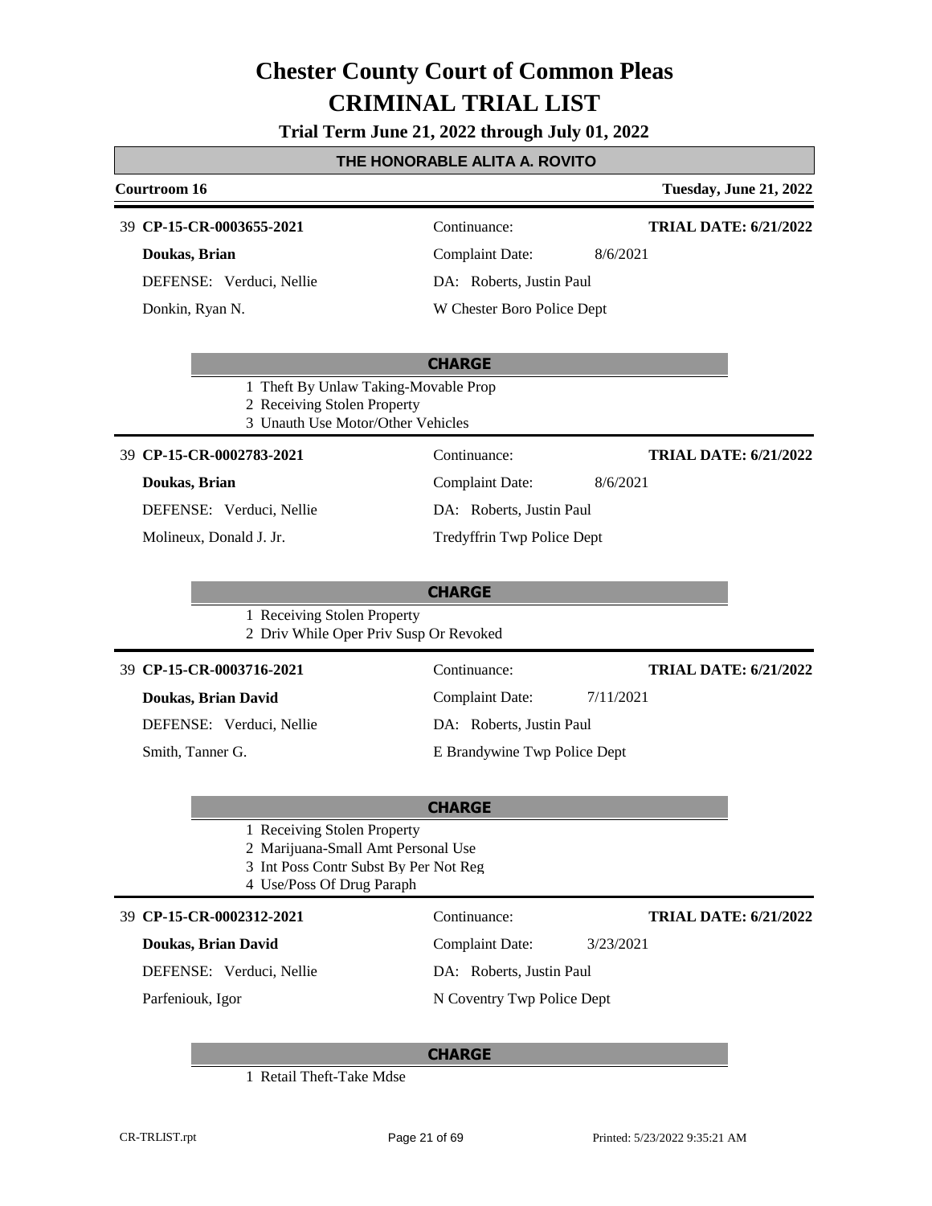# Chester County Court of Common Pleas
# CRIMINAL TRIAL LIST

**Trial Term June 21, 2022 through July 01, 2022**

## THE HONORABLE ALITA A. ROVITO

**Courtroom 16** — **Tuesday, June 21, 2022**

---

39 **CP-15-CR-0003655-2021**
Continuance:
**TRIAL DATE: 6/21/2022**

**Doukas, Brian**
Complaint Date: 8/6/2021

DEFENSE: Verduci, Nellie
DA: Roberts, Justin Paul

Donkin, Ryan N.
W Chester Boro Police Dept

**CHARGE**

1 Theft By Unlaw Taking-Movable Prop
2 Receiving Stolen Property
3 Unauth Use Motor/Other Vehicles

---

39 **CP-15-CR-0002783-2021**
Continuance:
**TRIAL DATE: 6/21/2022**

**Doukas, Brian**
Complaint Date: 8/6/2021

DEFENSE: Verduci, Nellie
DA: Roberts, Justin Paul

Molineux, Donald J. Jr.
Tredyffrin Twp Police Dept

**CHARGE**

1 Receiving Stolen Property
2 Driv While Oper Priv Susp Or Revoked

---

39 **CP-15-CR-0003716-2021**
Continuance:
**TRIAL DATE: 6/21/2022**

**Doukas, Brian David**
Complaint Date: 7/11/2021

DEFENSE: Verduci, Nellie
DA: Roberts, Justin Paul

Smith, Tanner G.
E Brandywine Twp Police Dept

**CHARGE**

1 Receiving Stolen Property
2 Marijuana-Small Amt Personal Use
3 Int Poss Contr Subst By Per Not Reg
4 Use/Poss Of Drug Paraph

---

39 **CP-15-CR-0002312-2021**
Continuance:
**TRIAL DATE: 6/21/2022**

**Doukas, Brian David**
Complaint Date: 3/23/2021

DEFENSE: Verduci, Nellie
DA: Roberts, Justin Paul

Parfeniouk, Igor
N Coventry Twp Police Dept

**CHARGE**

1 Retail Theft-Take Mdse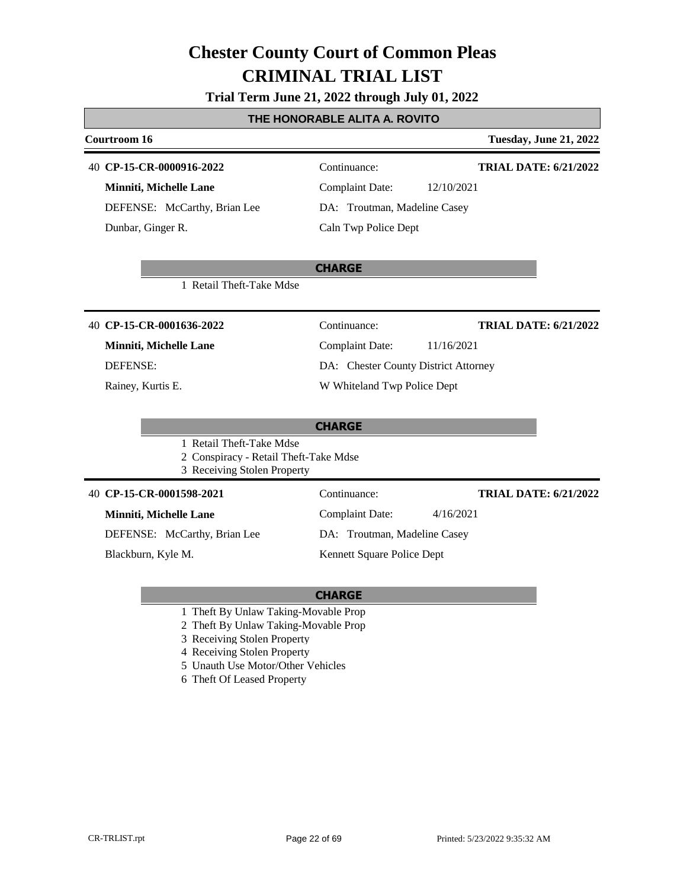# Chester County Court of Common Pleas

# CRIMINAL TRIAL LIST

**Trial Term June 21, 2022 through July 01, 2022**

## THE HONORABLE ALITA A. ROVITO

**Courtroom 16** — **Tuesday, June 21, 2022**

---

40 **CP-15-CR-0000916-2022**

**Minniti, Michelle Lane**
DEFENSE: McCarthy, Brian Lee
Dunbar, Ginger R.

Continuance:
Complaint Date: 12/10/2021
DA: Troutman, Madeline Casey
Caln Twp Police Dept

**TRIAL DATE: 6/21/2022**

**CHARGE**

1 Retail Theft-Take Mdse

---

40 **CP-15-CR-0001636-2022**

**Minniti, Michelle Lane**
DEFENSE:
Rainey, Kurtis E.

Continuance:
Complaint Date: 11/16/2021
DA: Chester County District Attorney
W Whiteland Twp Police Dept

**TRIAL DATE: 6/21/2022**

**CHARGE**

1 Retail Theft-Take Mdse
2 Conspiracy - Retail Theft-Take Mdse
3 Receiving Stolen Property

---

40 **CP-15-CR-0001598-2021**

**Minniti, Michelle Lane**
DEFENSE: McCarthy, Brian Lee
Blackburn, Kyle M.

Continuance:
Complaint Date: 4/16/2021
DA: Troutman, Madeline Casey
Kennett Square Police Dept

**TRIAL DATE: 6/21/2022**

**CHARGE**

1 Theft By Unlaw Taking-Movable Prop
2 Theft By Unlaw Taking-Movable Prop
3 Receiving Stolen Property
4 Receiving Stolen Property
5 Unauth Use Motor/Other Vehicles
6 Theft Of Leased Property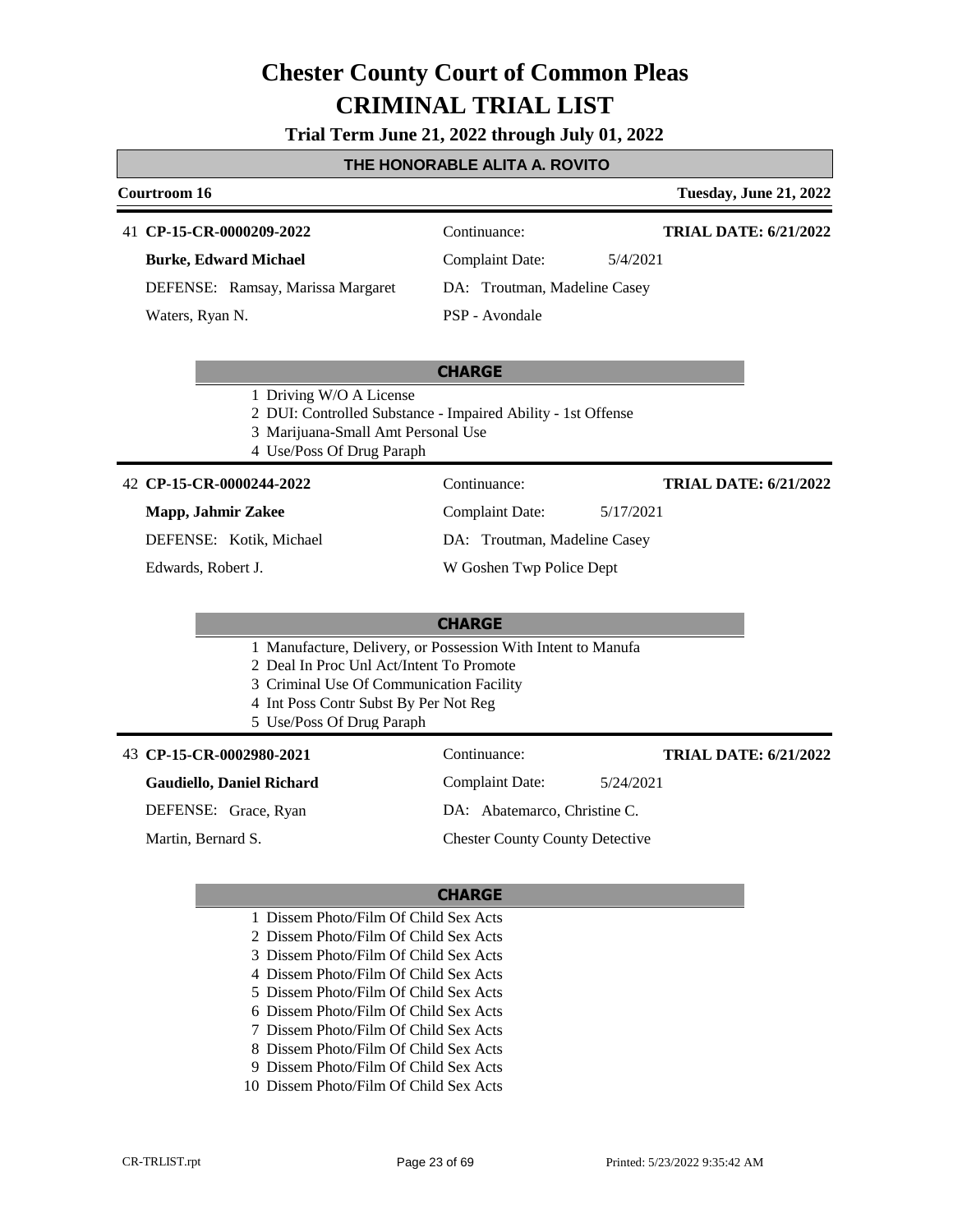# Chester County Court of Common Pleas
# CRIMINAL TRIAL LIST

**Trial Term June 21, 2022 through July 01, 2022**

**THE HONORABLE ALITA A. ROVITO**

**Courtroom 16** — **Tuesday, June 21, 2022**

---

41 **CP-15-CR-0000209-2022**
Continuance:
**TRIAL DATE: 6/21/2022**

**Burke, Edward Michael**
Complaint Date: 5/4/2021

DEFENSE: Ramsay, Marissa Margaret
DA: Troutman, Madeline Casey

Waters, Ryan N.
PSP - Avondale

**CHARGE**

1 Driving W/O A License
2 DUI: Controlled Substance - Impaired Ability - 1st Offense
3 Marijuana-Small Amt Personal Use
4 Use/Poss Of Drug Paraph

---

42 **CP-15-CR-0000244-2022**
Continuance:
**TRIAL DATE: 6/21/2022**

**Mapp, Jahmir Zakee**
Complaint Date: 5/17/2021

DEFENSE: Kotik, Michael
DA: Troutman, Madeline Casey

Edwards, Robert J.
W Goshen Twp Police Dept

**CHARGE**

1 Manufacture, Delivery, or Possession With Intent to Manufa
2 Deal In Proc Unl Act/Intent To Promote
3 Criminal Use Of Communication Facility
4 Int Poss Contr Subst By Per Not Reg
5 Use/Poss Of Drug Paraph

---

43 **CP-15-CR-0002980-2021**
Continuance:
**TRIAL DATE: 6/21/2022**

**Gaudiello, Daniel Richard**
Complaint Date: 5/24/2021

DEFENSE: Grace, Ryan
DA: Abatemarco, Christine C.

Martin, Bernard S.
Chester County County Detective

**CHARGE**

1 Dissem Photo/Film Of Child Sex Acts
2 Dissem Photo/Film Of Child Sex Acts
3 Dissem Photo/Film Of Child Sex Acts
4 Dissem Photo/Film Of Child Sex Acts
5 Dissem Photo/Film Of Child Sex Acts
6 Dissem Photo/Film Of Child Sex Acts
7 Dissem Photo/Film Of Child Sex Acts
8 Dissem Photo/Film Of Child Sex Acts
9 Dissem Photo/Film Of Child Sex Acts
10 Dissem Photo/Film Of Child Sex Acts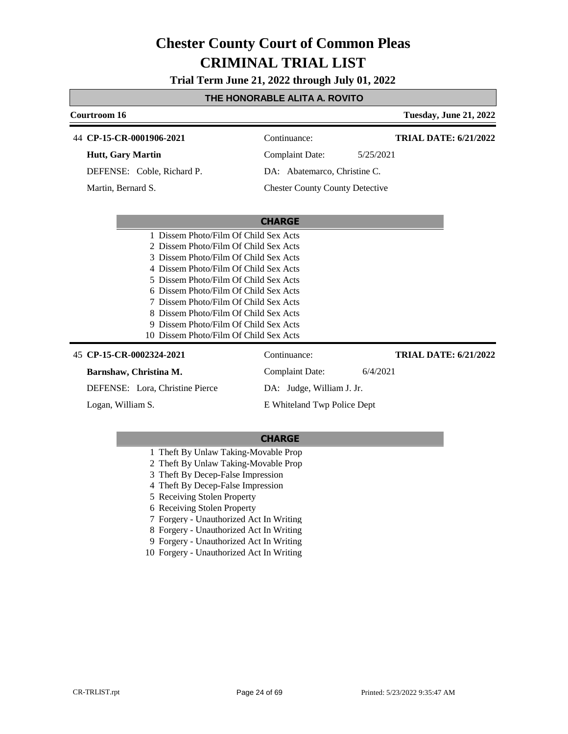# Chester County Court of Common Pleas
# CRIMINAL TRIAL LIST

**Trial Term June 21, 2022 through July 01, 2022**

**THE HONORABLE ALITA A. ROVITO**

**Courtroom 16** — **Tuesday, June 21, 2022**

---

44 **CP-15-CR-0001906-2021** — Continuance: — **TRIAL DATE: 6/21/2022**

**Hutt, Gary Martin** — Complaint Date: 5/25/2021

DEFENSE: Coble, Richard P. — DA: Abatemarco, Christine C.

Martin, Bernard S. — Chester County County Detective

**CHARGE**

1 Dissem Photo/Film Of Child Sex Acts
2 Dissem Photo/Film Of Child Sex Acts
3 Dissem Photo/Film Of Child Sex Acts
4 Dissem Photo/Film Of Child Sex Acts
5 Dissem Photo/Film Of Child Sex Acts
6 Dissem Photo/Film Of Child Sex Acts
7 Dissem Photo/Film Of Child Sex Acts
8 Dissem Photo/Film Of Child Sex Acts
9 Dissem Photo/Film Of Child Sex Acts
10 Dissem Photo/Film Of Child Sex Acts

---

45 **CP-15-CR-0002324-2021** — Continuance: — **TRIAL DATE: 6/21/2022**

**Barnshaw, Christina M.** — Complaint Date: 6/4/2021

DEFENSE: Lora, Christine Pierce — DA: Judge, William J. Jr.

Logan, William S. — E Whiteland Twp Police Dept

**CHARGE**

1 Theft By Unlaw Taking-Movable Prop
2 Theft By Unlaw Taking-Movable Prop
3 Theft By Decep-False Impression
4 Theft By Decep-False Impression
5 Receiving Stolen Property
6 Receiving Stolen Property
7 Forgery - Unauthorized Act In Writing
8 Forgery - Unauthorized Act In Writing
9 Forgery - Unauthorized Act In Writing
10 Forgery - Unauthorized Act In Writing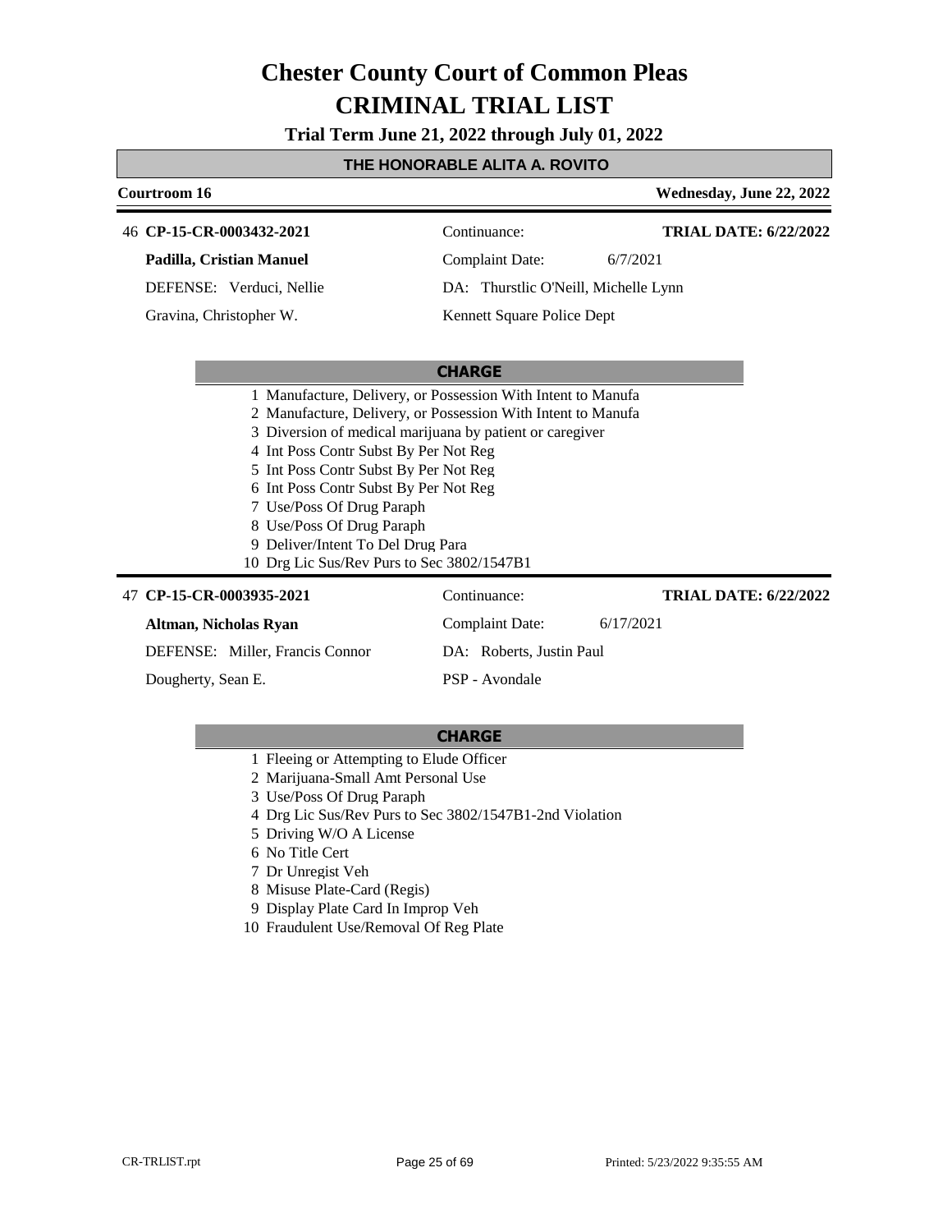# Chester County Court of Common Pleas

# CRIMINAL TRIAL LIST

**Trial Term June 21, 2022 through July 01, 2022**

## THE HONORABLE ALITA A. ROVITO

**Courtroom 16** — **Wednesday, June 22, 2022**

---

46 **CP-15-CR-0003432-2021**

| | |
|---|---|
| **Padilla, Cristian Manuel** | Continuance: |
| DEFENSE: Verduci, Nellie | Complaint Date: 6/7/2021 |
| Gravina, Christopher W. | DA: Thurstlic O'Neill, Michelle Lynn |
| | Kennett Square Police Dept |

**TRIAL DATE: 6/22/2022**

**CHARGE**

1. Manufacture, Delivery, or Possession With Intent to Manufa
2. Manufacture, Delivery, or Possession With Intent to Manufa
3. Diversion of medical marijuana by patient or caregiver
4. Int Poss Contr Subst By Per Not Reg
5. Int Poss Contr Subst By Per Not Reg
6. Int Poss Contr Subst By Per Not Reg
7. Use/Poss Of Drug Paraph
8. Use/Poss Of Drug Paraph
9. Deliver/Intent To Del Drug Para
10. Drg Lic Sus/Rev Purs to Sec 3802/1547B1

---

47 **CP-15-CR-0003935-2021**

| | |
|---|---|
| **Altman, Nicholas Ryan** | Continuance: |
| DEFENSE: Miller, Francis Connor | Complaint Date: 6/17/2021 |
| Dougherty, Sean E. | DA: Roberts, Justin Paul |
| | PSP - Avondale |

**TRIAL DATE: 6/22/2022**

**CHARGE**

1. Fleeing or Attempting to Elude Officer
2. Marijuana-Small Amt Personal Use
3. Use/Poss Of Drug Paraph
4. Drg Lic Sus/Rev Purs to Sec 3802/1547B1-2nd Violation
5. Driving W/O A License
6. No Title Cert
7. Dr Unregist Veh
8. Misuse Plate-Card (Regis)
9. Display Plate Card In Improp Veh
10. Fraudulent Use/Removal Of Reg Plate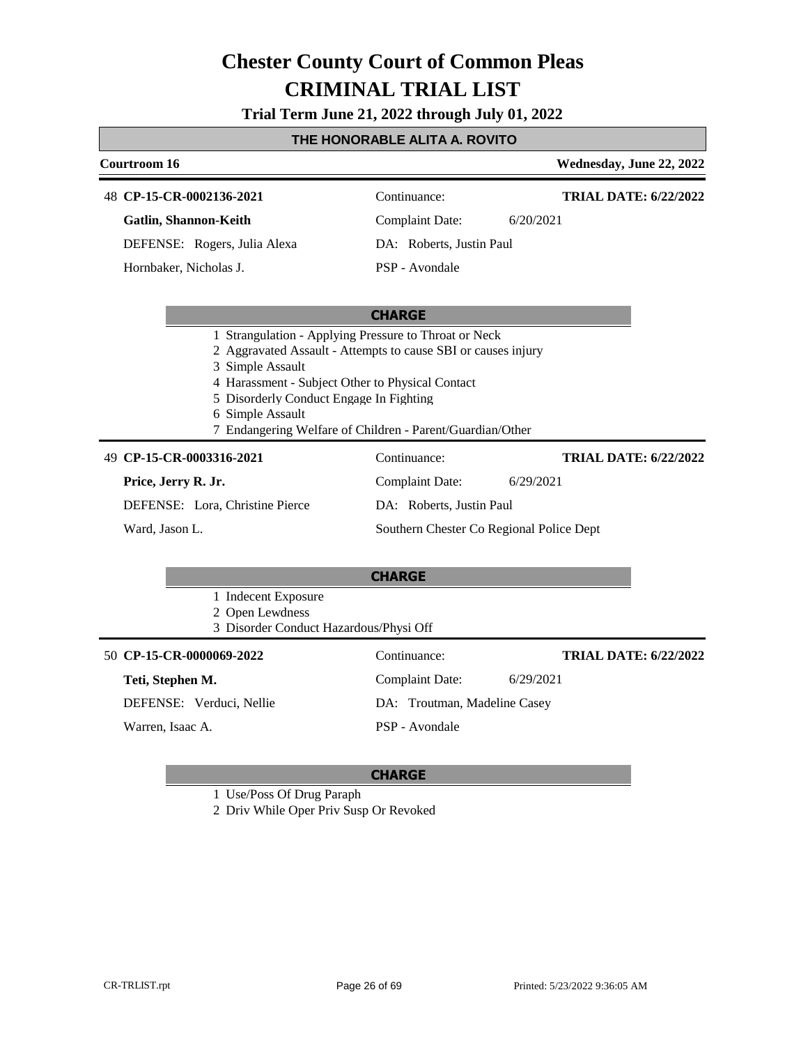# Chester County Court of Common Pleas
# CRIMINAL TRIAL LIST

**Trial Term June 21, 2022 through July 01, 2022**

**THE HONORABLE ALITA A. ROVITO**

**Courtroom 16** — **Wednesday, June 22, 2022**

---

48 **CP-15-CR-0002136-2021** | Continuance: | **TRIAL DATE: 6/22/2022**

**Gatlin, Shannon-Keith** | Complaint Date: 6/20/2021

DEFENSE: Rogers, Julia Alexa | DA: Roberts, Justin Paul

Hornbaker, Nicholas J. | PSP - Avondale

**CHARGE**

1 Strangulation - Applying Pressure to Throat or Neck
2 Aggravated Assault - Attempts to cause SBI or causes injury
3 Simple Assault
4 Harassment - Subject Other to Physical Contact
5 Disorderly Conduct Engage In Fighting
6 Simple Assault
7 Endangering Welfare of Children - Parent/Guardian/Other

---

49 **CP-15-CR-0003316-2021** | Continuance: | **TRIAL DATE: 6/22/2022**

**Price, Jerry R. Jr.** | Complaint Date: 6/29/2021

DEFENSE: Lora, Christine Pierce | DA: Roberts, Justin Paul

Ward, Jason L. | Southern Chester Co Regional Police Dept

**CHARGE**

1 Indecent Exposure
2 Open Lewdness
3 Disorder Conduct Hazardous/Physi Off

---

50 **CP-15-CR-0000069-2022** | Continuance: | **TRIAL DATE: 6/22/2022**

**Teti, Stephen M.** | Complaint Date: 6/29/2021

DEFENSE: Verduci, Nellie | DA: Troutman, Madeline Casey

Warren, Isaac A. | PSP - Avondale

**CHARGE**

1 Use/Poss Of Drug Paraph
2 Driv While Oper Priv Susp Or Revoked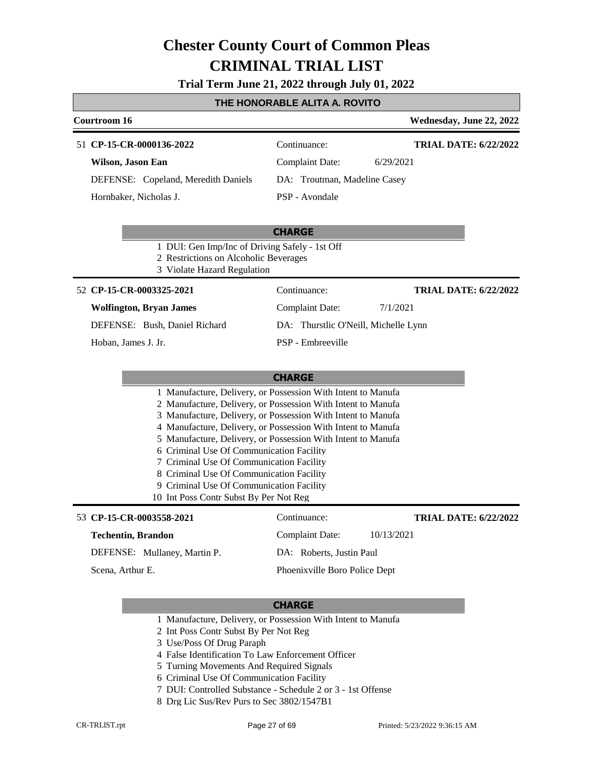# Chester County Court of Common Pleas
# CRIMINAL TRIAL LIST

**Trial Term June 21, 2022 through July 01, 2022**

**THE HONORABLE ALITA A. ROVITO**

**Courtroom 16** — **Wednesday, June 22, 2022**

---

51 **CP-15-CR-0000136-2022** — Continuance: — **TRIAL DATE: 6/22/2022**

**Wilson, Jason Ean** — Complaint Date: 6/29/2021

DEFENSE: Copeland, Meredith Daniels — DA: Troutman, Madeline Casey

Hornbaker, Nicholas J. — PSP - Avondale

**CHARGE**

1. DUI: Gen Imp/Inc of Driving Safely - 1st Off
2. Restrictions on Alcoholic Beverages
3. Violate Hazard Regulation

---

52 **CP-15-CR-0003325-2021** — Continuance: — **TRIAL DATE: 6/22/2022**

**Wolfington, Bryan James** — Complaint Date: 7/1/2021

DEFENSE: Bush, Daniel Richard — DA: Thurstlic O'Neill, Michelle Lynn

Hoban, James J. Jr. — PSP - Embreeville

**CHARGE**

1. Manufacture, Delivery, or Possession With Intent to Manufa
2. Manufacture, Delivery, or Possession With Intent to Manufa
3. Manufacture, Delivery, or Possession With Intent to Manufa
4. Manufacture, Delivery, or Possession With Intent to Manufa
5. Manufacture, Delivery, or Possession With Intent to Manufa
6. Criminal Use Of Communication Facility
7. Criminal Use Of Communication Facility
8. Criminal Use Of Communication Facility
9. Criminal Use Of Communication Facility
10. Int Poss Contr Subst By Per Not Reg

---

53 **CP-15-CR-0003558-2021** — Continuance: — **TRIAL DATE: 6/22/2022**

**Techentin, Brandon** — Complaint Date: 10/13/2021

DEFENSE: Mullaney, Martin P. — DA: Roberts, Justin Paul

Scena, Arthur E. — Phoenixville Boro Police Dept

**CHARGE**

1. Manufacture, Delivery, or Possession With Intent to Manufa
2. Int Poss Contr Subst By Per Not Reg
3. Use/Poss Of Drug Paraph
4. False Identification To Law Enforcement Officer
5. Turning Movements And Required Signals
6. Criminal Use Of Communication Facility
7. DUI: Controlled Substance - Schedule 2 or 3 - 1st Offense
8. Drg Lic Sus/Rev Purs to Sec 3802/1547B1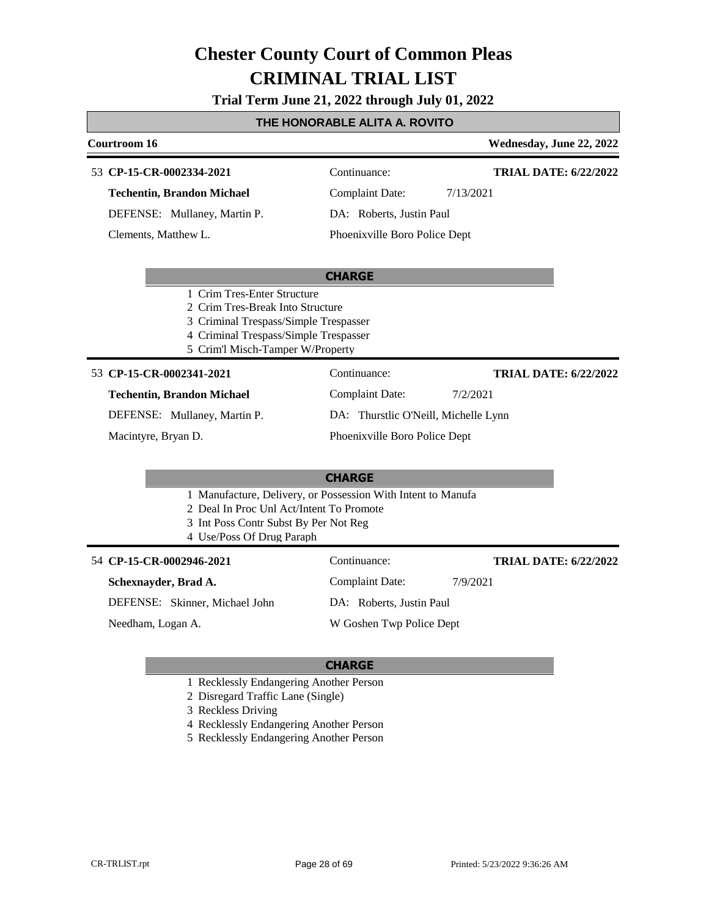# Chester County Court of Common Pleas
# CRIMINAL TRIAL LIST

**Trial Term June 21, 2022 through July 01, 2022**

## THE HONORABLE ALITA A. ROVITO

**Courtroom 16** | **Wednesday, June 22, 2022**

---

53 **CP-15-CR-0002334-2021**

**Techentin, Brandon Michael**

DEFENSE: Mullaney, Martin P.

Clements, Matthew L.

Continuance:

Complaint Date: 7/13/2021

DA: Roberts, Justin Paul

Phoenixville Boro Police Dept

**TRIAL DATE: 6/22/2022**

**CHARGE**

1 Crim Tres-Enter Structure
2 Crim Tres-Break Into Structure
3 Criminal Trespass/Simple Trespasser
4 Criminal Trespass/Simple Trespasser
5 Crim'l Misch-Tamper W/Property

---

53 **CP-15-CR-0002341-2021**

**Techentin, Brandon Michael**

DEFENSE: Mullaney, Martin P.

Macintyre, Bryan D.

Continuance:

Complaint Date: 7/2/2021

DA: Thurstlic O'Neill, Michelle Lynn

Phoenixville Boro Police Dept

**TRIAL DATE: 6/22/2022**

**CHARGE**

1 Manufacture, Delivery, or Possession With Intent to Manufa
2 Deal In Proc Unl Act/Intent To Promote
3 Int Poss Contr Subst By Per Not Reg
4 Use/Poss Of Drug Paraph

---

54 **CP-15-CR-0002946-2021**

**Schexnayder, Brad A.**

DEFENSE: Skinner, Michael John

Needham, Logan A.

Continuance:

Complaint Date: 7/9/2021

DA: Roberts, Justin Paul

W Goshen Twp Police Dept

**TRIAL DATE: 6/22/2022**

**CHARGE**

1 Recklessly Endangering Another Person
2 Disregard Traffic Lane (Single)
3 Reckless Driving
4 Recklessly Endangering Another Person
5 Recklessly Endangering Another Person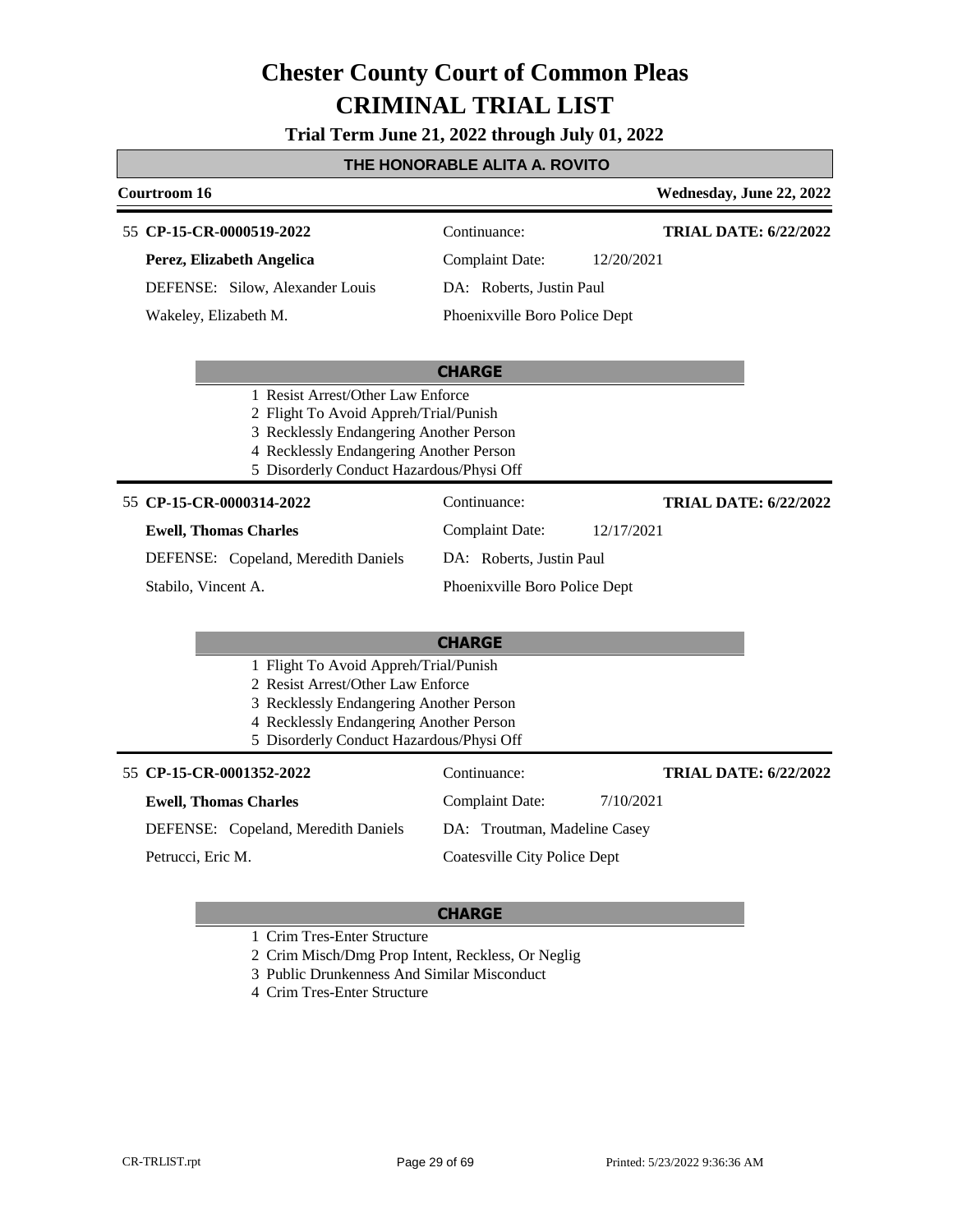# Chester County Court of Common Pleas
# CRIMINAL TRIAL LIST

**Trial Term June 21, 2022 through July 01, 2022**

## THE HONORABLE ALITA A. ROVITO

**Courtroom 16** — **Wednesday, June 22, 2022**

---

55 **CP-15-CR-0000519-2022** — Continuance: — **TRIAL DATE: 6/22/2022**

**Perez, Elizabeth Angelica** — Complaint Date: 12/20/2021

DEFENSE: Silow, Alexander Louis — DA: Roberts, Justin Paul

Wakeley, Elizabeth M. — Phoenixville Boro Police Dept

**CHARGE**

1. Resist Arrest/Other Law Enforce
2. Flight To Avoid Appreh/Trial/Punish
3. Recklessly Endangering Another Person
4. Recklessly Endangering Another Person
5. Disorderly Conduct Hazardous/Physi Off

---

55 **CP-15-CR-0000314-2022** — Continuance: — **TRIAL DATE: 6/22/2022**

**Ewell, Thomas Charles** — Complaint Date: 12/17/2021

DEFENSE: Copeland, Meredith Daniels — DA: Roberts, Justin Paul

Stabilo, Vincent A. — Phoenixville Boro Police Dept

**CHARGE**

1. Flight To Avoid Appreh/Trial/Punish
2. Resist Arrest/Other Law Enforce
3. Recklessly Endangering Another Person
4. Recklessly Endangering Another Person
5. Disorderly Conduct Hazardous/Physi Off

---

55 **CP-15-CR-0001352-2022** — Continuance: — **TRIAL DATE: 6/22/2022**

**Ewell, Thomas Charles** — Complaint Date: 7/10/2021

DEFENSE: Copeland, Meredith Daniels — DA: Troutman, Madeline Casey

Petrucci, Eric M. — Coatesville City Police Dept

**CHARGE**

1. Crim Tres-Enter Structure
2. Crim Misch/Dmg Prop Intent, Reckless, Or Neglig
3. Public Drunkenness And Similar Misconduct
4. Crim Tres-Enter Structure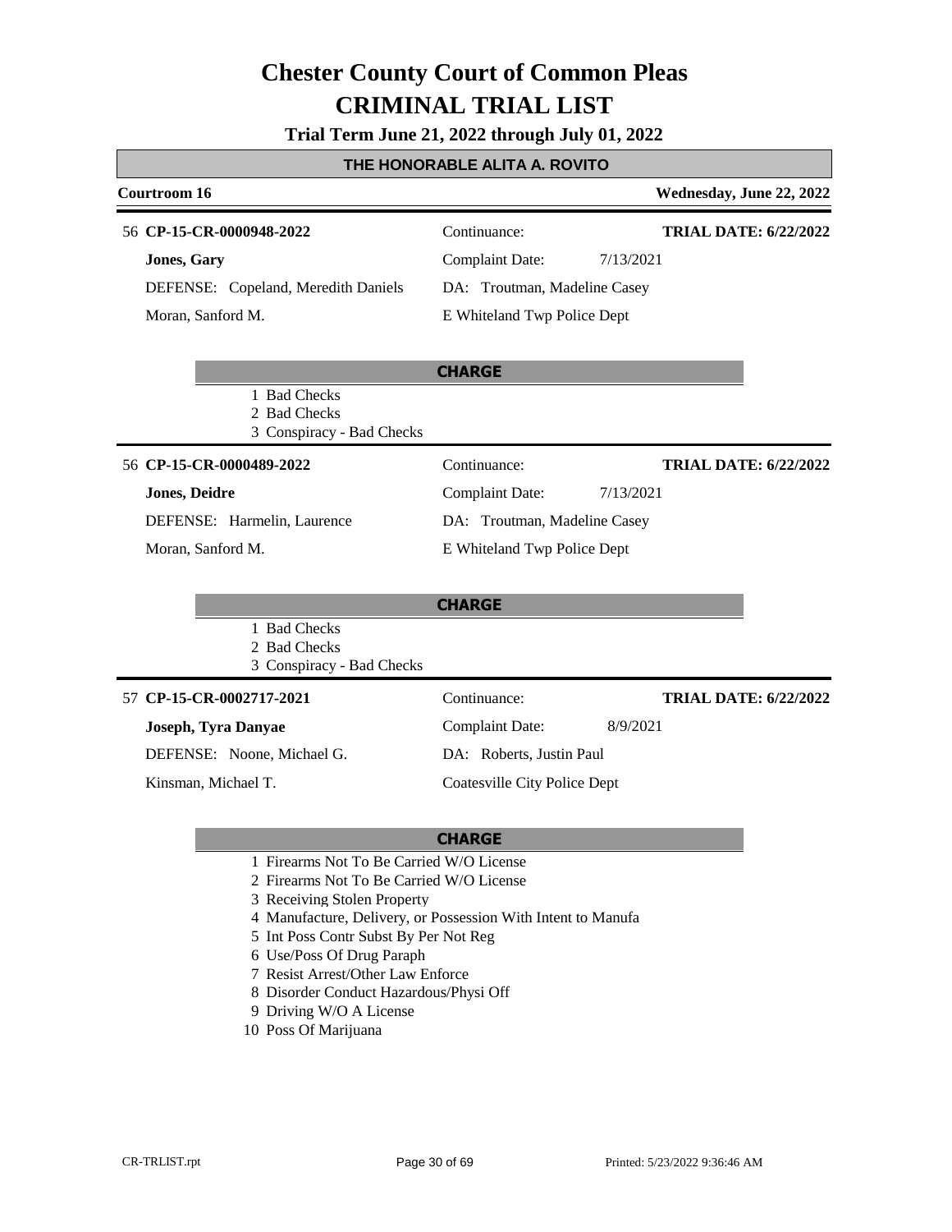# Chester County Court of Common Pleas

# CRIMINAL TRIAL LIST

**Trial Term June 21, 2022 through July 01, 2022**

## THE HONORABLE ALITA A. ROVITO

**Courtroom 16** — **Wednesday, June 22, 2022**

---

56 **CP-15-CR-0000948-2022**

**Jones, Gary**

DEFENSE: Copeland, Meredith Daniels

Moran, Sanford M.

Continuance:

Complaint Date: 7/13/2021

DA: Troutman, Madeline Casey

E Whiteland Twp Police Dept

**TRIAL DATE: 6/22/2022**

**CHARGE**

1 Bad Checks
2 Bad Checks
3 Conspiracy - Bad Checks

---

56 **CP-15-CR-0000489-2022**

**Jones, Deidre**

DEFENSE: Harmelin, Laurence

Moran, Sanford M.

Continuance:

Complaint Date: 7/13/2021

DA: Troutman, Madeline Casey

E Whiteland Twp Police Dept

**TRIAL DATE: 6/22/2022**

**CHARGE**

1 Bad Checks
2 Bad Checks
3 Conspiracy - Bad Checks

---

57 **CP-15-CR-0002717-2021**

**Joseph, Tyra Danyae**

DEFENSE: Noone, Michael G.

Kinsman, Michael T.

Continuance:

Complaint Date: 8/9/2021

DA: Roberts, Justin Paul

Coatesville City Police Dept

**TRIAL DATE: 6/22/2022**

**CHARGE**

1 Firearms Not To Be Carried W/O License
2 Firearms Not To Be Carried W/O License
3 Receiving Stolen Property
4 Manufacture, Delivery, or Possession With Intent to Manufa
5 Int Poss Contr Subst By Per Not Reg
6 Use/Poss Of Drug Paraph
7 Resist Arrest/Other Law Enforce
8 Disorder Conduct Hazardous/Physi Off
9 Driving W/O A License
10 Poss Of Marijuana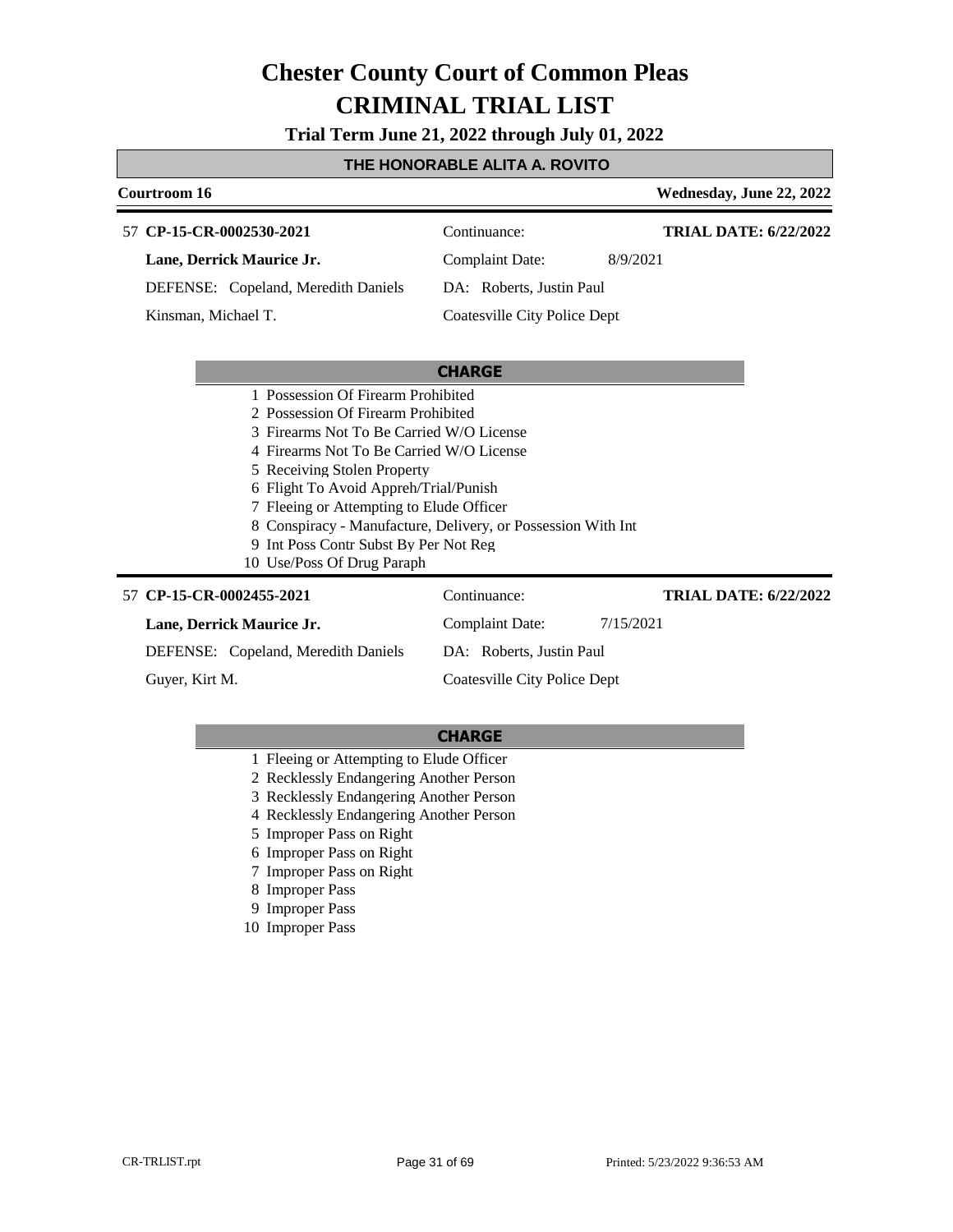# Chester County Court of Common Pleas
# CRIMINAL TRIAL LIST

**Trial Term June 21, 2022 through July 01, 2022**

## THE HONORABLE ALITA A. ROVITO

**Courtroom 16** — **Wednesday, June 22, 2022**

---

57 **CP-15-CR-0002530-2021** — Continuance: — **TRIAL DATE: 6/22/2022**

**Lane, Derrick Maurice Jr.** — Complaint Date: 8/9/2021

DEFENSE: Copeland, Meredith Daniels — DA: Roberts, Justin Paul

Kinsman, Michael T. — Coatesville City Police Dept

**CHARGE**

1. Possession Of Firearm Prohibited
2. Possession Of Firearm Prohibited
3. Firearms Not To Be Carried W/O License
4. Firearms Not To Be Carried W/O License
5. Receiving Stolen Property
6. Flight To Avoid Appreh/Trial/Punish
7. Fleeing or Attempting to Elude Officer
8. Conspiracy - Manufacture, Delivery, or Possession With Int
9. Int Poss Contr Subst By Per Not Reg
10. Use/Poss Of Drug Paraph

---

57 **CP-15-CR-0002455-2021** — Continuance: — **TRIAL DATE: 6/22/2022**

**Lane, Derrick Maurice Jr.** — Complaint Date: 7/15/2021

DEFENSE: Copeland, Meredith Daniels — DA: Roberts, Justin Paul

Guyer, Kirt M. — Coatesville City Police Dept

**CHARGE**

1. Fleeing or Attempting to Elude Officer
2. Recklessly Endangering Another Person
3. Recklessly Endangering Another Person
4. Recklessly Endangering Another Person
5. Improper Pass on Right
6. Improper Pass on Right
7. Improper Pass on Right
8. Improper Pass
9. Improper Pass
10. Improper Pass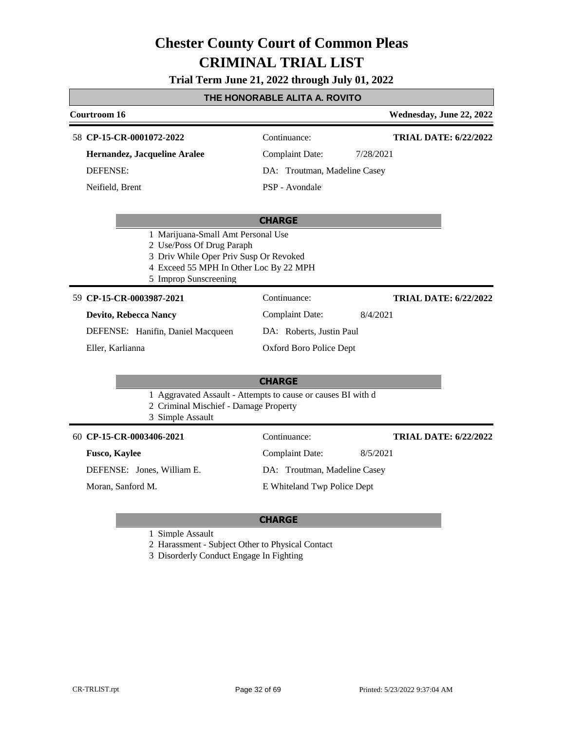# Chester County Court of Common Pleas
# CRIMINAL TRIAL LIST

**Trial Term June 21, 2022 through July 01, 2022**

## THE HONORABLE ALITA A. ROVITO

**Courtroom 16** | **Wednesday, June 22, 2022**

---

58 **CP-15-CR-0001072-2022**
**Hernandez, Jacqueline Aralee**
DEFENSE:
Neifield, Brent

Continuance:
Complaint Date: 7/28/2021
DA: Troutman, Madeline Casey
PSP - Avondale

**TRIAL DATE: 6/22/2022**

**CHARGE**

1 Marijuana-Small Amt Personal Use
2 Use/Poss Of Drug Paraph
3 Driv While Oper Priv Susp Or Revoked
4 Exceed 55 MPH In Other Loc By 22 MPH
5 Improp Sunscreening

---

59 **CP-15-CR-0003987-2021**
**Devito, Rebecca Nancy**
DEFENSE: Hanifin, Daniel Macqueen
Eller, Karlianna

Continuance:
Complaint Date: 8/4/2021
DA: Roberts, Justin Paul
Oxford Boro Police Dept

**TRIAL DATE: 6/22/2022**

**CHARGE**

1 Aggravated Assault - Attempts to cause or causes BI with d
2 Criminal Mischief - Damage Property
3 Simple Assault

---

60 **CP-15-CR-0003406-2021**
**Fusco, Kaylee**
DEFENSE: Jones, William E.
Moran, Sanford M.

Continuance:
Complaint Date: 8/5/2021
DA: Troutman, Madeline Casey
E Whiteland Twp Police Dept

**TRIAL DATE: 6/22/2022**

**CHARGE**

1 Simple Assault
2 Harassment - Subject Other to Physical Contact
3 Disorderly Conduct Engage In Fighting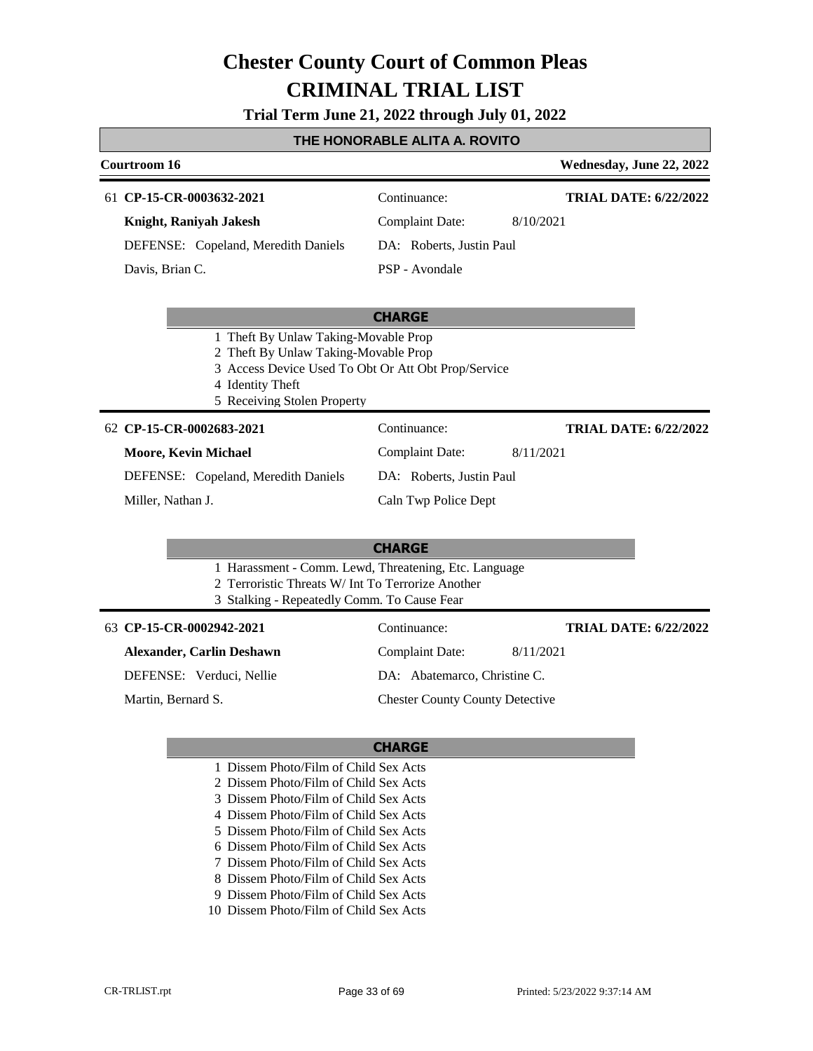# Chester County Court of Common Pleas
# CRIMINAL TRIAL LIST

**Trial Term June 21, 2022 through July 01, 2022**

**THE HONORABLE ALITA A. ROVITO**

**Courtroom 16** — **Wednesday, June 22, 2022**

---

61 **CP-15-CR-0003632-2021** | Continuance: | **TRIAL DATE: 6/22/2022**

**Knight, Raniyah Jakesh** | Complaint Date: 8/10/2021

DEFENSE: Copeland, Meredith Daniels | DA: Roberts, Justin Paul

Davis, Brian C. | PSP - Avondale

**CHARGE**

1. Theft By Unlaw Taking-Movable Prop
2. Theft By Unlaw Taking-Movable Prop
3. Access Device Used To Obt Or Att Obt Prop/Service
4. Identity Theft
5. Receiving Stolen Property

---

62 **CP-15-CR-0002683-2021** | Continuance: | **TRIAL DATE: 6/22/2022**

**Moore, Kevin Michael** | Complaint Date: 8/11/2021

DEFENSE: Copeland, Meredith Daniels | DA: Roberts, Justin Paul

Miller, Nathan J. | Caln Twp Police Dept

**CHARGE**

1. Harassment - Comm. Lewd, Threatening, Etc. Language
2. Terroristic Threats W/ Int To Terrorize Another
3. Stalking - Repeatedly Comm. To Cause Fear

---

63 **CP-15-CR-0002942-2021** | Continuance: | **TRIAL DATE: 6/22/2022**

**Alexander, Carlin Deshawn** | Complaint Date: 8/11/2021

DEFENSE: Verduci, Nellie | DA: Abatemarco, Christine C.

Martin, Bernard S. | Chester County County Detective

**CHARGE**

1. Dissem Photo/Film of Child Sex Acts
2. Dissem Photo/Film of Child Sex Acts
3. Dissem Photo/Film of Child Sex Acts
4. Dissem Photo/Film of Child Sex Acts
5. Dissem Photo/Film of Child Sex Acts
6. Dissem Photo/Film of Child Sex Acts
7. Dissem Photo/Film of Child Sex Acts
8. Dissem Photo/Film of Child Sex Acts
9. Dissem Photo/Film of Child Sex Acts
10. Dissem Photo/Film of Child Sex Acts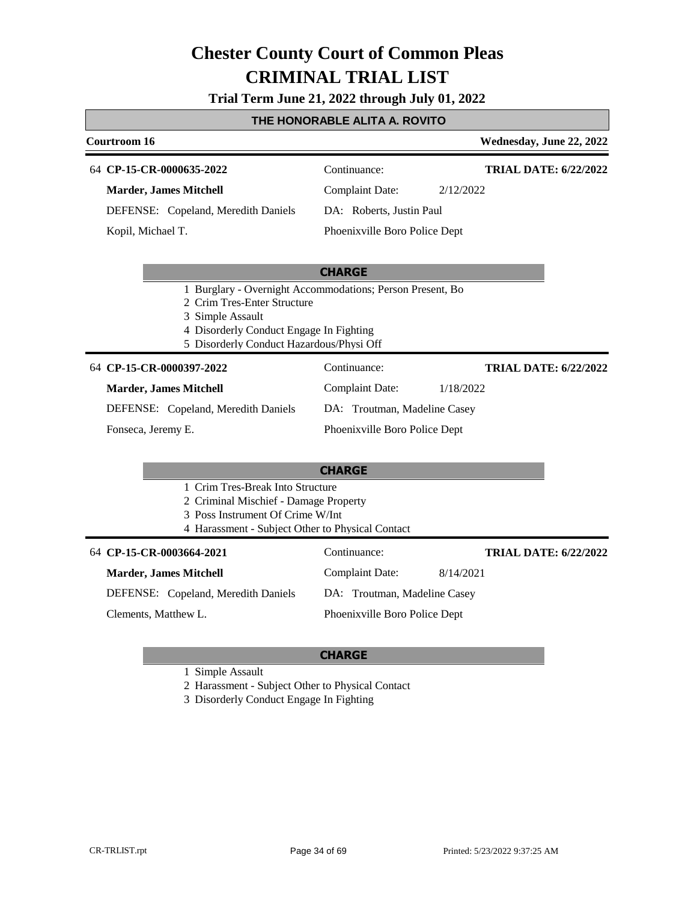# Chester County Court of Common Pleas
# CRIMINAL TRIAL LIST

**Trial Term June 21, 2022 through July 01, 2022**

## THE HONORABLE ALITA A. ROVITO

**Courtroom 16** — **Wednesday, June 22, 2022**

---

64 **CP-15-CR-0000635-2022**

**Marder, James Mitchell**

DEFENSE: Copeland, Meredith Daniels

Kopil, Michael T.

Continuance:

Complaint Date: 2/12/2022

DA: Roberts, Justin Paul

Phoenixville Boro Police Dept

**TRIAL DATE: 6/22/2022**

**CHARGE**

1 Burglary - Overnight Accommodations; Person Present, Bo
2 Crim Tres-Enter Structure
3 Simple Assault
4 Disorderly Conduct Engage In Fighting
5 Disorderly Conduct Hazardous/Physi Off

---

64 **CP-15-CR-0000397-2022**

**Marder, James Mitchell**

DEFENSE: Copeland, Meredith Daniels

Fonseca, Jeremy E.

Continuance:

Complaint Date: 1/18/2022

DA: Troutman, Madeline Casey

Phoenixville Boro Police Dept

**TRIAL DATE: 6/22/2022**

**CHARGE**

1 Crim Tres-Break Into Structure
2 Criminal Mischief - Damage Property
3 Poss Instrument Of Crime W/Int
4 Harassment - Subject Other to Physical Contact

---

64 **CP-15-CR-0003664-2021**

**Marder, James Mitchell**

DEFENSE: Copeland, Meredith Daniels

Clements, Matthew L.

Continuance:

Complaint Date: 8/14/2021

DA: Troutman, Madeline Casey

Phoenixville Boro Police Dept

**TRIAL DATE: 6/22/2022**

**CHARGE**

1 Simple Assault
2 Harassment - Subject Other to Physical Contact
3 Disorderly Conduct Engage In Fighting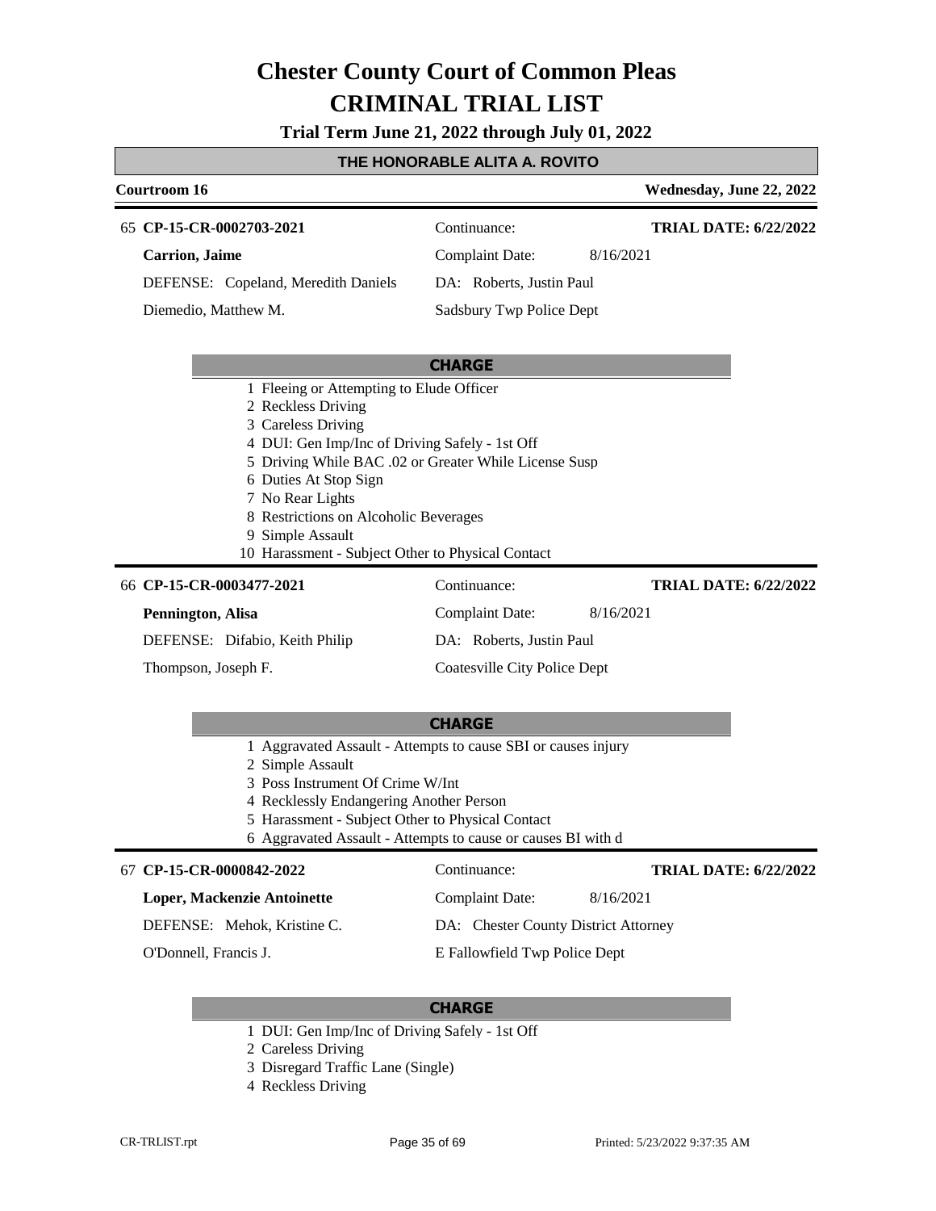# Chester County Court of Common Pleas
# CRIMINAL TRIAL LIST

**Trial Term June 21, 2022 through July 01, 2022**

## THE HONORABLE ALITA A. ROVITO

**Courtroom 16** — **Wednesday, June 22, 2022**

---

65 **CP-15-CR-0002703-2021** | Continuance: | **TRIAL DATE: 6/22/2022**

**Carrion, Jaime** | Complaint Date: 8/16/2021

DEFENSE: Copeland, Meredith Daniels | DA: Roberts, Justin Paul

Diemedio, Matthew M. | Sadsbury Twp Police Dept

**CHARGE**

1. Fleeing or Attempting to Elude Officer
2. Reckless Driving
3. Careless Driving
4. DUI: Gen Imp/Inc of Driving Safely - 1st Off
5. Driving While BAC .02 or Greater While License Susp
6. Duties At Stop Sign
7. No Rear Lights
8. Restrictions on Alcoholic Beverages
9. Simple Assault
10. Harassment - Subject Other to Physical Contact

---

66 **CP-15-CR-0003477-2021** | Continuance: | **TRIAL DATE: 6/22/2022**

**Pennington, Alisa** | Complaint Date: 8/16/2021

DEFENSE: Difabio, Keith Philip | DA: Roberts, Justin Paul

Thompson, Joseph F. | Coatesville City Police Dept

**CHARGE**

1. Aggravated Assault - Attempts to cause SBI or causes injury
2. Simple Assault
3. Poss Instrument Of Crime W/Int
4. Recklessly Endangering Another Person
5. Harassment - Subject Other to Physical Contact
6. Aggravated Assault - Attempts to cause or causes BI with d

---

67 **CP-15-CR-0000842-2022** | Continuance: | **TRIAL DATE: 6/22/2022**

**Loper, Mackenzie Antoinette** | Complaint Date: 8/16/2021

DEFENSE: Mehok, Kristine C. | DA: Chester County District Attorney

O'Donnell, Francis J. | E Fallowfield Twp Police Dept

**CHARGE**

1. DUI: Gen Imp/Inc of Driving Safely - 1st Off
2. Careless Driving
3. Disregard Traffic Lane (Single)
4. Reckless Driving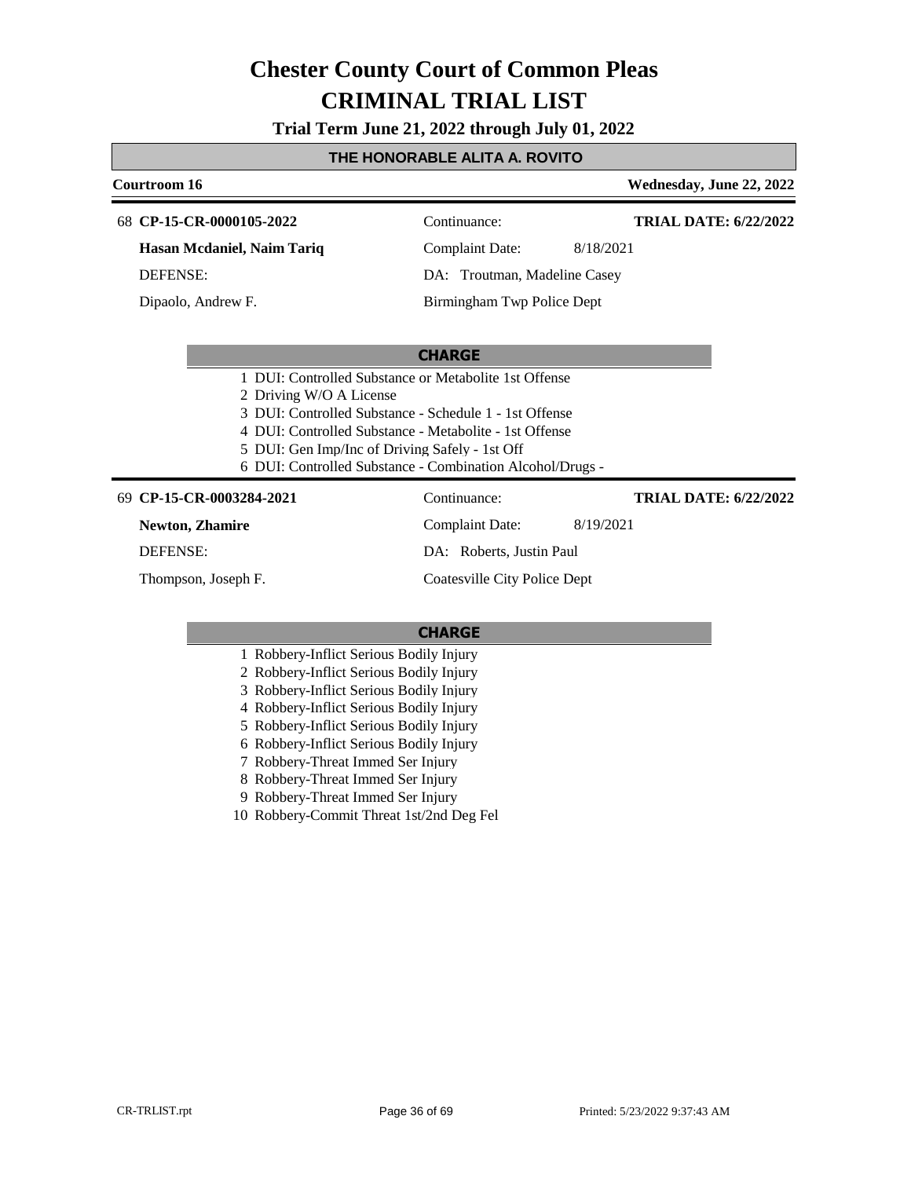# Chester County Court of Common Pleas
# CRIMINAL TRIAL LIST

**Trial Term June 21, 2022 through July 01, 2022**

**THE HONORABLE ALITA A. ROVITO**

**Courtroom 16** — **Wednesday, June 22, 2022**

---

68 **CP-15-CR-0000105-2022**

**Hasan Mcdaniel, Naim Tariq**

DEFENSE:

Dipaolo, Andrew F.

Continuance:

Complaint Date: 8/18/2021

DA: Troutman, Madeline Casey

Birmingham Twp Police Dept

**TRIAL DATE: 6/22/2022**

**CHARGE**

1 DUI: Controlled Substance or Metabolite 1st Offense
2 Driving W/O A License
3 DUI: Controlled Substance - Schedule 1 - 1st Offense
4 DUI: Controlled Substance - Metabolite - 1st Offense
5 DUI: Gen Imp/Inc of Driving Safely - 1st Off
6 DUI: Controlled Substance - Combination Alcohol/Drugs -

---

69 **CP-15-CR-0003284-2021**

**Newton, Zhamire**

DEFENSE:

Thompson, Joseph F.

Continuance:

Complaint Date: 8/19/2021

DA: Roberts, Justin Paul

Coatesville City Police Dept

**TRIAL DATE: 6/22/2022**

**CHARGE**

1 Robbery-Inflict Serious Bodily Injury
2 Robbery-Inflict Serious Bodily Injury
3 Robbery-Inflict Serious Bodily Injury
4 Robbery-Inflict Serious Bodily Injury
5 Robbery-Inflict Serious Bodily Injury
6 Robbery-Inflict Serious Bodily Injury
7 Robbery-Threat Immed Ser Injury
8 Robbery-Threat Immed Ser Injury
9 Robbery-Threat Immed Ser Injury
10 Robbery-Commit Threat 1st/2nd Deg Fel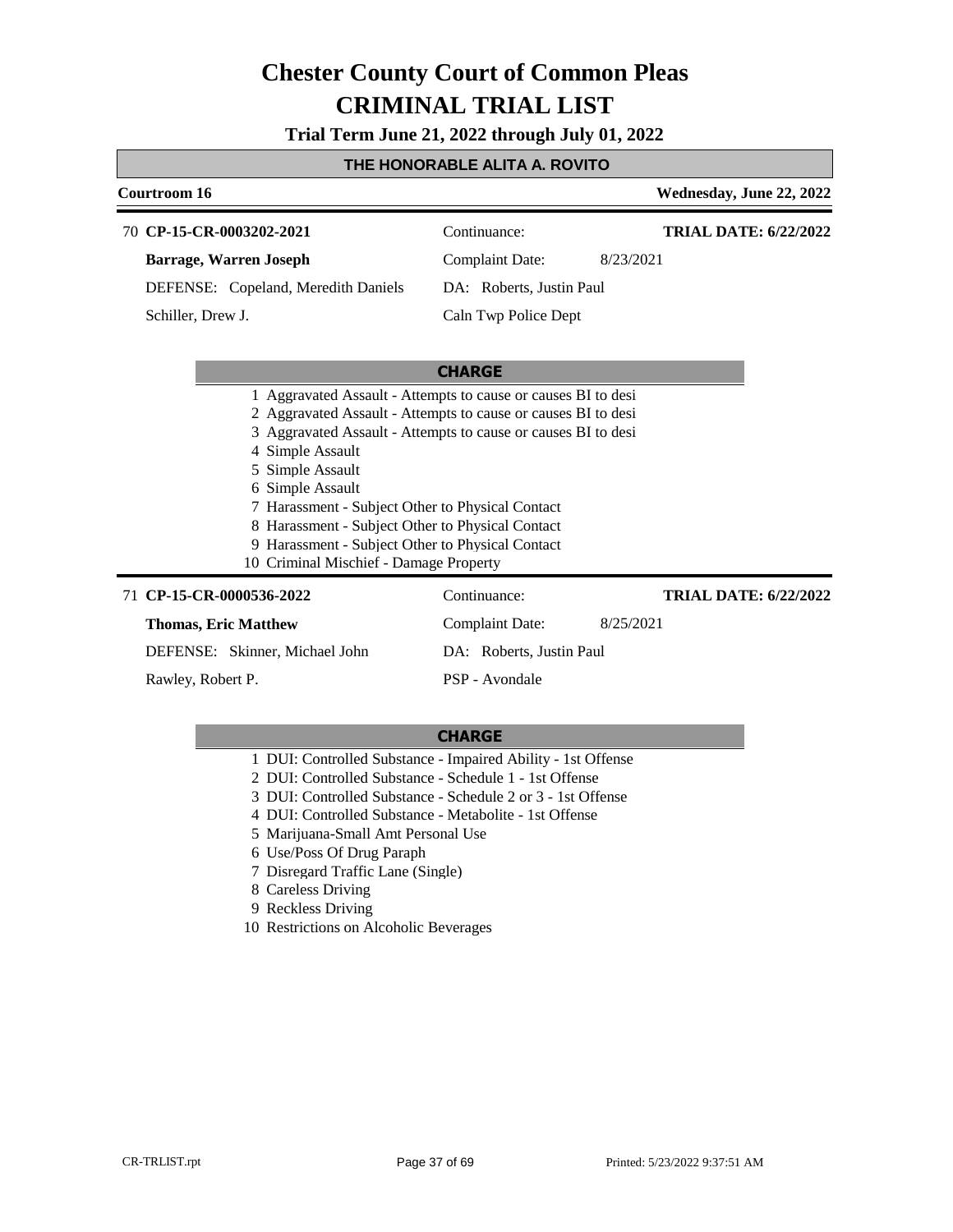# Chester County Court of Common Pleas
# CRIMINAL TRIAL LIST

**Trial Term June 21, 2022 through July 01, 2022**

**THE HONORABLE ALITA A. ROVITO**

**Courtroom 16** — **Wednesday, June 22, 2022**

---

70 **CP-15-CR-0003202-2021** | Continuance: | **TRIAL DATE: 6/22/2022**

**Barrage, Warren Joseph** | Complaint Date: 8/23/2021

DEFENSE: Copeland, Meredith Daniels | DA: Roberts, Justin Paul

Schiller, Drew J. | Caln Twp Police Dept

**CHARGE**

1. Aggravated Assault - Attempts to cause or causes BI to desi
2. Aggravated Assault - Attempts to cause or causes BI to desi
3. Aggravated Assault - Attempts to cause or causes BI to desi
4. Simple Assault
5. Simple Assault
6. Simple Assault
7. Harassment - Subject Other to Physical Contact
8. Harassment - Subject Other to Physical Contact
9. Harassment - Subject Other to Physical Contact
10. Criminal Mischief - Damage Property

---

71 **CP-15-CR-0000536-2022** | Continuance: | **TRIAL DATE: 6/22/2022**

**Thomas, Eric Matthew** | Complaint Date: 8/25/2021

DEFENSE: Skinner, Michael John | DA: Roberts, Justin Paul

Rawley, Robert P. | PSP - Avondale

**CHARGE**

1. DUI: Controlled Substance - Impaired Ability - 1st Offense
2. DUI: Controlled Substance - Schedule 1 - 1st Offense
3. DUI: Controlled Substance - Schedule 2 or 3 - 1st Offense
4. DUI: Controlled Substance - Metabolite - 1st Offense
5. Marijuana-Small Amt Personal Use
6. Use/Poss Of Drug Paraph
7. Disregard Traffic Lane (Single)
8. Careless Driving
9. Reckless Driving
10. Restrictions on Alcoholic Beverages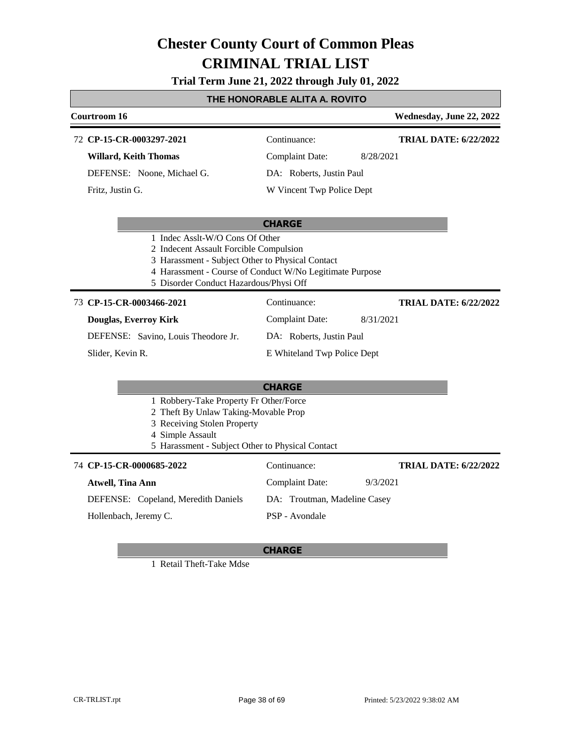# Chester County Court of Common Pleas
# CRIMINAL TRIAL LIST

**Trial Term June 21, 2022 through July 01, 2022**

**THE HONORABLE ALITA A. ROVITO**

**Courtroom 16** — **Wednesday, June 22, 2022**

---

72 **CP-15-CR-0003297-2021**

| | | |
|---|---|---|
| **Willard, Keith Thomas** | Continuance: | **TRIAL DATE: 6/22/2022** |
| DEFENSE: Noone, Michael G. | Complaint Date: 8/28/2021 | |
| Fritz, Justin G. | DA: Roberts, Justin Paul | |
| | W Vincent Twp Police Dept | |

**CHARGE**

1. Indec Asslt-W/O Cons Of Other
2. Indecent Assault Forcible Compulsion
3. Harassment - Subject Other to Physical Contact
4. Harassment - Course of Conduct W/No Legitimate Purpose
5. Disorder Conduct Hazardous/Physi Off

---

73 **CP-15-CR-0003466-2021**

| | | |
|---|---|---|
| **Douglas, Everroy Kirk** | Continuance: | **TRIAL DATE: 6/22/2022** |
| DEFENSE: Savino, Louis Theodore Jr. | Complaint Date: 8/31/2021 | |
| Slider, Kevin R. | DA: Roberts, Justin Paul | |
| | E Whiteland Twp Police Dept | |

**CHARGE**

1. Robbery-Take Property Fr Other/Force
2. Theft By Unlaw Taking-Movable Prop
3. Receiving Stolen Property
4. Simple Assault
5. Harassment - Subject Other to Physical Contact

---

74 **CP-15-CR-0000685-2022**

| | | |
|---|---|---|
| **Atwell, Tina Ann** | Continuance: | **TRIAL DATE: 6/22/2022** |
| DEFENSE: Copeland, Meredith Daniels | Complaint Date: 9/3/2021 | |
| Hollenbach, Jeremy C. | DA: Troutman, Madeline Casey | |
| | PSP - Avondale | |

**CHARGE**

1. Retail Theft-Take Mdse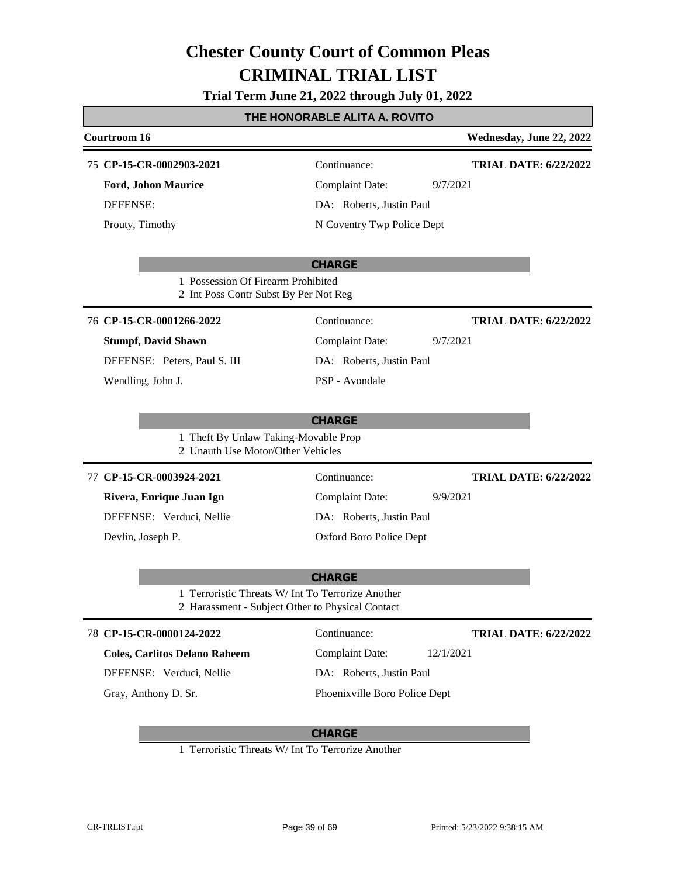# Chester County Court of Common Pleas
# CRIMINAL TRIAL LIST

**Trial Term June 21, 2022 through July 01, 2022**

**THE HONORABLE ALITA A. ROVITO**

**Courtroom 16** — **Wednesday, June 22, 2022**

---

75 **CP-15-CR-0002903-2021** — Continuance: — **TRIAL DATE: 6/22/2022**

**Ford, Johon Maurice** — Complaint Date: 9/7/2021

DEFENSE: — DA: Roberts, Justin Paul

Prouty, Timothy — N Coventry Twp Police Dept

**CHARGE**

1 Possession Of Firearm Prohibited
2 Int Poss Contr Subst By Per Not Reg

---

76 **CP-15-CR-0001266-2022** — Continuance: — **TRIAL DATE: 6/22/2022**

**Stumpf, David Shawn** — Complaint Date: 9/7/2021

DEFENSE: Peters, Paul S. III — DA: Roberts, Justin Paul

Wendling, John J. — PSP - Avondale

**CHARGE**

1 Theft By Unlaw Taking-Movable Prop
2 Unauth Use Motor/Other Vehicles

---

77 **CP-15-CR-0003924-2021** — Continuance: — **TRIAL DATE: 6/22/2022**

**Rivera, Enrique Juan Ign** — Complaint Date: 9/9/2021

DEFENSE: Verduci, Nellie — DA: Roberts, Justin Paul

Devlin, Joseph P. — Oxford Boro Police Dept

**CHARGE**

1 Terroristic Threats W/ Int To Terrorize Another
2 Harassment - Subject Other to Physical Contact

---

78 **CP-15-CR-0000124-2022** — Continuance: — **TRIAL DATE: 6/22/2022**

**Coles, Carlitos Delano Raheem** — Complaint Date: 12/1/2021

DEFENSE: Verduci, Nellie — DA: Roberts, Justin Paul

Gray, Anthony D. Sr. — Phoenixville Boro Police Dept

**CHARGE**

1 Terroristic Threats W/ Int To Terrorize Another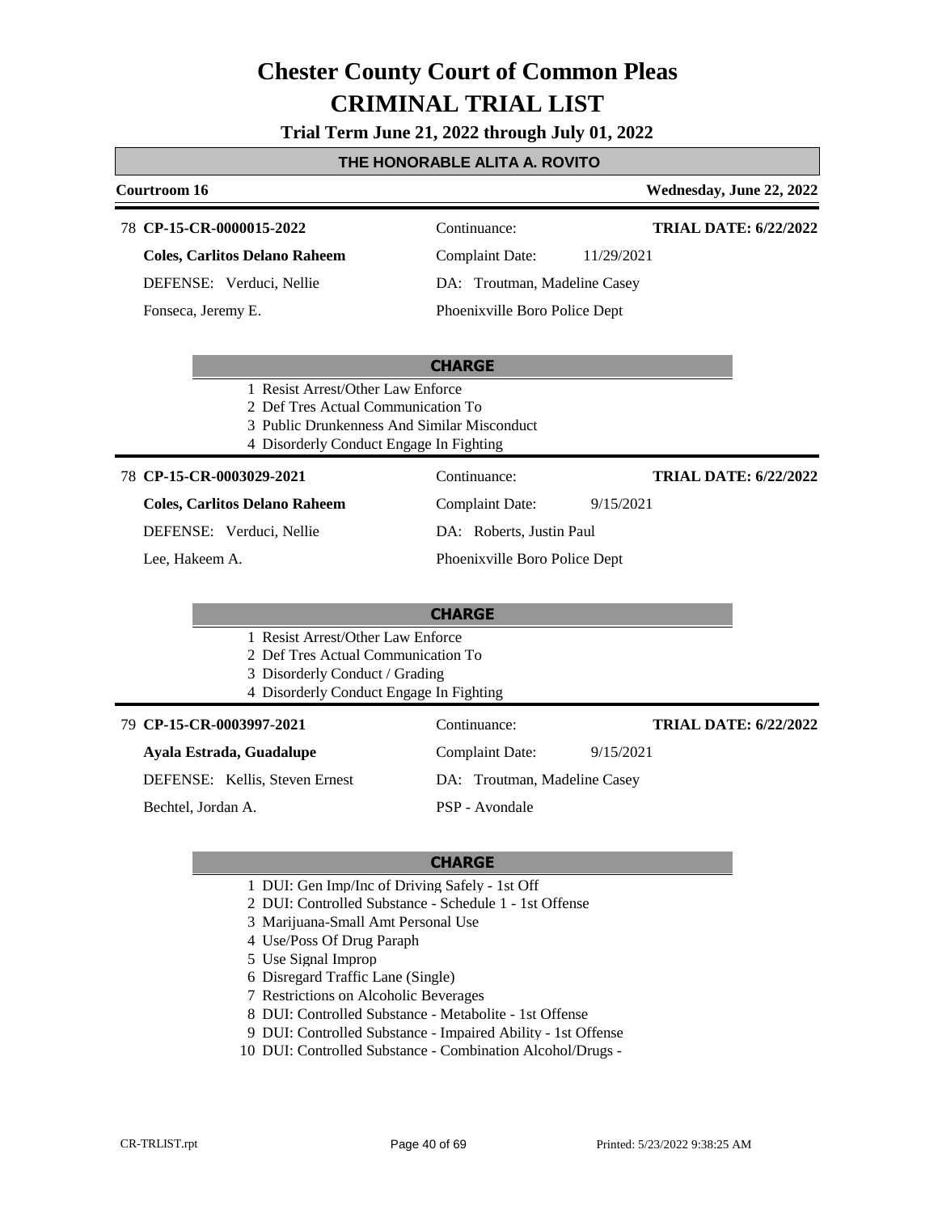# Chester County Court of Common Pleas
# CRIMINAL TRIAL LIST

**Trial Term June 21, 2022 through July 01, 2022**

## THE HONORABLE ALITA A. ROVITO

**Courtroom 16** — **Wednesday, June 22, 2022**

---

78 **CP-15-CR-0000015-2022** | Continuance: | **TRIAL DATE: 6/22/2022**

**Coles, Carlitos Delano Raheem** | Complaint Date: 11/29/2021

DEFENSE: Verduci, Nellie | DA: Troutman, Madeline Casey

Fonseca, Jeremy E. | Phoenixville Boro Police Dept

**CHARGE**

1 Resist Arrest/Other Law Enforce
2 Def Tres Actual Communication To
3 Public Drunkenness And Similar Misconduct
4 Disorderly Conduct Engage In Fighting

---

78 **CP-15-CR-0003029-2021** | Continuance: | **TRIAL DATE: 6/22/2022**

**Coles, Carlitos Delano Raheem** | Complaint Date: 9/15/2021

DEFENSE: Verduci, Nellie | DA: Roberts, Justin Paul

Lee, Hakeem A. | Phoenixville Boro Police Dept

**CHARGE**

1 Resist Arrest/Other Law Enforce
2 Def Tres Actual Communication To
3 Disorderly Conduct / Grading
4 Disorderly Conduct Engage In Fighting

---

79 **CP-15-CR-0003997-2021** | Continuance: | **TRIAL DATE: 6/22/2022**

**Ayala Estrada, Guadalupe** | Complaint Date: 9/15/2021

DEFENSE: Kellis, Steven Ernest | DA: Troutman, Madeline Casey

Bechtel, Jordan A. | PSP - Avondale

**CHARGE**

1 DUI: Gen Imp/Inc of Driving Safely - 1st Off
2 DUI: Controlled Substance - Schedule 1 - 1st Offense
3 Marijuana-Small Amt Personal Use
4 Use/Poss Of Drug Paraph
5 Use Signal Improp
6 Disregard Traffic Lane (Single)
7 Restrictions on Alcoholic Beverages
8 DUI: Controlled Substance - Metabolite - 1st Offense
9 DUI: Controlled Substance - Impaired Ability - 1st Offense
10 DUI: Controlled Substance - Combination Alcohol/Drugs -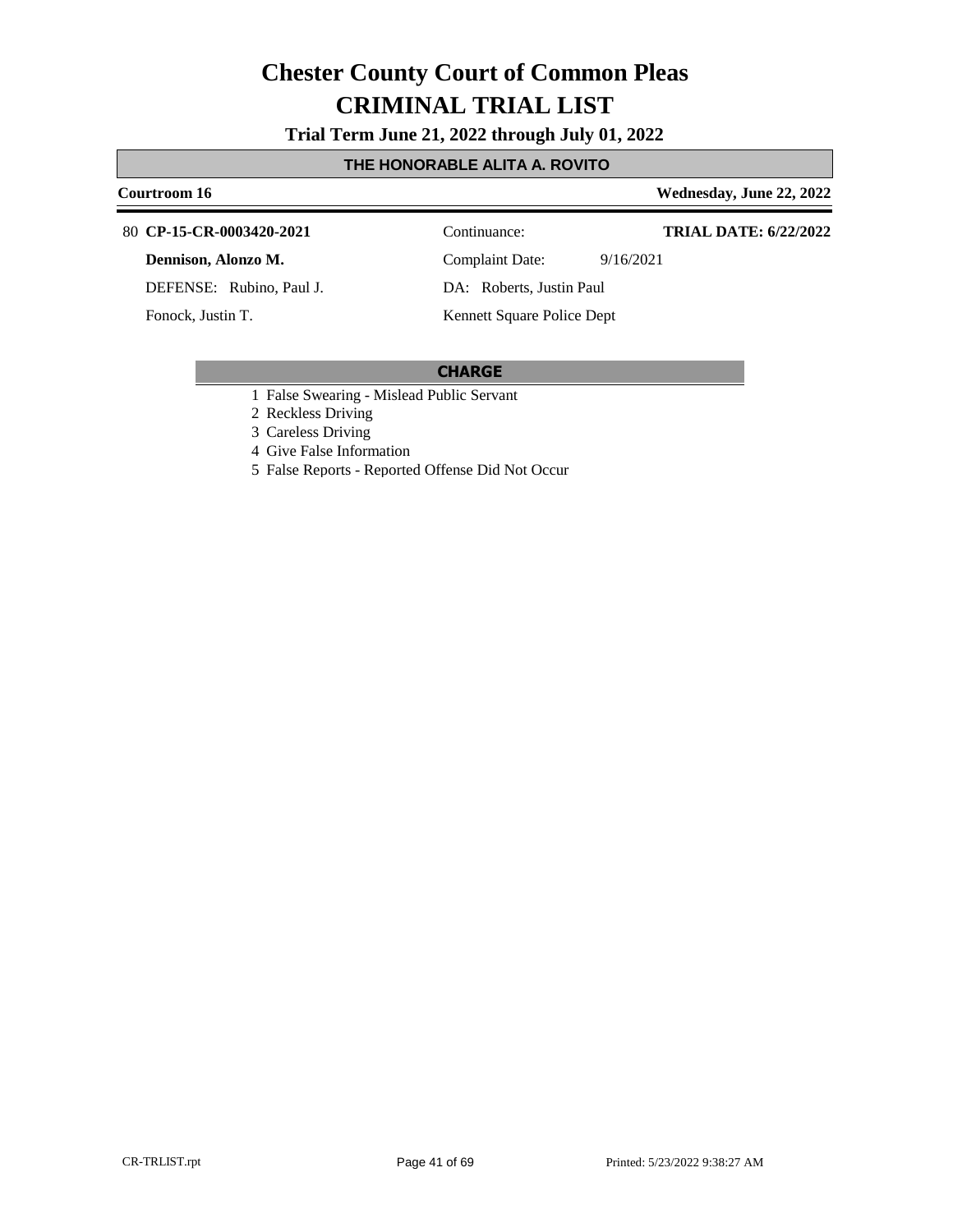# Chester County Court of Common Pleas
# CRIMINAL TRIAL LIST

**Trial Term June 21, 2022 through July 01, 2022**

**THE HONORABLE ALITA A. ROVITO**

**Courtroom 16** — **Wednesday, June 22, 2022**

80 **CP-15-CR-0003420-2021** — Continuance: — **TRIAL DATE: 6/22/2022**

**Dennison, Alonzo M.** — Complaint Date: 9/16/2021

DEFENSE: Rubino, Paul J. — DA: Roberts, Justin Paul

Fonock, Justin T. — Kennett Square Police Dept

**CHARGE**

1 False Swearing - Mislead Public Servant
2 Reckless Driving
3 Careless Driving
4 Give False Information
5 False Reports - Reported Offense Did Not Occur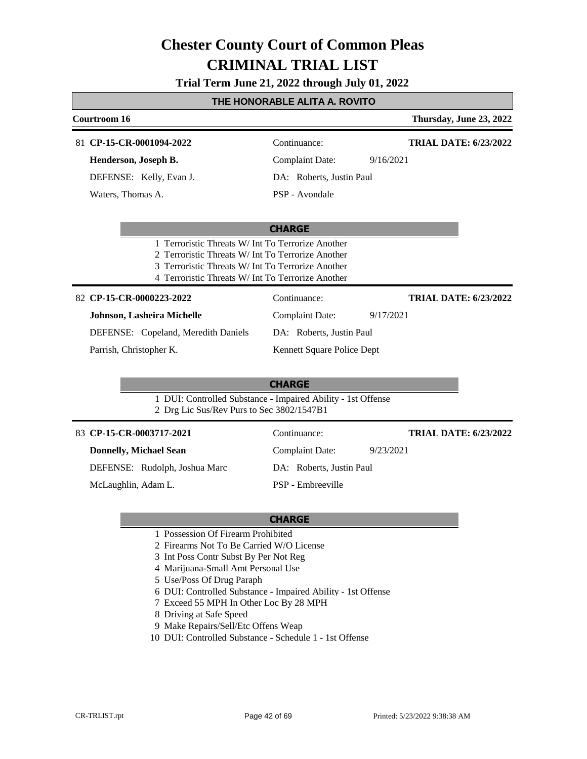# Chester County Court of Common Pleas
# CRIMINAL TRIAL LIST

**Trial Term June 21, 2022 through July 01, 2022**

**THE HONORABLE ALITA A. ROVITO**

**Courtroom 16** — **Thursday, June 23, 2022**

---

81 **CP-15-CR-0001094-2022** — Continuance: — **TRIAL DATE: 6/23/2022**

**Henderson, Joseph B.** — Complaint Date: 9/16/2021

DEFENSE: Kelly, Evan J. — DA: Roberts, Justin Paul

Waters, Thomas A. — PSP - Avondale

**CHARGE**

1 Terroristic Threats W/ Int To Terrorize Another
2 Terroristic Threats W/ Int To Terrorize Another
3 Terroristic Threats W/ Int To Terrorize Another
4 Terroristic Threats W/ Int To Terrorize Another

---

82 **CP-15-CR-0000223-2022** — Continuance: — **TRIAL DATE: 6/23/2022**

**Johnson, Lasheira Michelle** — Complaint Date: 9/17/2021

DEFENSE: Copeland, Meredith Daniels — DA: Roberts, Justin Paul

Parrish, Christopher K. — Kennett Square Police Dept

**CHARGE**

1 DUI: Controlled Substance - Impaired Ability - 1st Offense
2 Drg Lic Sus/Rev Purs to Sec 3802/1547B1

---

83 **CP-15-CR-0003717-2021** — Continuance: — **TRIAL DATE: 6/23/2022**

**Donnelly, Michael Sean** — Complaint Date: 9/23/2021

DEFENSE: Rudolph, Joshua Marc — DA: Roberts, Justin Paul

McLaughlin, Adam L. — PSP - Embreeville

**CHARGE**

1 Possession Of Firearm Prohibited
2 Firearms Not To Be Carried W/O License
3 Int Poss Contr Subst By Per Not Reg
4 Marijuana-Small Amt Personal Use
5 Use/Poss Of Drug Paraph
6 DUI: Controlled Substance - Impaired Ability - 1st Offense
7 Exceed 55 MPH In Other Loc By 28 MPH
8 Driving at Safe Speed
9 Make Repairs/Sell/Etc Offens Weap
10 DUI: Controlled Substance - Schedule 1 - 1st Offense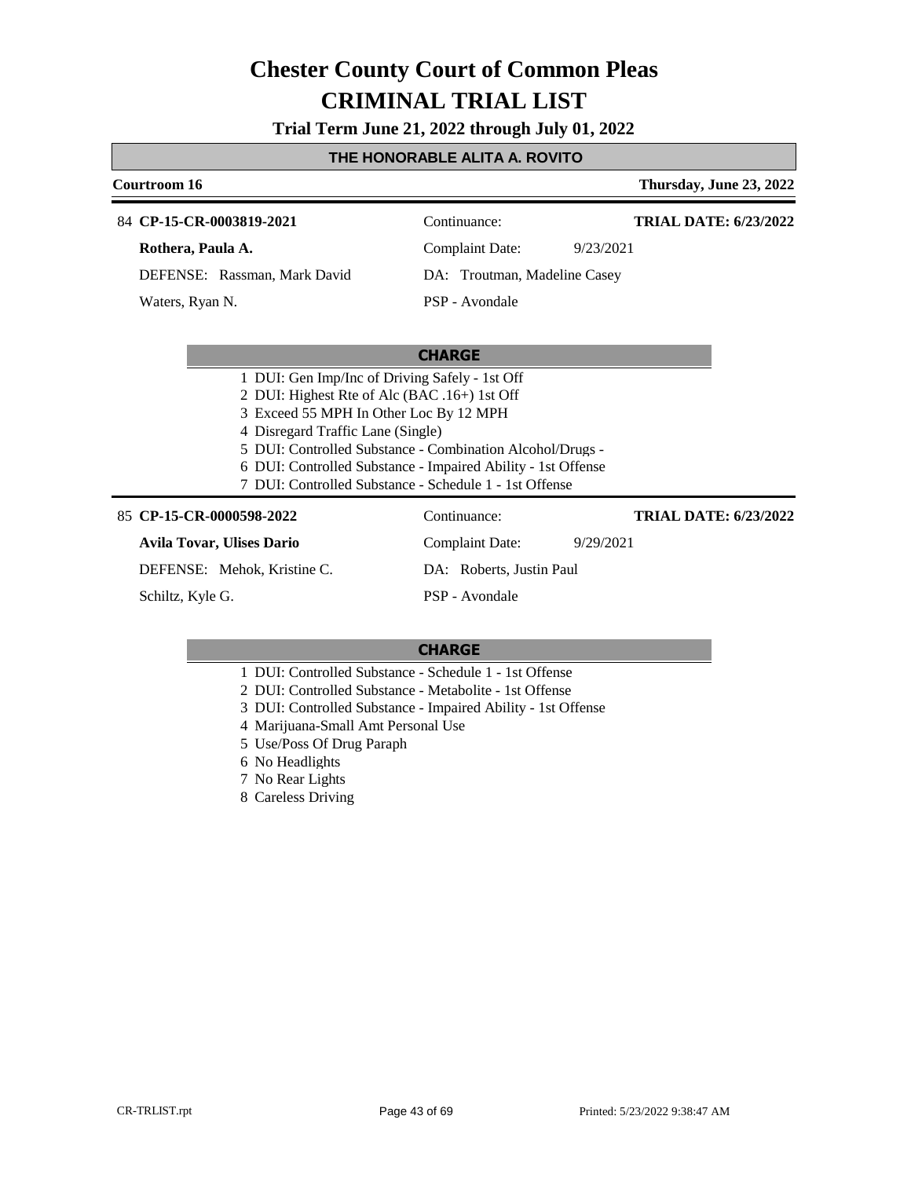# Chester County Court of Common Pleas
# CRIMINAL TRIAL LIST

**Trial Term June 21, 2022 through July 01, 2022**

## THE HONORABLE ALITA A. ROVITO

**Courtroom 16** — **Thursday, June 23, 2022**

---

84 **CP-15-CR-0003819-2021** | Continuance: | **TRIAL DATE: 6/23/2022**

**Rothera, Paula A.** | Complaint Date: 9/23/2021

DEFENSE: Rassman, Mark David | DA: Troutman, Madeline Casey

Waters, Ryan N. | PSP - Avondale

**CHARGE**

1 DUI: Gen Imp/Inc of Driving Safely - 1st Off
2 DUI: Highest Rte of Alc (BAC .16+) 1st Off
3 Exceed 55 MPH In Other Loc By 12 MPH
4 Disregard Traffic Lane (Single)
5 DUI: Controlled Substance - Combination Alcohol/Drugs -
6 DUI: Controlled Substance - Impaired Ability - 1st Offense
7 DUI: Controlled Substance - Schedule 1 - 1st Offense

---

85 **CP-15-CR-0000598-2022** | Continuance: | **TRIAL DATE: 6/23/2022**

**Avila Tovar, Ulises Dario** | Complaint Date: 9/29/2021

DEFENSE: Mehok, Kristine C. | DA: Roberts, Justin Paul

Schiltz, Kyle G. | PSP - Avondale

**CHARGE**

1 DUI: Controlled Substance - Schedule 1 - 1st Offense
2 DUI: Controlled Substance - Metabolite - 1st Offense
3 DUI: Controlled Substance - Impaired Ability - 1st Offense
4 Marijuana-Small Amt Personal Use
5 Use/Poss Of Drug Paraph
6 No Headlights
7 No Rear Lights
8 Careless Driving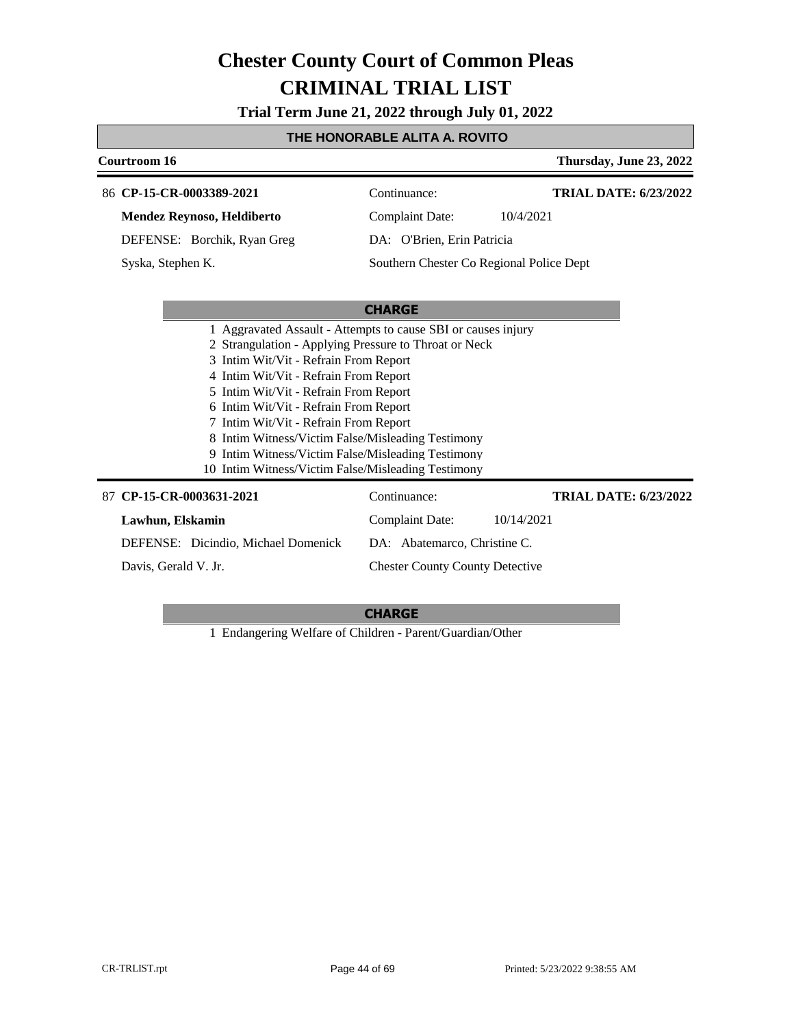# Chester County Court of Common Pleas
# CRIMINAL TRIAL LIST

**Trial Term June 21, 2022 through July 01, 2022**

**THE HONORABLE ALITA A. ROVITO**

**Courtroom 16** — **Thursday, June 23, 2022**

---

86 **CP-15-CR-0003389-2021** — Continuance: — **TRIAL DATE: 6/23/2022**

**Mendez Reynoso, Heldiberto** — Complaint Date: 10/4/2021

DEFENSE: Borchik, Ryan Greg — DA: O'Brien, Erin Patricia

Syska, Stephen K. — Southern Chester Co Regional Police Dept

**CHARGE**

1 Aggravated Assault - Attempts to cause SBI or causes injury
2 Strangulation - Applying Pressure to Throat or Neck
3 Intim Wit/Vit - Refrain From Report
4 Intim Wit/Vit - Refrain From Report
5 Intim Wit/Vit - Refrain From Report
6 Intim Wit/Vit - Refrain From Report
7 Intim Wit/Vit - Refrain From Report
8 Intim Witness/Victim False/Misleading Testimony
9 Intim Witness/Victim False/Misleading Testimony
10 Intim Witness/Victim False/Misleading Testimony

---

87 **CP-15-CR-0003631-2021** — Continuance: — **TRIAL DATE: 6/23/2022**

**Lawhun, Elskamin** — Complaint Date: 10/14/2021

DEFENSE: Dicindio, Michael Domenick — DA: Abatemarco, Christine C.

Davis, Gerald V. Jr. — Chester County County Detective

**CHARGE**

1 Endangering Welfare of Children - Parent/Guardian/Other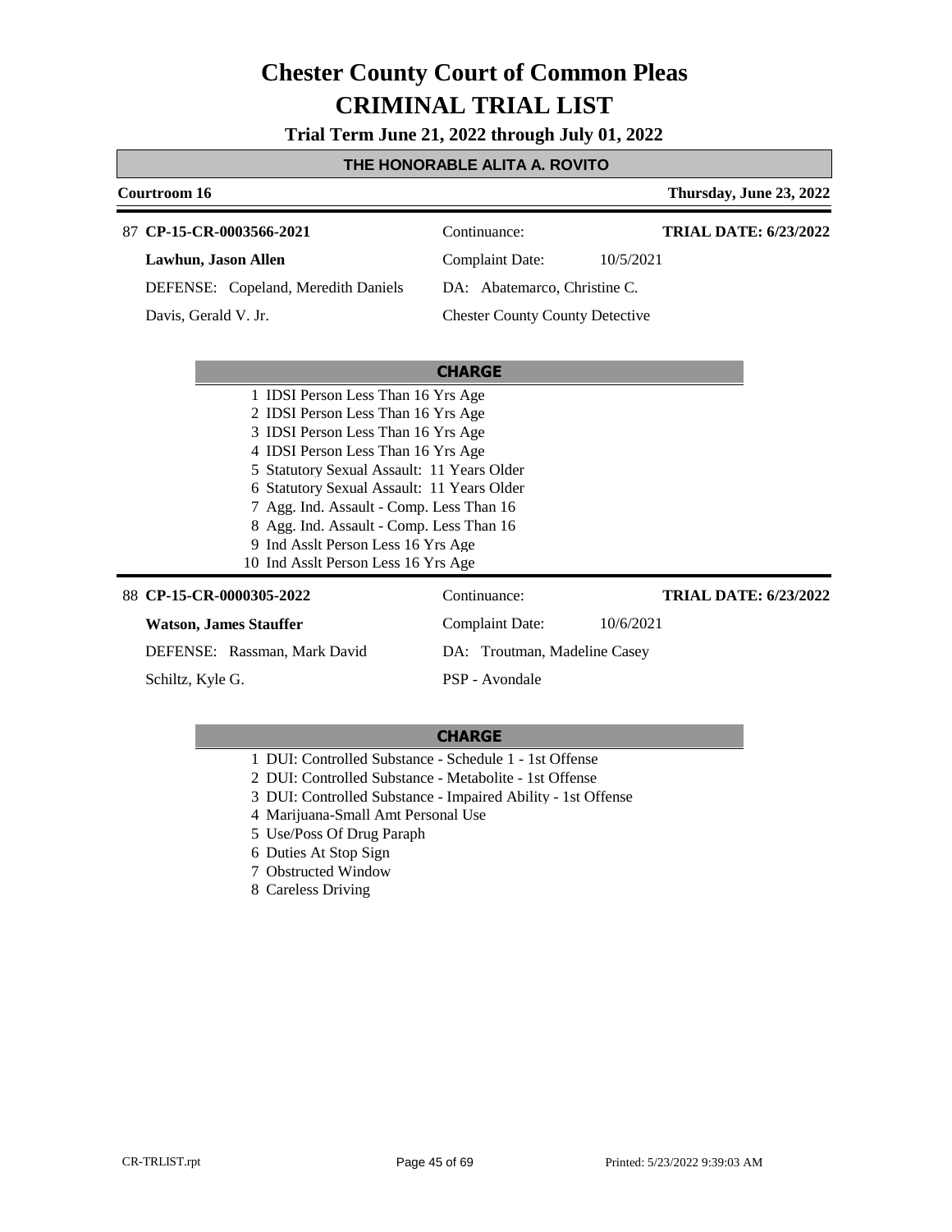# Chester County Court of Common Pleas
# CRIMINAL TRIAL LIST

**Trial Term June 21, 2022 through July 01, 2022**

## THE HONORABLE ALITA A. ROVITO

**Courtroom 16** — **Thursday, June 23, 2022**

---

87 **CP-15-CR-0003566-2021** — Continuance: — **TRIAL DATE: 6/23/2022**

**Lawhun, Jason Allen** — Complaint Date: 10/5/2021

DEFENSE: Copeland, Meredith Daniels — DA: Abatemarco, Christine C.

Davis, Gerald V. Jr. — Chester County County Detective

**CHARGE**

1 IDSI Person Less Than 16 Yrs Age
2 IDSI Person Less Than 16 Yrs Age
3 IDSI Person Less Than 16 Yrs Age
4 IDSI Person Less Than 16 Yrs Age
5 Statutory Sexual Assault: 11 Years Older
6 Statutory Sexual Assault: 11 Years Older
7 Agg. Ind. Assault - Comp. Less Than 16
8 Agg. Ind. Assault - Comp. Less Than 16
9 Ind Asslt Person Less 16 Yrs Age
10 Ind Asslt Person Less 16 Yrs Age

---

88 **CP-15-CR-0000305-2022** — Continuance: — **TRIAL DATE: 6/23/2022**

**Watson, James Stauffer** — Complaint Date: 10/6/2021

DEFENSE: Rassman, Mark David — DA: Troutman, Madeline Casey

Schiltz, Kyle G. — PSP - Avondale

**CHARGE**

1 DUI: Controlled Substance - Schedule 1 - 1st Offense
2 DUI: Controlled Substance - Metabolite - 1st Offense
3 DUI: Controlled Substance - Impaired Ability - 1st Offense
4 Marijuana-Small Amt Personal Use
5 Use/Poss Of Drug Paraph
6 Duties At Stop Sign
7 Obstructed Window
8 Careless Driving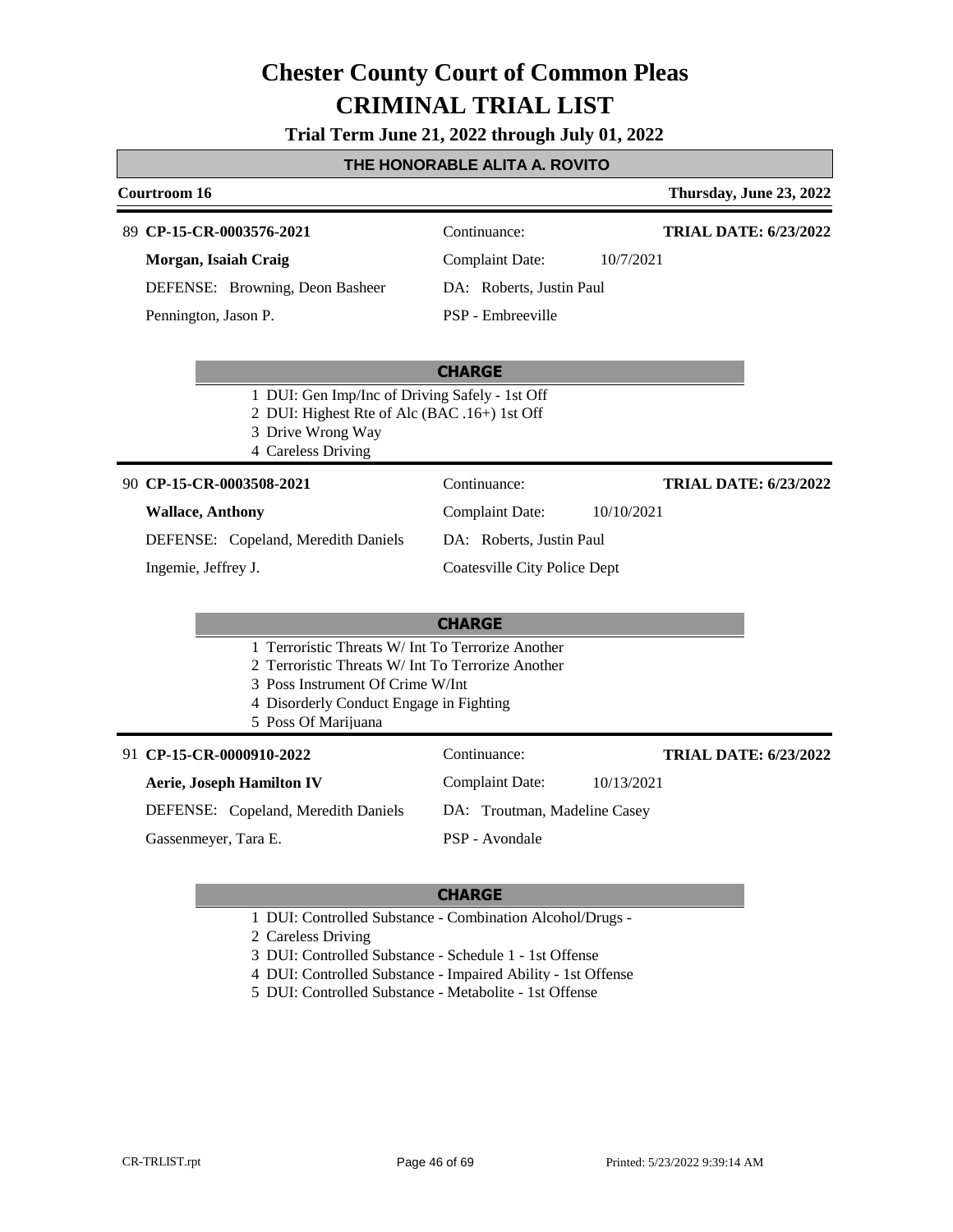# Chester County Court of Common Pleas

# CRIMINAL TRIAL LIST

**Trial Term June 21, 2022 through July 01, 2022**

**THE HONORABLE ALITA A. ROVITO**

**Courtroom 16** | **Thursday, June 23, 2022**

---

89 **CP-15-CR-0003576-2021**

**Morgan, Isaiah Craig**

DEFENSE: Browning, Deon Basheer

Pennington, Jason P.

Continuance:

Complaint Date: 10/7/2021

DA: Roberts, Justin Paul

PSP - Embreeville

**TRIAL DATE: 6/23/2022**

**CHARGE**

1. DUI: Gen Imp/Inc of Driving Safely - 1st Off
2. DUI: Highest Rte of Alc (BAC .16+) 1st Off
3. Drive Wrong Way
4. Careless Driving

---

90 **CP-15-CR-0003508-2021**

**Wallace, Anthony**

DEFENSE: Copeland, Meredith Daniels

Ingemie, Jeffrey J.

Continuance:

Complaint Date: 10/10/2021

DA: Roberts, Justin Paul

Coatesville City Police Dept

**TRIAL DATE: 6/23/2022**

**CHARGE**

1. Terroristic Threats W/ Int To Terrorize Another
2. Terroristic Threats W/ Int To Terrorize Another
3. Poss Instrument Of Crime W/Int
4. Disorderly Conduct Engage in Fighting
5. Poss Of Marijuana

---

91 **CP-15-CR-0000910-2022**

**Aerie, Joseph Hamilton IV**

DEFENSE: Copeland, Meredith Daniels

Gassenmeyer, Tara E.

Continuance:

Complaint Date: 10/13/2021

DA: Troutman, Madeline Casey

PSP - Avondale

**TRIAL DATE: 6/23/2022**

**CHARGE**

1. DUI: Controlled Substance - Combination Alcohol/Drugs -
2. Careless Driving
3. DUI: Controlled Substance - Schedule 1 - 1st Offense
4. DUI: Controlled Substance - Impaired Ability - 1st Offense
5. DUI: Controlled Substance - Metabolite - 1st Offense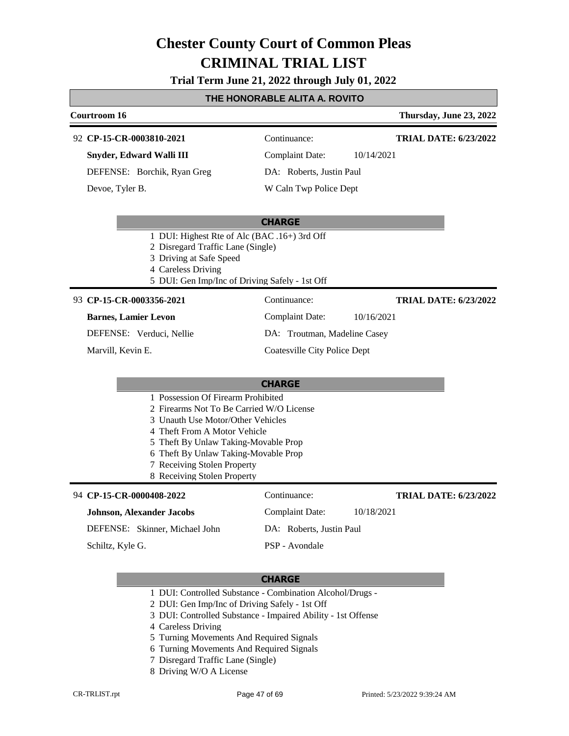# Chester County Court of Common Pleas
# CRIMINAL TRIAL LIST

**Trial Term June 21, 2022 through July 01, 2022**

**THE HONORABLE ALITA A. ROVITO**

**Courtroom 16** | **Thursday, June 23, 2022**

---

92 **CP-15-CR-0003810-2021**

**Snyder, Edward Walli III**

DEFENSE: Borchik, Ryan Greg

Devoe, Tyler B.

Continuance:

Complaint Date: 10/14/2021

DA: Roberts, Justin Paul

W Caln Twp Police Dept

**TRIAL DATE: 6/23/2022**

**CHARGE**

1. DUI: Highest Rte of Alc (BAC .16+) 3rd Off
2. Disregard Traffic Lane (Single)
3. Driving at Safe Speed
4. Careless Driving
5. DUI: Gen Imp/Inc of Driving Safely - 1st Off

---

93 **CP-15-CR-0003356-2021**

**Barnes, Lamier Levon**

DEFENSE: Verduci, Nellie

Marvill, Kevin E.

Continuance:

Complaint Date: 10/16/2021

DA: Troutman, Madeline Casey

Coatesville City Police Dept

**TRIAL DATE: 6/23/2022**

**CHARGE**

1. Possession Of Firearm Prohibited
2. Firearms Not To Be Carried W/O License
3. Unauth Use Motor/Other Vehicles
4. Theft From A Motor Vehicle
5. Theft By Unlaw Taking-Movable Prop
6. Theft By Unlaw Taking-Movable Prop
7. Receiving Stolen Property
8. Receiving Stolen Property

---

94 **CP-15-CR-0000408-2022**

**Johnson, Alexander Jacobs**

DEFENSE: Skinner, Michael John

Schiltz, Kyle G.

Continuance:

Complaint Date: 10/18/2021

DA: Roberts, Justin Paul

PSP - Avondale

**TRIAL DATE: 6/23/2022**

**CHARGE**

1. DUI: Controlled Substance - Combination Alcohol/Drugs -
2. DUI: Gen Imp/Inc of Driving Safely - 1st Off
3. DUI: Controlled Substance - Impaired Ability - 1st Offense
4. Careless Driving
5. Turning Movements And Required Signals
6. Turning Movements And Required Signals
7. Disregard Traffic Lane (Single)
8. Driving W/O A License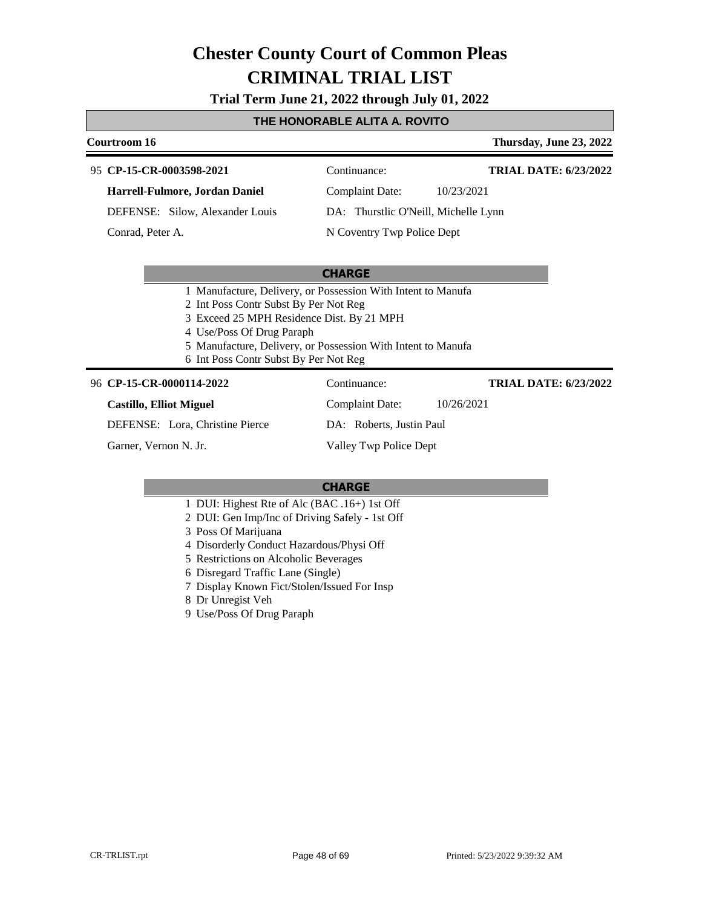# Chester County Court of Common Pleas
# CRIMINAL TRIAL LIST

**Trial Term June 21, 2022 through July 01, 2022**

**THE HONORABLE ALITA A. ROVITO**

**Courtroom 16** — **Thursday, June 23, 2022**

---

95 **CP-15-CR-0003598-2021**

**Harrell-Fulmore, Jordan Daniel**

DEFENSE: Silow, Alexander Louis

Conrad, Peter A.

Continuance:

**TRIAL DATE: 6/23/2022**

Complaint Date: 10/23/2021

DA: Thurstlic O'Neill, Michelle Lynn

N Coventry Twp Police Dept

**CHARGE**

1. Manufacture, Delivery, or Possession With Intent to Manufa
2. Int Poss Contr Subst By Per Not Reg
3. Exceed 25 MPH Residence Dist. By 21 MPH
4. Use/Poss Of Drug Paraph
5. Manufacture, Delivery, or Possession With Intent to Manufa
6. Int Poss Contr Subst By Per Not Reg

---

96 **CP-15-CR-0000114-2022**

**Castillo, Elliot Miguel**

DEFENSE: Lora, Christine Pierce

Garner, Vernon N. Jr.

Continuance:

**TRIAL DATE: 6/23/2022**

Complaint Date: 10/26/2021

DA: Roberts, Justin Paul

Valley Twp Police Dept

**CHARGE**

1. DUI: Highest Rte of Alc (BAC .16+) 1st Off
2. DUI: Gen Imp/Inc of Driving Safely - 1st Off
3. Poss Of Marijuana
4. Disorderly Conduct Hazardous/Physi Off
5. Restrictions on Alcoholic Beverages
6. Disregard Traffic Lane (Single)
7. Display Known Fict/Stolen/Issued For Insp
8. Dr Unregist Veh
9. Use/Poss Of Drug Paraph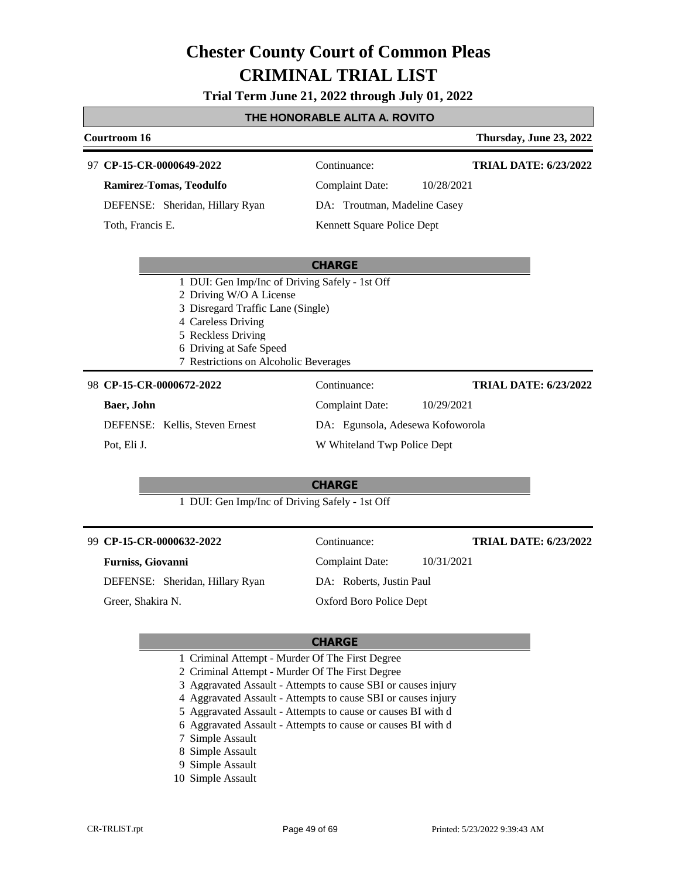# Chester County Court of Common Pleas
# CRIMINAL TRIAL LIST

**Trial Term June 21, 2022 through July 01, 2022**

**THE HONORABLE ALITA A. ROVITO**

**Courtroom 16** — **Thursday, June 23, 2022**

---

97 **CP-15-CR-0000649-2022** — Continuance: — **TRIAL DATE: 6/23/2022**

**Ramirez-Tomas, Teodulfo** — Complaint Date: 10/28/2021

DEFENSE: Sheridan, Hillary Ryan — DA: Troutman, Madeline Casey

Toth, Francis E. — Kennett Square Police Dept

**CHARGE**

1. DUI: Gen Imp/Inc of Driving Safely - 1st Off
2. Driving W/O A License
3. Disregard Traffic Lane (Single)
4. Careless Driving
5. Reckless Driving
6. Driving at Safe Speed
7. Restrictions on Alcoholic Beverages

---

98 **CP-15-CR-0000672-2022** — Continuance: — **TRIAL DATE: 6/23/2022**

**Baer, John** — Complaint Date: 10/29/2021

DEFENSE: Kellis, Steven Ernest — DA: Egunsola, Adesewa Kofoworola

Pot, Eli J. — W Whiteland Twp Police Dept

**CHARGE**

1. DUI: Gen Imp/Inc of Driving Safely - 1st Off

---

99 **CP-15-CR-0000632-2022** — Continuance: — **TRIAL DATE: 6/23/2022**

**Furniss, Giovanni** — Complaint Date: 10/31/2021

DEFENSE: Sheridan, Hillary Ryan — DA: Roberts, Justin Paul

Greer, Shakira N. — Oxford Boro Police Dept

**CHARGE**

1. Criminal Attempt - Murder Of The First Degree
2. Criminal Attempt - Murder Of The First Degree
3. Aggravated Assault - Attempts to cause SBI or causes injury
4. Aggravated Assault - Attempts to cause SBI or causes injury
5. Aggravated Assault - Attempts to cause or causes BI with d
6. Aggravated Assault - Attempts to cause or causes BI with d
7. Simple Assault
8. Simple Assault
9. Simple Assault
10. Simple Assault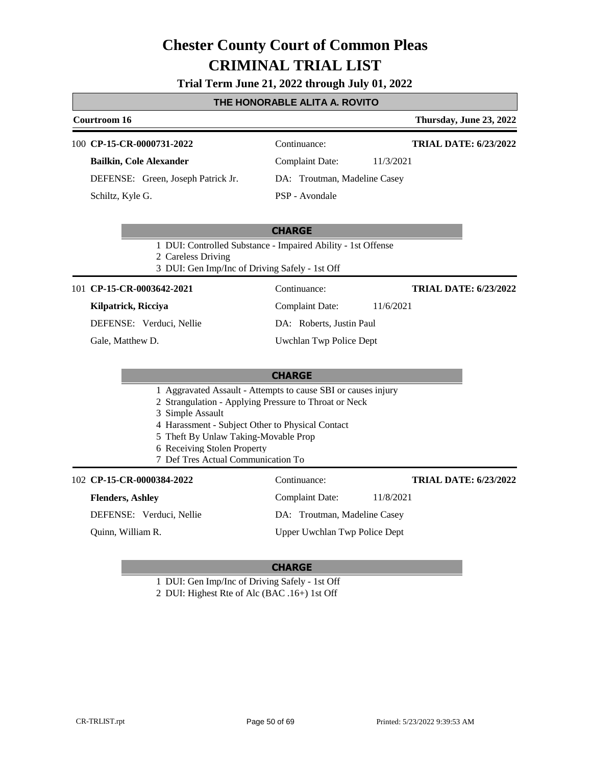# Chester County Court of Common Pleas

# CRIMINAL TRIAL LIST

**Trial Term June 21, 2022 through July 01, 2022**

## THE HONORABLE ALITA A. ROVITO

**Courtroom 16** — **Thursday, June 23, 2022**

---

100 **CP-15-CR-0000731-2022** — Continuance: — **TRIAL DATE: 6/23/2022**

**Bailkin, Cole Alexander** — Complaint Date: 11/3/2021

DEFENSE: Green, Joseph Patrick Jr. — DA: Troutman, Madeline Casey

Schiltz, Kyle G. — PSP - Avondale

**CHARGE**

1 DUI: Controlled Substance - Impaired Ability - 1st Offense
2 Careless Driving
3 DUI: Gen Imp/Inc of Driving Safely - 1st Off

---

101 **CP-15-CR-0003642-2021** — Continuance: — **TRIAL DATE: 6/23/2022**

**Kilpatrick, Ricciya** — Complaint Date: 11/6/2021

DEFENSE: Verduci, Nellie — DA: Roberts, Justin Paul

Gale, Matthew D. — Uwchlan Twp Police Dept

**CHARGE**

1 Aggravated Assault - Attempts to cause SBI or causes injury
2 Strangulation - Applying Pressure to Throat or Neck
3 Simple Assault
4 Harassment - Subject Other to Physical Contact
5 Theft By Unlaw Taking-Movable Prop
6 Receiving Stolen Property
7 Def Tres Actual Communication To

---

102 **CP-15-CR-0000384-2022** — Continuance: — **TRIAL DATE: 6/23/2022**

**Flenders, Ashley** — Complaint Date: 11/8/2021

DEFENSE: Verduci, Nellie — DA: Troutman, Madeline Casey

Quinn, William R. — Upper Uwchlan Twp Police Dept

**CHARGE**

1 DUI: Gen Imp/Inc of Driving Safely - 1st Off
2 DUI: Highest Rte of Alc (BAC .16+) 1st Off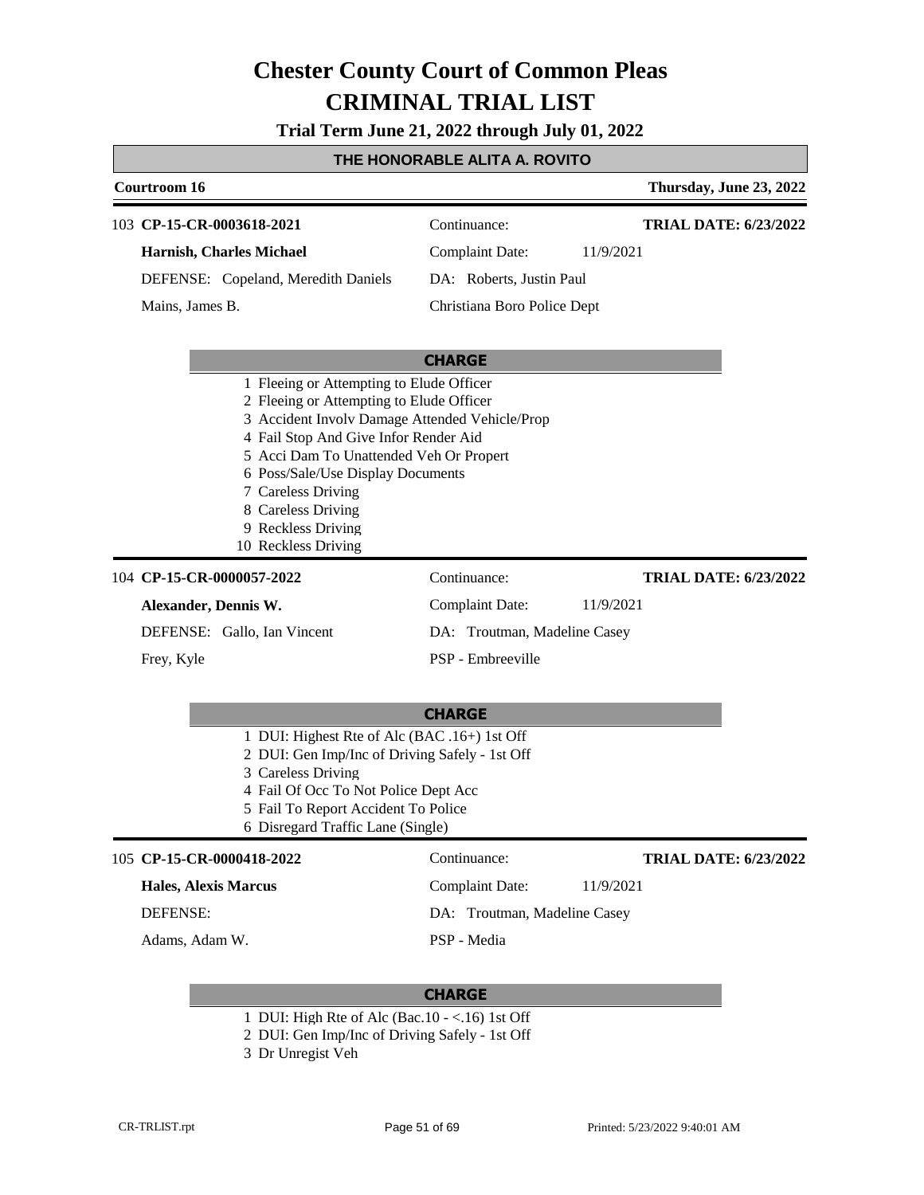# Chester County Court of Common Pleas
# CRIMINAL TRIAL LIST

**Trial Term June 21, 2022 through July 01, 2022**

## THE HONORABLE ALITA A. ROVITO

**Courtroom 16** | **Thursday, June 23, 2022**

---

103 **CP-15-CR-0003618-2021** | Continuance: | **TRIAL DATE: 6/23/2022**

**Harnish, Charles Michael** | Complaint Date: 11/9/2021

DEFENSE: Copeland, Meredith Daniels | DA: Roberts, Justin Paul

Mains, James B. | Christiana Boro Police Dept

**CHARGE**

1 Fleeing or Attempting to Elude Officer
2 Fleeing or Attempting to Elude Officer
3 Accident Involv Damage Attended Vehicle/Prop
4 Fail Stop And Give Infor Render Aid
5 Acci Dam To Unattended Veh Or Propert
6 Poss/Sale/Use Display Documents
7 Careless Driving
8 Careless Driving
9 Reckless Driving
10 Reckless Driving

---

104 **CP-15-CR-0000057-2022** | Continuance: | **TRIAL DATE: 6/23/2022**

**Alexander, Dennis W.** | Complaint Date: 11/9/2021

DEFENSE: Gallo, Ian Vincent | DA: Troutman, Madeline Casey

Frey, Kyle | PSP - Embreeville

**CHARGE**

1 DUI: Highest Rte of Alc (BAC .16+) 1st Off
2 DUI: Gen Imp/Inc of Driving Safely - 1st Off
3 Careless Driving
4 Fail Of Occ To Not Police Dept Acc
5 Fail To Report Accident To Police
6 Disregard Traffic Lane (Single)

---

105 **CP-15-CR-0000418-2022** | Continuance: | **TRIAL DATE: 6/23/2022**

**Hales, Alexis Marcus** | Complaint Date: 11/9/2021

DEFENSE: | DA: Troutman, Madeline Casey

Adams, Adam W. | PSP - Media

**CHARGE**

1 DUI: High Rte of Alc (Bac.10 - <.16) 1st Off
2 DUI: Gen Imp/Inc of Driving Safely - 1st Off
3 Dr Unregist Veh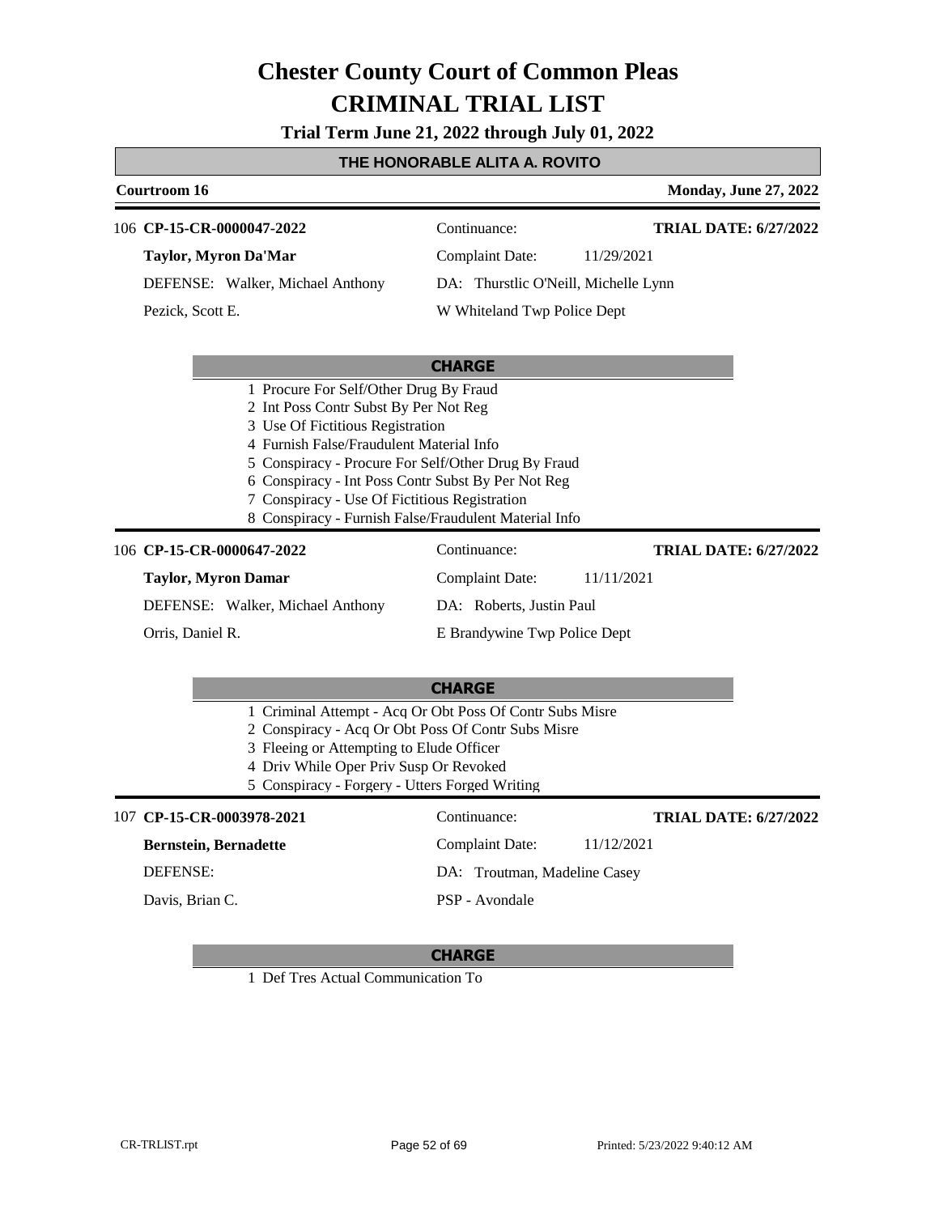# Chester County Court of Common Pleas
# CRIMINAL TRIAL LIST

**Trial Term June 21, 2022 through July 01, 2022**

**THE HONORABLE ALITA A. ROVITO**

**Courtroom 16** — **Monday, June 27, 2022**

---

106 **CP-15-CR-0000047-2022** — Continuance: — **TRIAL DATE: 6/27/2022**

**Taylor, Myron Da'Mar** — Complaint Date: 11/29/2021

DEFENSE: Walker, Michael Anthony — DA: Thurstlic O'Neill, Michelle Lynn

Pezick, Scott E. — W Whiteland Twp Police Dept

**CHARGE**

1. Procure For Self/Other Drug By Fraud
2. Int Poss Contr Subst By Per Not Reg
3. Use Of Fictitious Registration
4. Furnish False/Fraudulent Material Info
5. Conspiracy - Procure For Self/Other Drug By Fraud
6. Conspiracy - Int Poss Contr Subst By Per Not Reg
7. Conspiracy - Use Of Fictitious Registration
8. Conspiracy - Furnish False/Fraudulent Material Info

---

106 **CP-15-CR-0000647-2022** — Continuance: — **TRIAL DATE: 6/27/2022**

**Taylor, Myron Damar** — Complaint Date: 11/11/2021

DEFENSE: Walker, Michael Anthony — DA: Roberts, Justin Paul

Orris, Daniel R. — E Brandywine Twp Police Dept

**CHARGE**

1. Criminal Attempt - Acq Or Obt Poss Of Contr Subs Misre
2. Conspiracy - Acq Or Obt Poss Of Contr Subs Misre
3. Fleeing or Attempting to Elude Officer
4. Driv While Oper Priv Susp Or Revoked
5. Conspiracy - Forgery - Utters Forged Writing

---

107 **CP-15-CR-0003978-2021** — Continuance: — **TRIAL DATE: 6/27/2022**

**Bernstein, Bernadette** — Complaint Date: 11/12/2021

DEFENSE: — DA: Troutman, Madeline Casey

Davis, Brian C. — PSP - Avondale

**CHARGE**

1. Def Tres Actual Communication To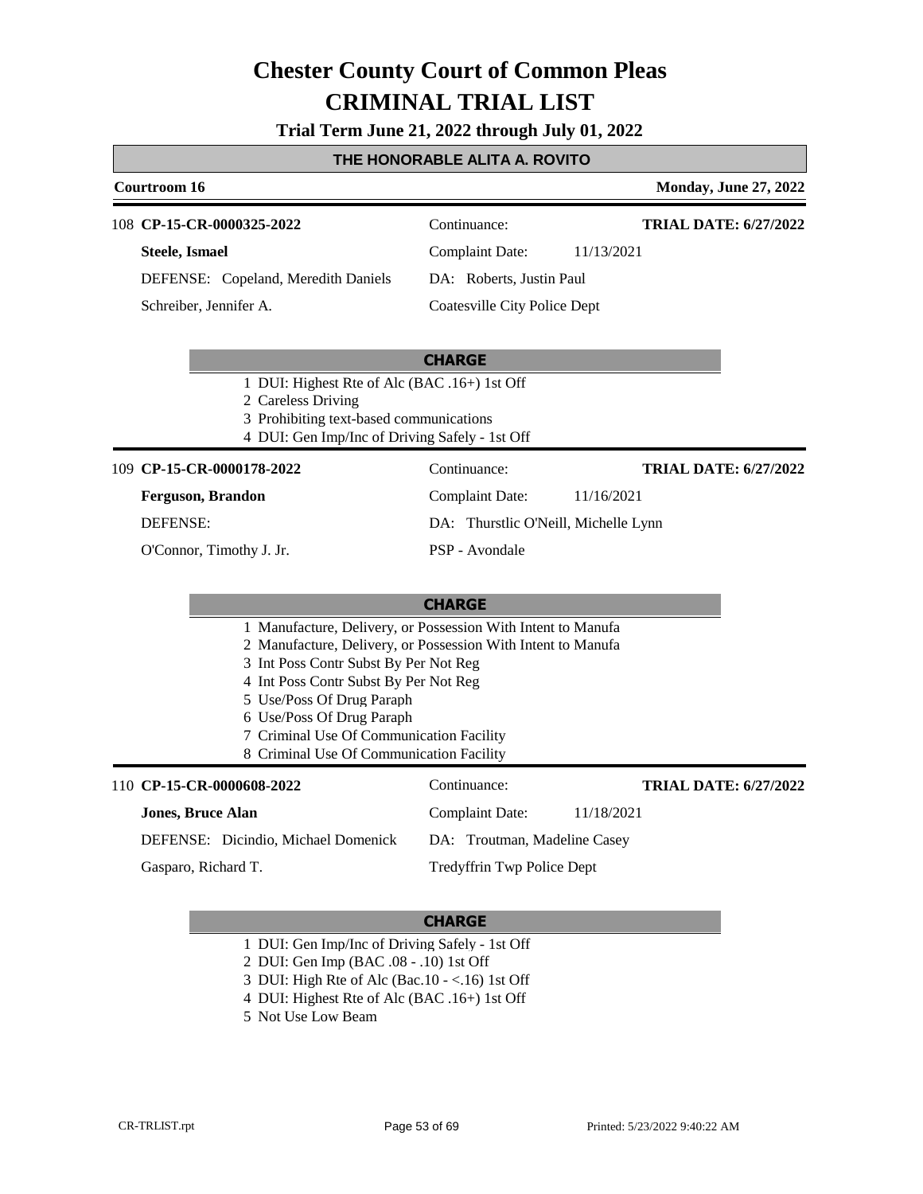# Chester County Court of Common Pleas
# CRIMINAL TRIAL LIST

**Trial Term June 21, 2022 through July 01, 2022**

## THE HONORABLE ALITA A. ROVITO

**Courtroom 16** — **Monday, June 27, 2022**

---

108 **CP-15-CR-0000325-2022** — Continuance: — **TRIAL DATE: 6/27/2022**

**Steele, Ismael** — Complaint Date: 11/13/2021

DEFENSE: Copeland, Meredith Daniels — DA: Roberts, Justin Paul

Schreiber, Jennifer A. — Coatesville City Police Dept

**CHARGE**

1 DUI: Highest Rte of Alc (BAC .16+) 1st Off
2 Careless Driving
3 Prohibiting text-based communications
4 DUI: Gen Imp/Inc of Driving Safely - 1st Off

---

109 **CP-15-CR-0000178-2022** — Continuance: — **TRIAL DATE: 6/27/2022**

**Ferguson, Brandon** — Complaint Date: 11/16/2021

DEFENSE: — DA: Thurstlic O'Neill, Michelle Lynn

O'Connor, Timothy J. Jr. — PSP - Avondale

**CHARGE**

1 Manufacture, Delivery, or Possession With Intent to Manufa
2 Manufacture, Delivery, or Possession With Intent to Manufa
3 Int Poss Contr Subst By Per Not Reg
4 Int Poss Contr Subst By Per Not Reg
5 Use/Poss Of Drug Paraph
6 Use/Poss Of Drug Paraph
7 Criminal Use Of Communication Facility
8 Criminal Use Of Communication Facility

---

110 **CP-15-CR-0000608-2022** — Continuance: — **TRIAL DATE: 6/27/2022**

**Jones, Bruce Alan** — Complaint Date: 11/18/2021

DEFENSE: Dicindio, Michael Domenick — DA: Troutman, Madeline Casey

Gasparo, Richard T. — Tredyffrin Twp Police Dept

**CHARGE**

1 DUI: Gen Imp/Inc of Driving Safely - 1st Off
2 DUI: Gen Imp (BAC .08 - .10) 1st Off
3 DUI: High Rte of Alc (Bac.10 - <.16) 1st Off
4 DUI: Highest Rte of Alc (BAC .16+) 1st Off
5 Not Use Low Beam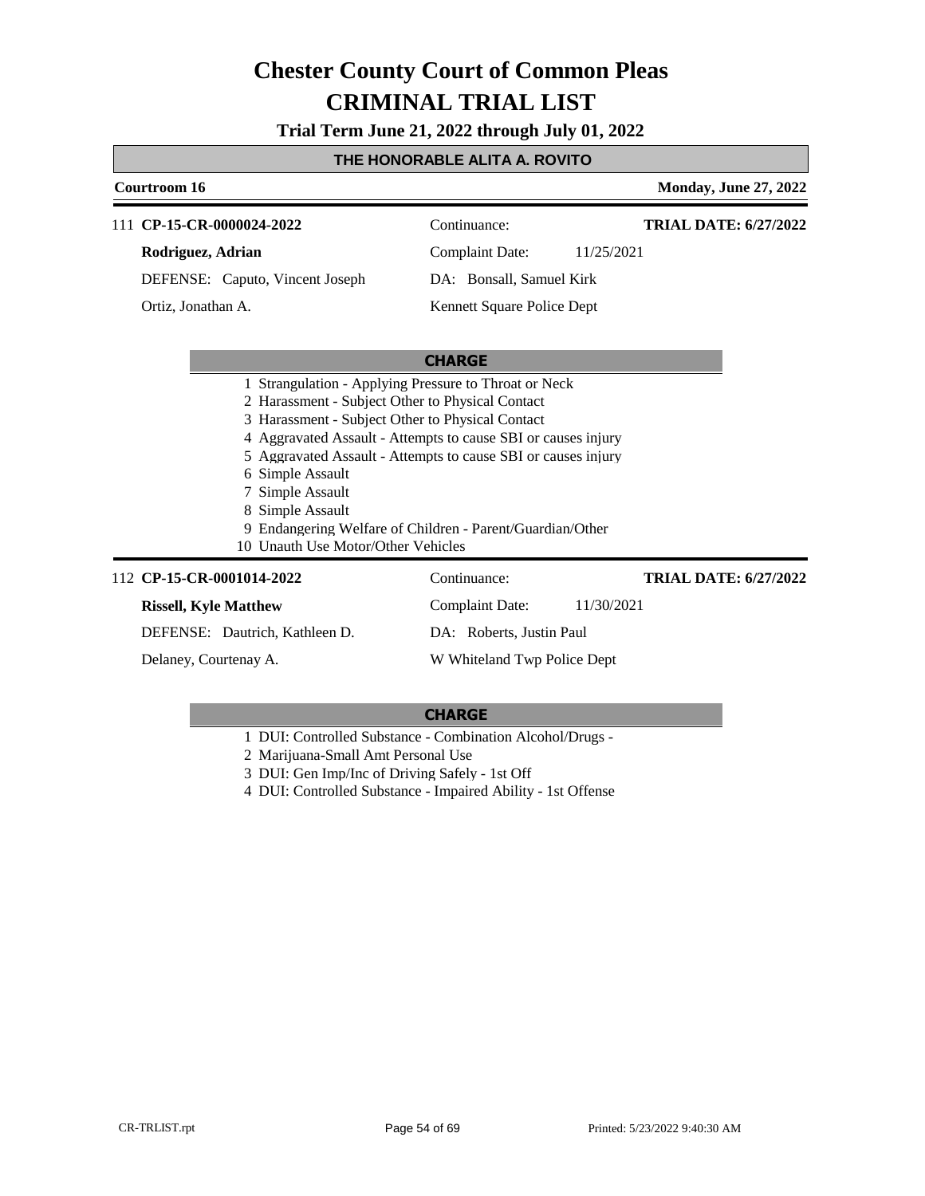# Chester County Court of Common Pleas
# CRIMINAL TRIAL LIST

**Trial Term June 21, 2022 through July 01, 2022**

**THE HONORABLE ALITA A. ROVITO**

**Courtroom 16** — **Monday, June 27, 2022**

111 **CP-15-CR-0000024-2022** — Continuance: — **TRIAL DATE: 6/27/2022**

**Rodriguez, Adrian** — Complaint Date: 11/25/2021

DEFENSE: Caputo, Vincent Joseph — DA: Bonsall, Samuel Kirk

Ortiz, Jonathan A. — Kennett Square Police Dept

**CHARGE**

1 Strangulation - Applying Pressure to Throat or Neck
2 Harassment - Subject Other to Physical Contact
3 Harassment - Subject Other to Physical Contact
4 Aggravated Assault - Attempts to cause SBI or causes injury
5 Aggravated Assault - Attempts to cause SBI or causes injury
6 Simple Assault
7 Simple Assault
8 Simple Assault
9 Endangering Welfare of Children - Parent/Guardian/Other
10 Unauth Use Motor/Other Vehicles

112 **CP-15-CR-0001014-2022** — Continuance: — **TRIAL DATE: 6/27/2022**

**Rissell, Kyle Matthew** — Complaint Date: 11/30/2021

DEFENSE: Dautrich, Kathleen D. — DA: Roberts, Justin Paul

Delaney, Courtenay A. — W Whiteland Twp Police Dept

**CHARGE**

1 DUI: Controlled Substance - Combination Alcohol/Drugs -
2 Marijuana-Small Amt Personal Use
3 DUI: Gen Imp/Inc of Driving Safely - 1st Off
4 DUI: Controlled Substance - Impaired Ability - 1st Offense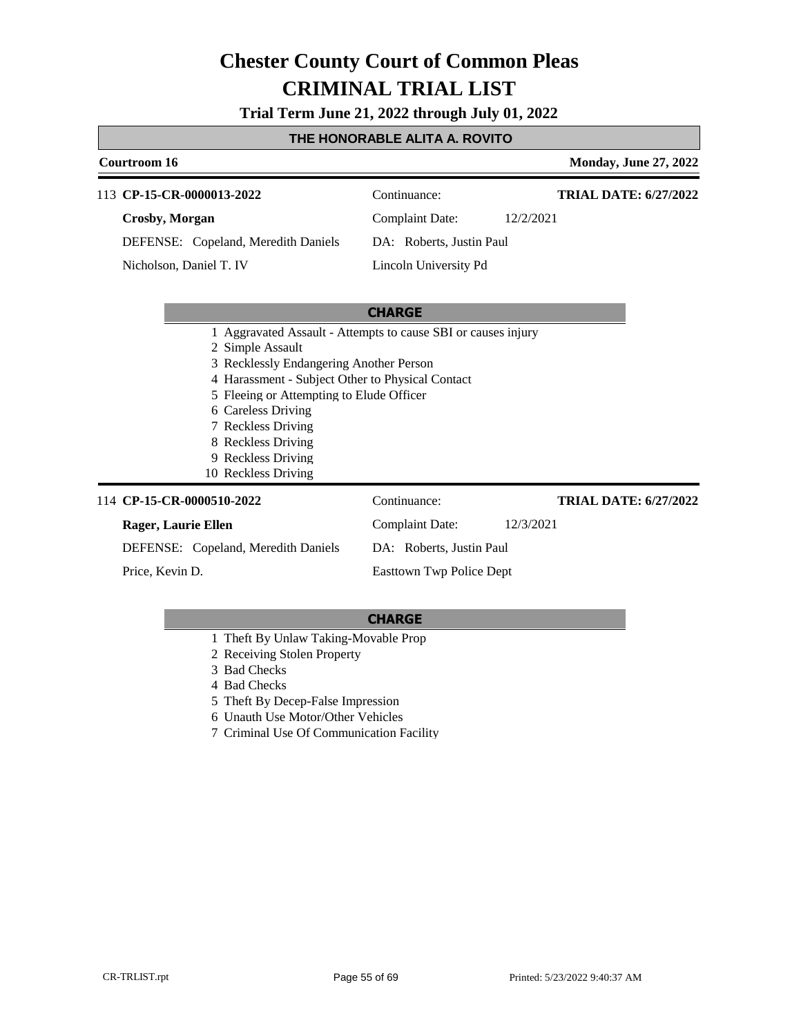# Chester County Court of Common Pleas
# CRIMINAL TRIAL LIST

**Trial Term June 21, 2022 through July 01, 2022**

## THE HONORABLE ALITA A. ROVITO

**Courtroom 16** — **Monday, June 27, 2022**

---

113 **CP-15-CR-0000013-2022**

**Crosby, Morgan**

DEFENSE: Copeland, Meredith Daniels

Nicholson, Daniel T. IV

Continuance:

Complaint Date: 12/2/2021

DA: Roberts, Justin Paul

Lincoln University Pd

**TRIAL DATE: 6/27/2022**

**CHARGE**

1. Aggravated Assault - Attempts to cause SBI or causes injury
2. Simple Assault
3. Recklessly Endangering Another Person
4. Harassment - Subject Other to Physical Contact
5. Fleeing or Attempting to Elude Officer
6. Careless Driving
7. Reckless Driving
8. Reckless Driving
9. Reckless Driving
10. Reckless Driving

---

114 **CP-15-CR-0000510-2022**

**Rager, Laurie Ellen**

DEFENSE: Copeland, Meredith Daniels

Price, Kevin D.

Continuance:

Complaint Date: 12/3/2021

DA: Roberts, Justin Paul

Easttown Twp Police Dept

**TRIAL DATE: 6/27/2022**

**CHARGE**

1. Theft By Unlaw Taking-Movable Prop
2. Receiving Stolen Property
3. Bad Checks
4. Bad Checks
5. Theft By Decep-False Impression
6. Unauth Use Motor/Other Vehicles
7. Criminal Use Of Communication Facility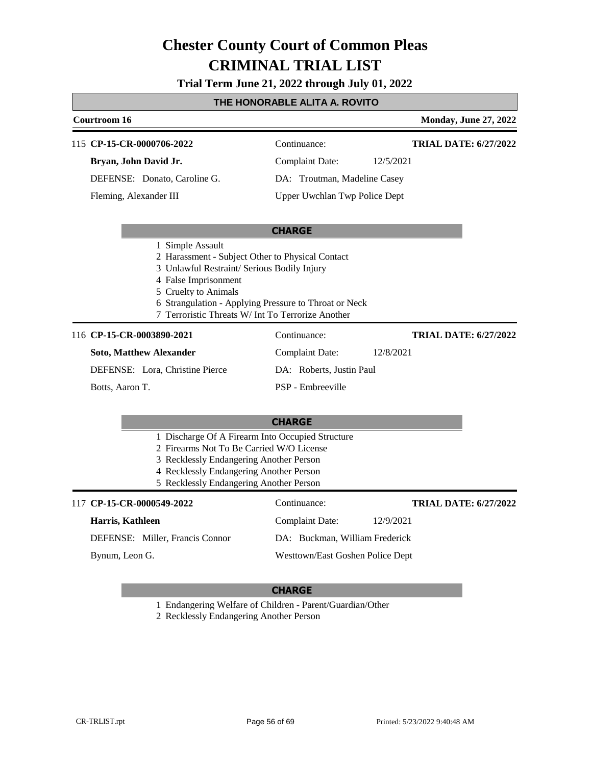# Chester County Court of Common Pleas

# CRIMINAL TRIAL LIST

**Trial Term June 21, 2022 through July 01, 2022**

## THE HONORABLE ALITA A. ROVITO

**Courtroom 16** | **Monday, June 27, 2022**

---

115 **CP-15-CR-0000706-2022** | Continuance: | **TRIAL DATE: 6/27/2022**

**Bryan, John David Jr.** | Complaint Date: 12/5/2021

DEFENSE: Donato, Caroline G. | DA: Troutman, Madeline Casey

Fleming, Alexander III | Upper Uwchlan Twp Police Dept

**CHARGE**

1. Simple Assault
2. Harassment - Subject Other to Physical Contact
3. Unlawful Restraint/ Serious Bodily Injury
4. False Imprisonment
5. Cruelty to Animals
6. Strangulation - Applying Pressure to Throat or Neck
7. Terroristic Threats W/ Int To Terrorize Another

---

116 **CP-15-CR-0003890-2021** | Continuance: | **TRIAL DATE: 6/27/2022**

**Soto, Matthew Alexander** | Complaint Date: 12/8/2021

DEFENSE: Lora, Christine Pierce | DA: Roberts, Justin Paul

Botts, Aaron T. | PSP - Embreeville

**CHARGE**

1. Discharge Of A Firearm Into Occupied Structure
2. Firearms Not To Be Carried W/O License
3. Recklessly Endangering Another Person
4. Recklessly Endangering Another Person
5. Recklessly Endangering Another Person

---

117 **CP-15-CR-0000549-2022** | Continuance: | **TRIAL DATE: 6/27/2022**

**Harris, Kathleen** | Complaint Date: 12/9/2021

DEFENSE: Miller, Francis Connor | DA: Buckman, William Frederick

Bynum, Leon G. | Westtown/East Goshen Police Dept

**CHARGE**

1. Endangering Welfare of Children - Parent/Guardian/Other
2. Recklessly Endangering Another Person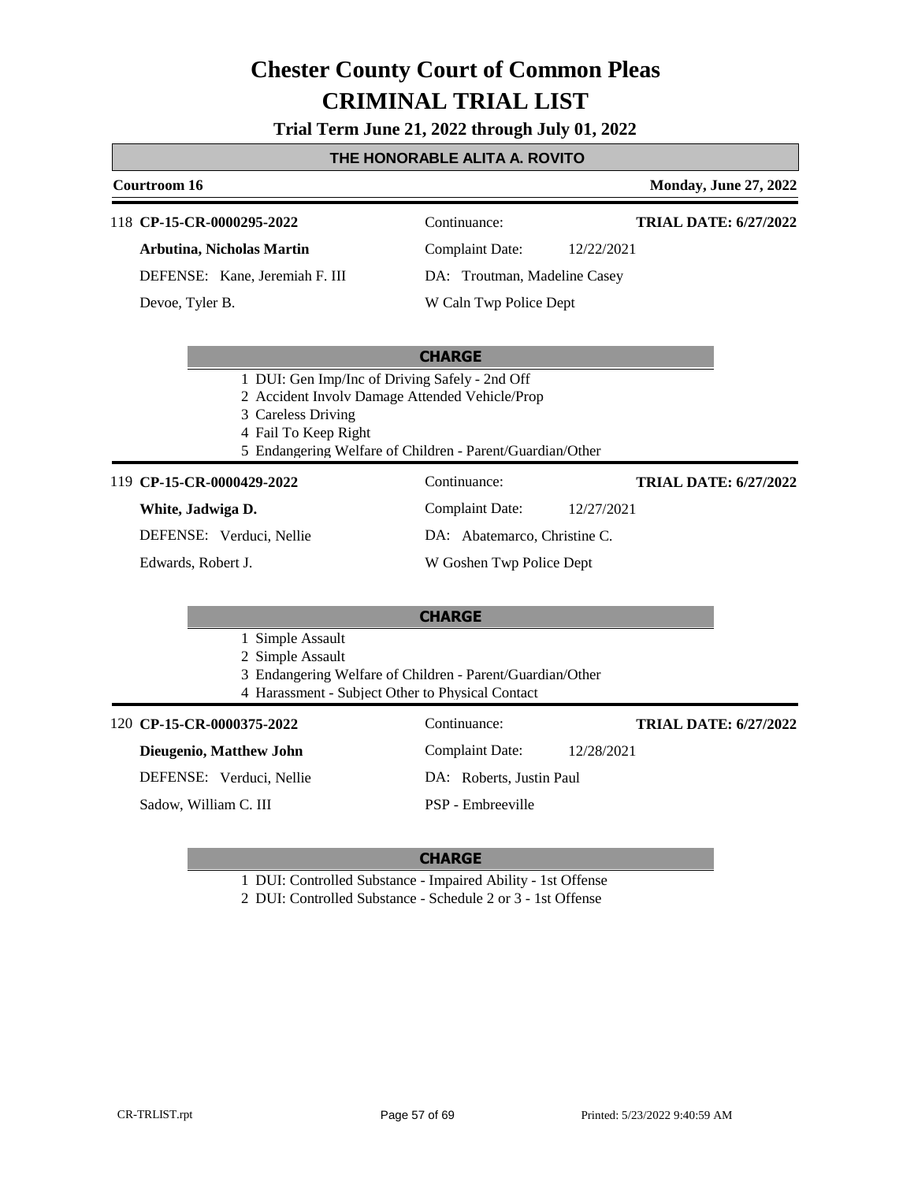# Chester County Court of Common Pleas

# CRIMINAL TRIAL LIST

**Trial Term June 21, 2022 through July 01, 2022**

**THE HONORABLE ALITA A. ROVITO**

**Courtroom 16** — **Monday, June 27, 2022**

---

118 **CP-15-CR-0000295-2022** — Continuance: — **TRIAL DATE: 6/27/2022**

**Arbutina, Nicholas Martin** — Complaint Date: 12/22/2021

DEFENSE: Kane, Jeremiah F. III — DA: Troutman, Madeline Casey

Devoe, Tyler B. — W Caln Twp Police Dept

**CHARGE**

1 DUI: Gen Imp/Inc of Driving Safely - 2nd Off
2 Accident Involv Damage Attended Vehicle/Prop
3 Careless Driving
4 Fail To Keep Right
5 Endangering Welfare of Children - Parent/Guardian/Other

---

119 **CP-15-CR-0000429-2022** — Continuance: — **TRIAL DATE: 6/27/2022**

**White, Jadwiga D.** — Complaint Date: 12/27/2021

DEFENSE: Verduci, Nellie — DA: Abatemarco, Christine C.

Edwards, Robert J. — W Goshen Twp Police Dept

**CHARGE**

1 Simple Assault
2 Simple Assault
3 Endangering Welfare of Children - Parent/Guardian/Other
4 Harassment - Subject Other to Physical Contact

---

120 **CP-15-CR-0000375-2022** — Continuance: — **TRIAL DATE: 6/27/2022**

**Dieugenio, Matthew John** — Complaint Date: 12/28/2021

DEFENSE: Verduci, Nellie — DA: Roberts, Justin Paul

Sadow, William C. III — PSP - Embreeville

**CHARGE**

1 DUI: Controlled Substance - Impaired Ability - 1st Offense
2 DUI: Controlled Substance - Schedule 2 or 3 - 1st Offense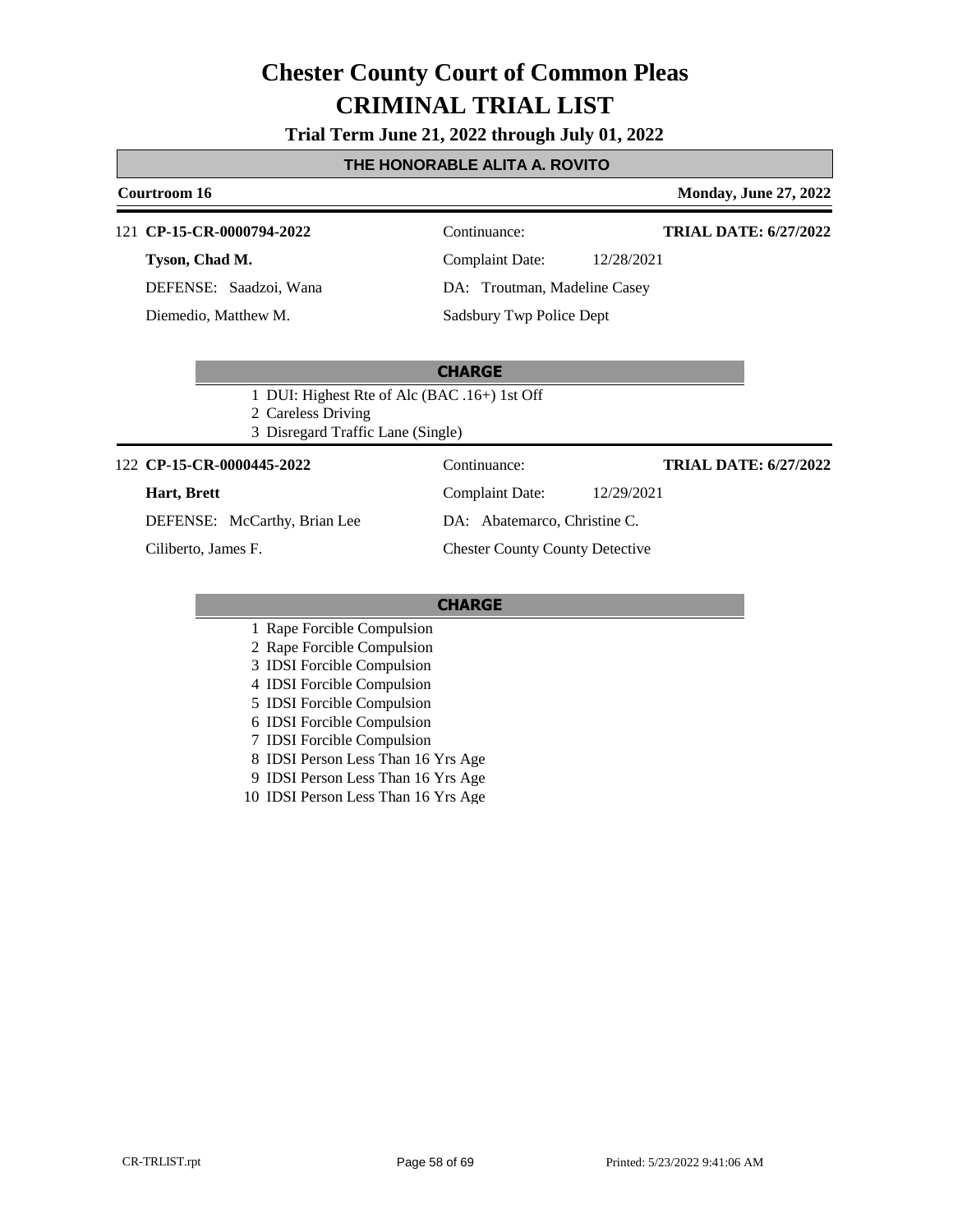# Chester County Court of Common Pleas
# CRIMINAL TRIAL LIST

**Trial Term June 21, 2022 through July 01, 2022**

## THE HONORABLE ALITA A. ROVITO

**Courtroom 16** — **Monday, June 27, 2022**

---

121 **CP-15-CR-0000794-2022**

| | |
|---|---|
| **Tyson, Chad M.** | Continuance: |
| | **TRIAL DATE: 6/27/2022** |
| DEFENSE: Saadzoi, Wana | Complaint Date: 12/28/2021 |
| Diemedio, Matthew M. | DA: Troutman, Madeline Casey |
| | Sadsbury Twp Police Dept |

**CHARGE**

1. DUI: Highest Rte of Alc (BAC .16+) 1st Off
2. Careless Driving
3. Disregard Traffic Lane (Single)

---

122 **CP-15-CR-0000445-2022**

| | |
|---|---|
| **Hart, Brett** | Continuance: |
| | **TRIAL DATE: 6/27/2022** |
| DEFENSE: McCarthy, Brian Lee | Complaint Date: 12/29/2021 |
| Ciliberto, James F. | DA: Abatemarco, Christine C. |
| | Chester County County Detective |

**CHARGE**

1. Rape Forcible Compulsion
2. Rape Forcible Compulsion
3. IDSI Forcible Compulsion
4. IDSI Forcible Compulsion
5. IDSI Forcible Compulsion
6. IDSI Forcible Compulsion
7. IDSI Forcible Compulsion
8. IDSI Person Less Than 16 Yrs Age
9. IDSI Person Less Than 16 Yrs Age
10. IDSI Person Less Than 16 Yrs Age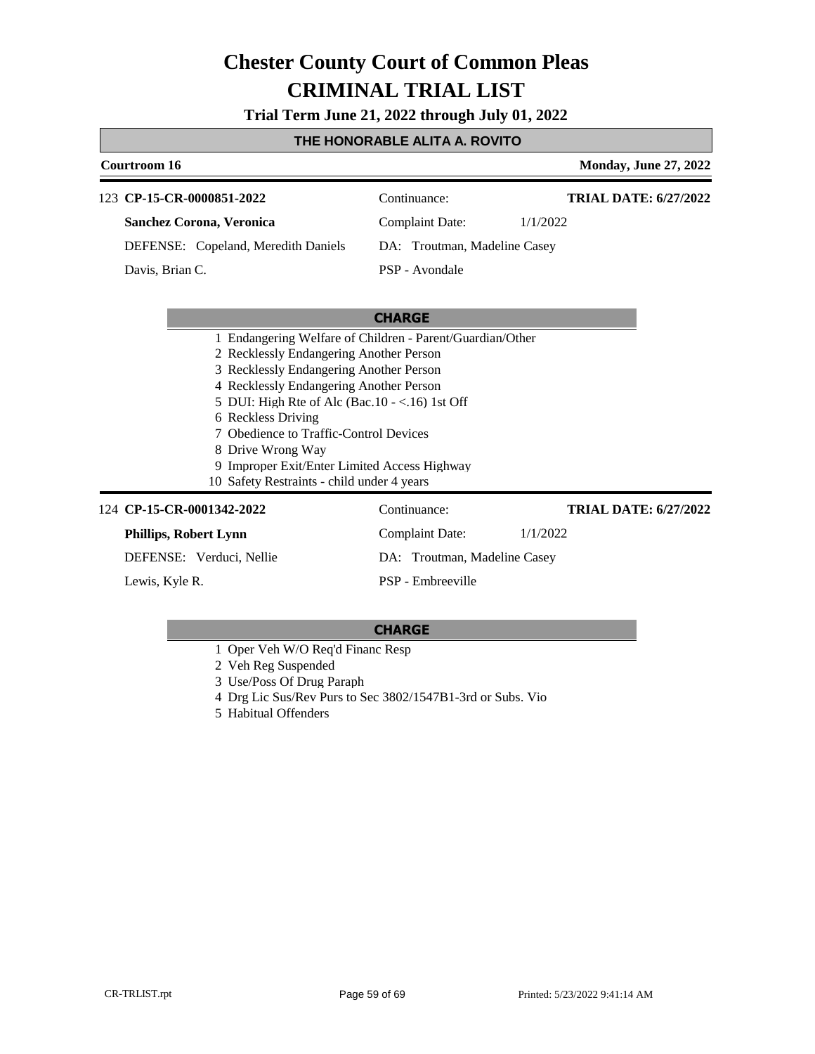# Chester County Court of Common Pleas
# CRIMINAL TRIAL LIST

**Trial Term June 21, 2022 through July 01, 2022**

**THE HONORABLE ALITA A. ROVITO**

**Courtroom 16** | **Monday, June 27, 2022**

---

123 **CP-15-CR-0000851-2022** | Continuance: | **TRIAL DATE: 6/27/2022**

**Sanchez Corona, Veronica** | Complaint Date: 1/1/2022

DEFENSE: Copeland, Meredith Daniels | DA: Troutman, Madeline Casey

Davis, Brian C. | PSP - Avondale

**CHARGE**

1 Endangering Welfare of Children - Parent/Guardian/Other
2 Recklessly Endangering Another Person
3 Recklessly Endangering Another Person
4 Recklessly Endangering Another Person
5 DUI: High Rte of Alc (Bac.10 - <.16) 1st Off
6 Reckless Driving
7 Obedience to Traffic-Control Devices
8 Drive Wrong Way
9 Improper Exit/Enter Limited Access Highway
10 Safety Restraints - child under 4 years

---

124 **CP-15-CR-0001342-2022** | Continuance: | **TRIAL DATE: 6/27/2022**

**Phillips, Robert Lynn** | Complaint Date: 1/1/2022

DEFENSE: Verduci, Nellie | DA: Troutman, Madeline Casey

Lewis, Kyle R. | PSP - Embreeville

**CHARGE**

1 Oper Veh W/O Req'd Financ Resp
2 Veh Reg Suspended
3 Use/Poss Of Drug Paraph
4 Drg Lic Sus/Rev Purs to Sec 3802/1547B1-3rd or Subs. Vio
5 Habitual Offenders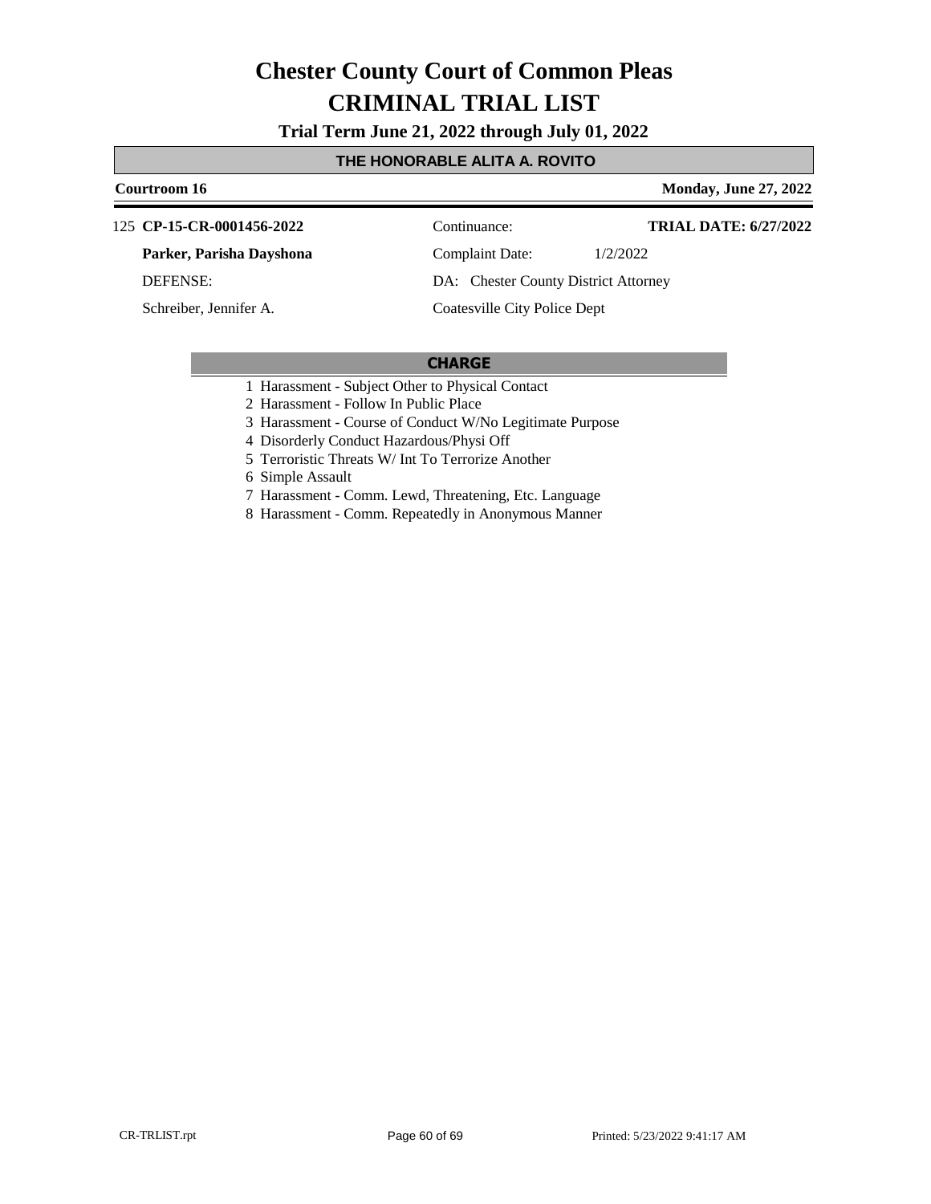# Chester County Court of Common Pleas
# CRIMINAL TRIAL LIST

**Trial Term June 21, 2022 through July 01, 2022**

## THE HONORABLE ALITA A. ROVITO

**Courtroom 16** | **Monday, June 27, 2022**

125 **CP-15-CR-0001456-2022** | Continuance: | **TRIAL DATE: 6/27/2022**

**Parker, Parisha Dayshona** | Complaint Date: 1/2/2022

DEFENSE: | DA: Chester County District Attorney

Schreiber, Jennifer A. | Coatesville City Police Dept

### CHARGE

1 Harassment - Subject Other to Physical Contact
2 Harassment - Follow In Public Place
3 Harassment - Course of Conduct W/No Legitimate Purpose
4 Disorderly Conduct Hazardous/Physi Off
5 Terroristic Threats W/ Int To Terrorize Another
6 Simple Assault
7 Harassment - Comm. Lewd, Threatening, Etc. Language
8 Harassment - Comm. Repeatedly in Anonymous Manner

CR-TRLIST.rpt | Printed: 5/23/2022 9:41:17 AM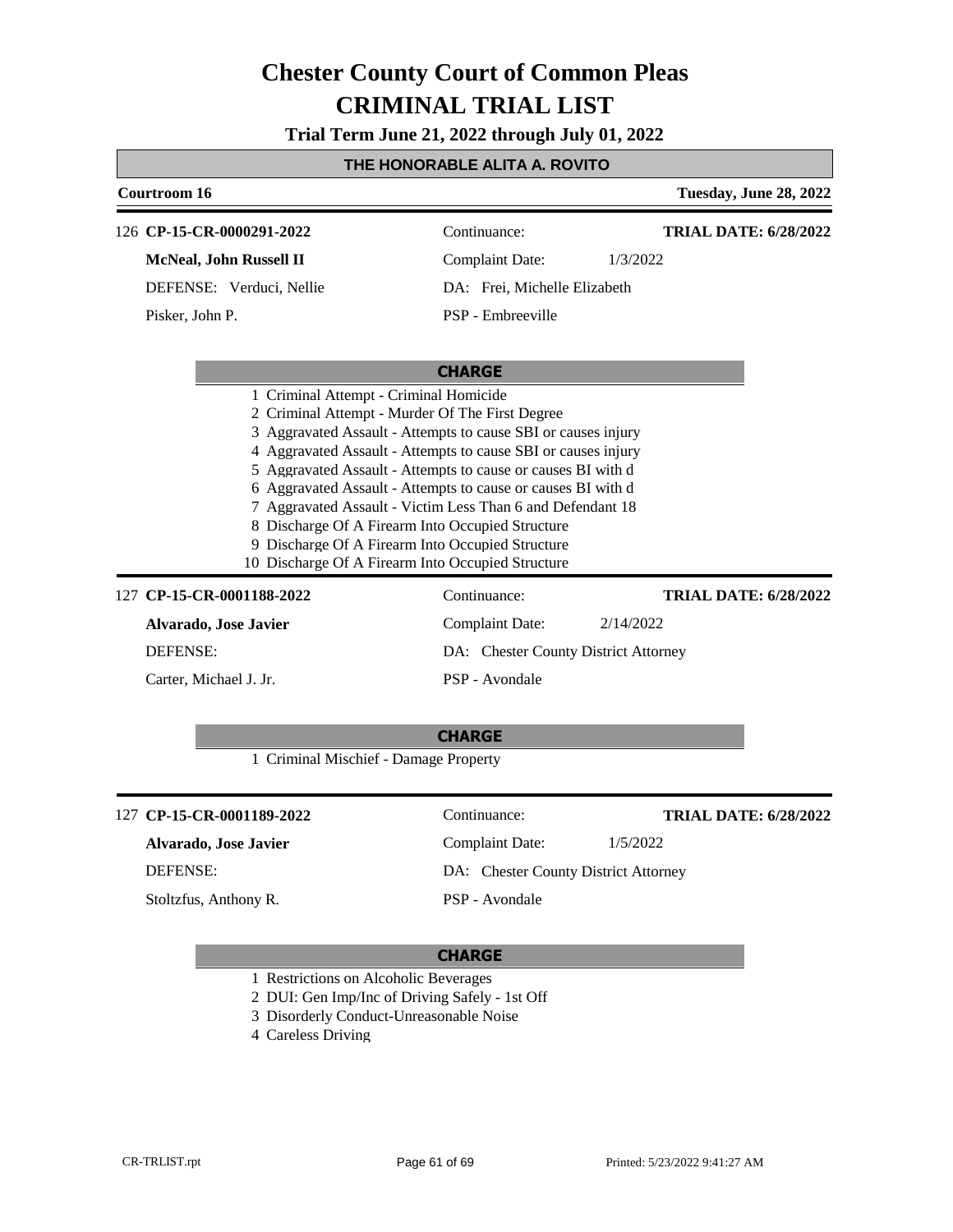# Chester County Court of Common Pleas
# CRIMINAL TRIAL LIST

**Trial Term June 21, 2022 through July 01, 2022**

## THE HONORABLE ALITA A. ROVITO

**Courtroom 16** — **Tuesday, June 28, 2022**

---

126 **CP-15-CR-0000291-2022**
Continuance:
**TRIAL DATE: 6/28/2022**

**McNeal, John Russell II**
Complaint Date: 1/3/2022

DEFENSE: Verduci, Nellie
DA: Frei, Michelle Elizabeth

Pisker, John P.
PSP - Embreeville

**CHARGE**

1 Criminal Attempt - Criminal Homicide
2 Criminal Attempt - Murder Of The First Degree
3 Aggravated Assault - Attempts to cause SBI or causes injury
4 Aggravated Assault - Attempts to cause SBI or causes injury
5 Aggravated Assault - Attempts to cause or causes BI with d
6 Aggravated Assault - Attempts to cause or causes BI with d
7 Aggravated Assault - Victim Less Than 6 and Defendant 18
8 Discharge Of A Firearm Into Occupied Structure
9 Discharge Of A Firearm Into Occupied Structure
10 Discharge Of A Firearm Into Occupied Structure

---

127 **CP-15-CR-0001188-2022**
Continuance:
**TRIAL DATE: 6/28/2022**

**Alvarado, Jose Javier**
Complaint Date: 2/14/2022

DEFENSE:
DA: Chester County District Attorney

Carter, Michael J. Jr.
PSP - Avondale

**CHARGE**

1 Criminal Mischief - Damage Property

---

127 **CP-15-CR-0001189-2022**
Continuance:
**TRIAL DATE: 6/28/2022**

**Alvarado, Jose Javier**
Complaint Date: 1/5/2022

DEFENSE:
DA: Chester County District Attorney

Stoltzfus, Anthony R.
PSP - Avondale

**CHARGE**

1 Restrictions on Alcoholic Beverages
2 DUI: Gen Imp/Inc of Driving Safely - 1st Off
3 Disorderly Conduct-Unreasonable Noise
4 Careless Driving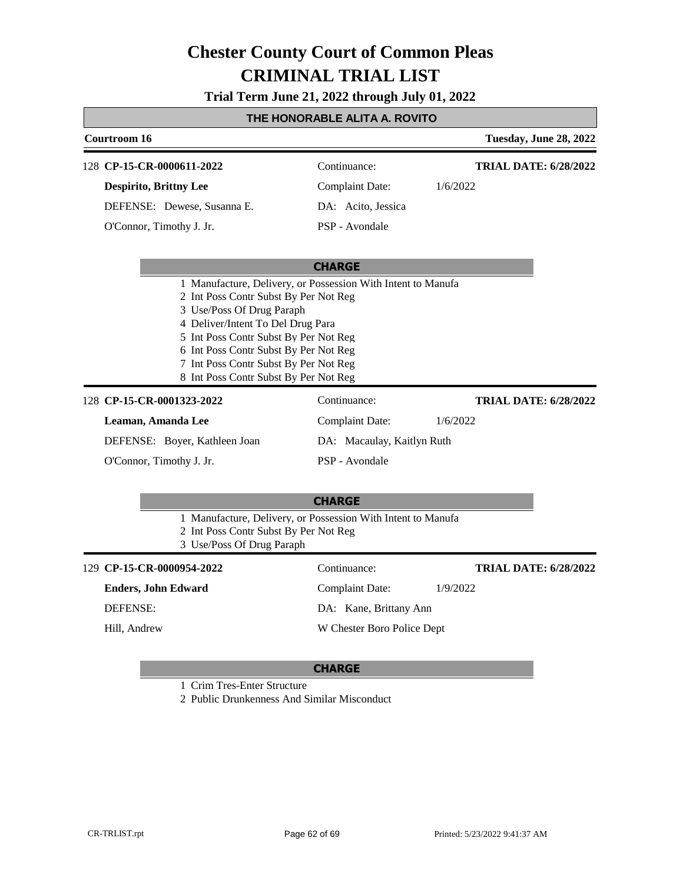# Chester County Court of Common Pleas
# CRIMINAL TRIAL LIST

**Trial Term June 21, 2022 through July 01, 2022**

**THE HONORABLE ALITA A. ROVITO**

**Courtroom 16** — **Tuesday, June 28, 2022**

---

128 **CP-15-CR-0000611-2022** | Continuance: | **TRIAL DATE: 6/28/2022**

**Despirito, Brittny Lee** | Complaint Date: 1/6/2022

DEFENSE: Dewese, Susanna E. | DA: Acito, Jessica

O'Connor, Timothy J. Jr. | PSP - Avondale

**CHARGE**

1 Manufacture, Delivery, or Possession With Intent to Manufa
2 Int Poss Contr Subst By Per Not Reg
3 Use/Poss Of Drug Paraph
4 Deliver/Intent To Del Drug Para
5 Int Poss Contr Subst By Per Not Reg
6 Int Poss Contr Subst By Per Not Reg
7 Int Poss Contr Subst By Per Not Reg
8 Int Poss Contr Subst By Per Not Reg

---

128 **CP-15-CR-0001323-2022** | Continuance: | **TRIAL DATE: 6/28/2022**

**Leaman, Amanda Lee** | Complaint Date: 1/6/2022

DEFENSE: Boyer, Kathleen Joan | DA: Macaulay, Kaitlyn Ruth

O'Connor, Timothy J. Jr. | PSP - Avondale

**CHARGE**

1 Manufacture, Delivery, or Possession With Intent to Manufa
2 Int Poss Contr Subst By Per Not Reg
3 Use/Poss Of Drug Paraph

---

129 **CP-15-CR-0000954-2022** | Continuance: | **TRIAL DATE: 6/28/2022**

**Enders, John Edward** | Complaint Date: 1/9/2022

DEFENSE: | DA: Kane, Brittany Ann

Hill, Andrew | W Chester Boro Police Dept

**CHARGE**

1 Crim Tres-Enter Structure
2 Public Drunkenness And Similar Misconduct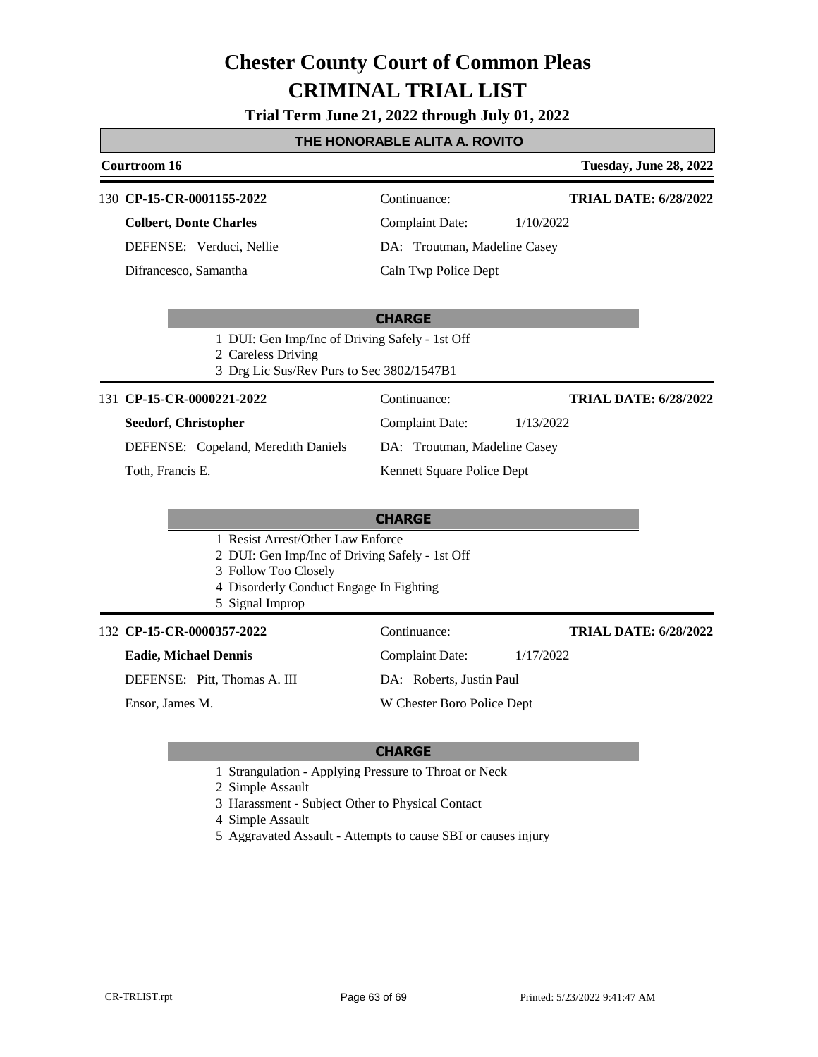# Chester County Court of Common Pleas
# CRIMINAL TRIAL LIST

**Trial Term June 21, 2022 through July 01, 2022**

**THE HONORABLE ALITA A. ROVITO**

**Courtroom 16** — **Tuesday, June 28, 2022**

---

130 **CP-15-CR-0001155-2022** | Continuance: | **TRIAL DATE: 6/28/2022**

**Colbert, Donte Charles** | Complaint Date: 1/10/2022

DEFENSE: Verduci, Nellie | DA: Troutman, Madeline Casey

Difrancesco, Samantha | Caln Twp Police Dept

**CHARGE**

1 DUI: Gen Imp/Inc of Driving Safely - 1st Off
2 Careless Driving
3 Drg Lic Sus/Rev Purs to Sec 3802/1547B1

---

131 **CP-15-CR-0000221-2022** | Continuance: | **TRIAL DATE: 6/28/2022**

**Seedorf, Christopher** | Complaint Date: 1/13/2022

DEFENSE: Copeland, Meredith Daniels | DA: Troutman, Madeline Casey

Toth, Francis E. | Kennett Square Police Dept

**CHARGE**

1 Resist Arrest/Other Law Enforce
2 DUI: Gen Imp/Inc of Driving Safely - 1st Off
3 Follow Too Closely
4 Disorderly Conduct Engage In Fighting
5 Signal Improp

---

132 **CP-15-CR-0000357-2022** | Continuance: | **TRIAL DATE: 6/28/2022**

**Eadie, Michael Dennis** | Complaint Date: 1/17/2022

DEFENSE: Pitt, Thomas A. III | DA: Roberts, Justin Paul

Ensor, James M. | W Chester Boro Police Dept

**CHARGE**

1 Strangulation - Applying Pressure to Throat or Neck
2 Simple Assault
3 Harassment - Subject Other to Physical Contact
4 Simple Assault
5 Aggravated Assault - Attempts to cause SBI or causes injury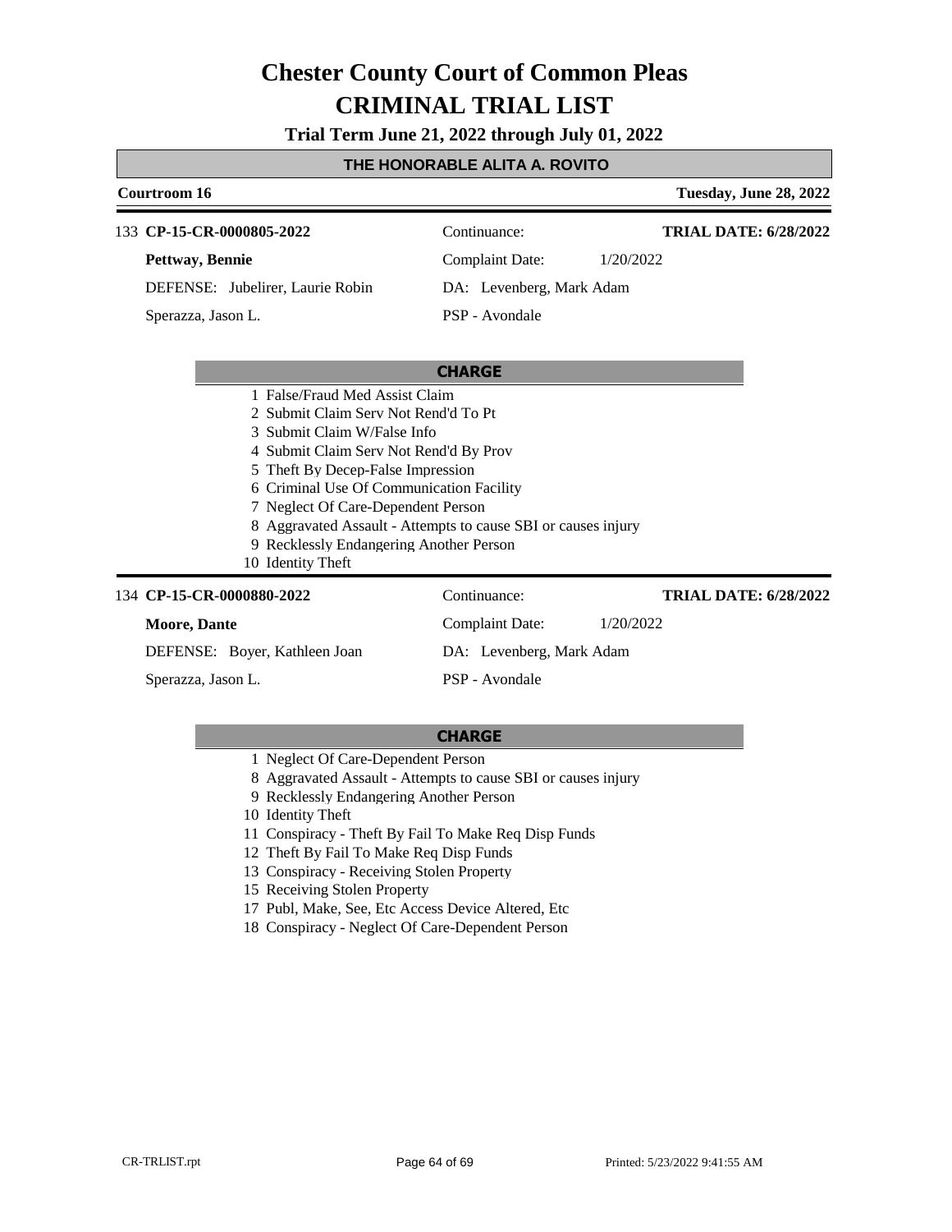# Chester County Court of Common Pleas
# CRIMINAL TRIAL LIST

**Trial Term June 21, 2022 through July 01, 2022**

## THE HONORABLE ALITA A. ROVITO

**Courtroom 16** — **Tuesday, June 28, 2022**

---

133 **CP-15-CR-0000805-2022** — Continuance: — **TRIAL DATE: 6/28/2022**

**Pettway, Bennie** — Complaint Date: 1/20/2022

DEFENSE: Jubelirer, Laurie Robin — DA: Levenberg, Mark Adam

Sperazza, Jason L. — PSP - Avondale

**CHARGE**

1 False/Fraud Med Assist Claim
2 Submit Claim Serv Not Rend'd To Pt
3 Submit Claim W/False Info
4 Submit Claim Serv Not Rend'd By Prov
5 Theft By Decep-False Impression
6 Criminal Use Of Communication Facility
7 Neglect Of Care-Dependent Person
8 Aggravated Assault - Attempts to cause SBI or causes injury
9 Recklessly Endangering Another Person
10 Identity Theft

---

134 **CP-15-CR-0000880-2022** — Continuance: — **TRIAL DATE: 6/28/2022**

**Moore, Dante** — Complaint Date: 1/20/2022

DEFENSE: Boyer, Kathleen Joan — DA: Levenberg, Mark Adam

Sperazza, Jason L. — PSP - Avondale

**CHARGE**

1 Neglect Of Care-Dependent Person
8 Aggravated Assault - Attempts to cause SBI or causes injury
9 Recklessly Endangering Another Person
10 Identity Theft
11 Conspiracy - Theft By Fail To Make Req Disp Funds
12 Theft By Fail To Make Req Disp Funds
13 Conspiracy - Receiving Stolen Property
15 Receiving Stolen Property
17 Publ, Make, See, Etc Access Device Altered, Etc
18 Conspiracy - Neglect Of Care-Dependent Person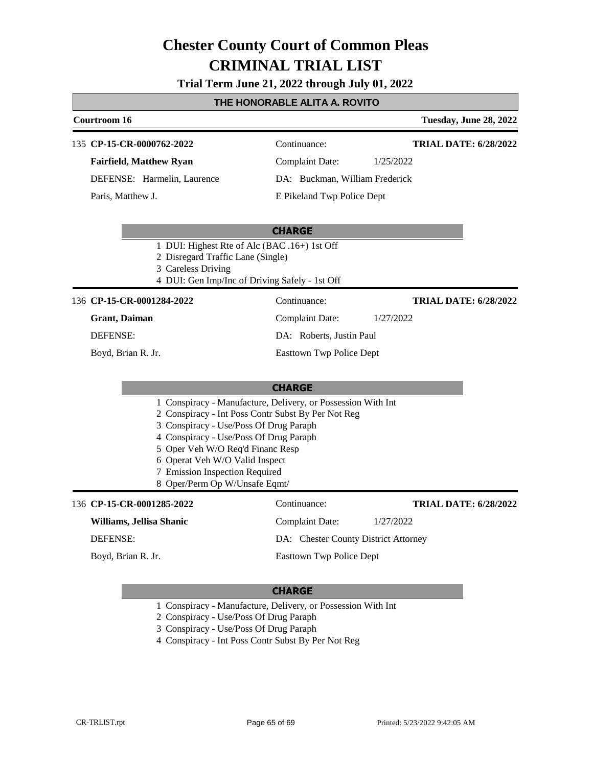# Chester County Court of Common Pleas
# CRIMINAL TRIAL LIST

**Trial Term June 21, 2022 through July 01, 2022**

## THE HONORABLE ALITA A. ROVITO

**Courtroom 16** — **Tuesday, June 28, 2022**

---

135 **CP-15-CR-0000762-2022** — Continuance: — **TRIAL DATE: 6/28/2022**

**Fairfield, Matthew Ryan** — Complaint Date: 1/25/2022

DEFENSE: Harmelin, Laurence — DA: Buckman, William Frederick

Paris, Matthew J. — E Pikeland Twp Police Dept

**CHARGE**

1 DUI: Highest Rte of Alc (BAC .16+) 1st Off
2 Disregard Traffic Lane (Single)
3 Careless Driving
4 DUI: Gen Imp/Inc of Driving Safely - 1st Off

---

136 **CP-15-CR-0001284-2022** — Continuance: — **TRIAL DATE: 6/28/2022**

**Grant, Daiman** — Complaint Date: 1/27/2022

DEFENSE: — DA: Roberts, Justin Paul

Boyd, Brian R. Jr. — Easttown Twp Police Dept

**CHARGE**

1 Conspiracy - Manufacture, Delivery, or Possession With Int
2 Conspiracy - Int Poss Contr Subst By Per Not Reg
3 Conspiracy - Use/Poss Of Drug Paraph
4 Conspiracy - Use/Poss Of Drug Paraph
5 Oper Veh W/O Req'd Financ Resp
6 Operat Veh W/O Valid Inspect
7 Emission Inspection Required
8 Oper/Perm Op W/Unsafe Eqmt/

---

136 **CP-15-CR-0001285-2022** — Continuance: — **TRIAL DATE: 6/28/2022**

**Williams, Jellisa Shanic** — Complaint Date: 1/27/2022

DEFENSE: — DA: Chester County District Attorney

Boyd, Brian R. Jr. — Easttown Twp Police Dept

**CHARGE**

1 Conspiracy - Manufacture, Delivery, or Possession With Int
2 Conspiracy - Use/Poss Of Drug Paraph
3 Conspiracy - Use/Poss Of Drug Paraph
4 Conspiracy - Int Poss Contr Subst By Per Not Reg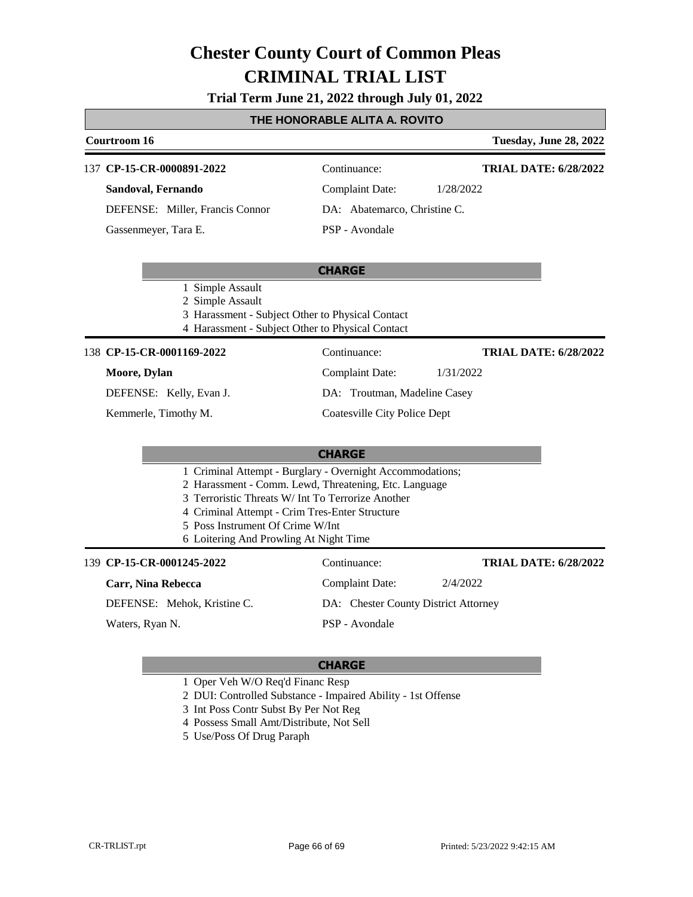# Chester County Court of Common Pleas
# CRIMINAL TRIAL LIST

**Trial Term June 21, 2022 through July 01, 2022**

## THE HONORABLE ALITA A. ROVITO

**Courtroom 16** — **Tuesday, June 28, 2022**

---

137 **CP-15-CR-0000891-2022** — Continuance: — **TRIAL DATE: 6/28/2022**

**Sandoval, Fernando** — Complaint Date: 1/28/2022

DEFENSE: Miller, Francis Connor — DA: Abatemarco, Christine C.

Gassenmeyer, Tara E. — PSP - Avondale

**CHARGE**

1. Simple Assault
2. Simple Assault
3. Harassment - Subject Other to Physical Contact
4. Harassment - Subject Other to Physical Contact

---

138 **CP-15-CR-0001169-2022** — Continuance: — **TRIAL DATE: 6/28/2022**

**Moore, Dylan** — Complaint Date: 1/31/2022

DEFENSE: Kelly, Evan J. — DA: Troutman, Madeline Casey

Kemmerle, Timothy M. — Coatesville City Police Dept

**CHARGE**

1. Criminal Attempt - Burglary - Overnight Accommodations;
2. Harassment - Comm. Lewd, Threatening, Etc. Language
3. Terroristic Threats W/ Int To Terrorize Another
4. Criminal Attempt - Crim Tres-Enter Structure
5. Poss Instrument Of Crime W/Int
6. Loitering And Prowling At Night Time

---

139 **CP-15-CR-0001245-2022** — Continuance: — **TRIAL DATE: 6/28/2022**

**Carr, Nina Rebecca** — Complaint Date: 2/4/2022

DEFENSE: Mehok, Kristine C. — DA: Chester County District Attorney

Waters, Ryan N. — PSP - Avondale

**CHARGE**

1. Oper Veh W/O Req'd Financ Resp
2. DUI: Controlled Substance - Impaired Ability - 1st Offense
3. Int Poss Contr Subst By Per Not Reg
4. Possess Small Amt/Distribute, Not Sell
5. Use/Poss Of Drug Paraph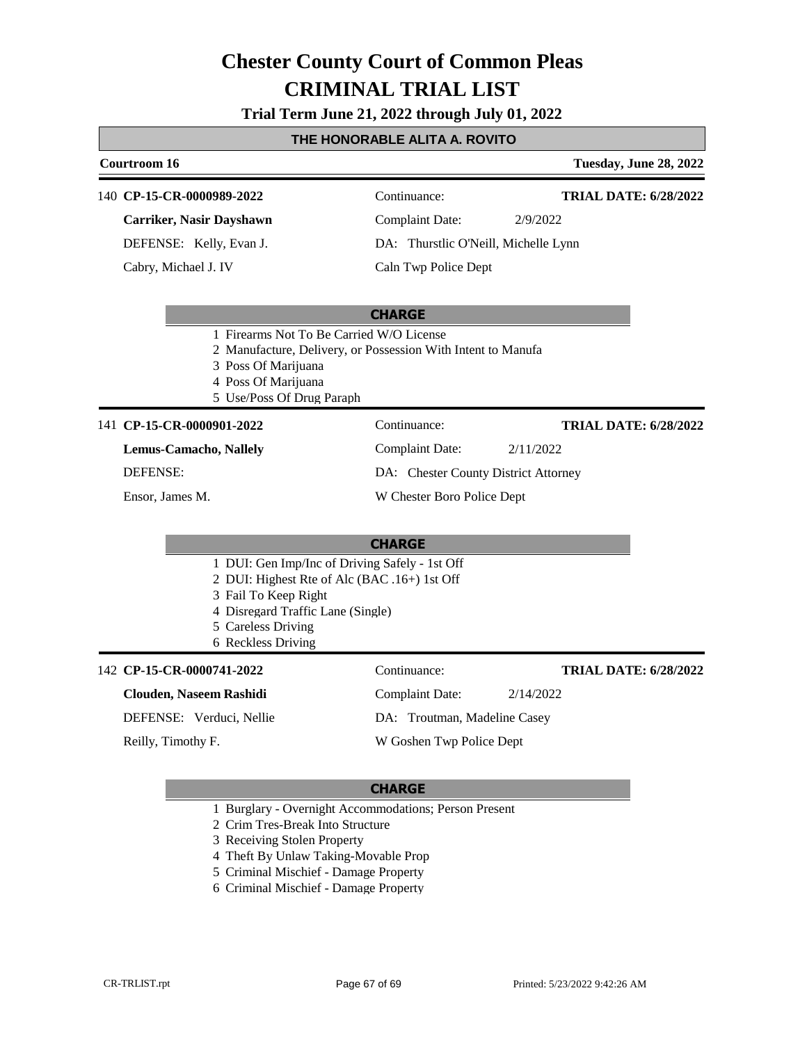# Chester County Court of Common Pleas
# CRIMINAL TRIAL LIST

**Trial Term June 21, 2022 through July 01, 2022**

## THE HONORABLE ALITA A. ROVITO

**Courtroom 16** — **Tuesday, June 28, 2022**

---

140 **CP-15-CR-0000989-2022**
**Carriker, Nasir Dayshawn**
DEFENSE: Kelly, Evan J.
Cabry, Michael J. IV

Continuance:
Complaint Date: 2/9/2022
DA: Thurstlic O'Neill, Michelle Lynn
Caln Twp Police Dept

**TRIAL DATE: 6/28/2022**

**CHARGE**

1 Firearms Not To Be Carried W/O License
2 Manufacture, Delivery, or Possession With Intent to Manufa
3 Poss Of Marijuana
4 Poss Of Marijuana
5 Use/Poss Of Drug Paraph

---

141 **CP-15-CR-0000901-2022**
**Lemus-Camacho, Nallely**
DEFENSE:
Ensor, James M.

Continuance:
Complaint Date: 2/11/2022
DA: Chester County District Attorney
W Chester Boro Police Dept

**TRIAL DATE: 6/28/2022**

**CHARGE**

1 DUI: Gen Imp/Inc of Driving Safely - 1st Off
2 DUI: Highest Rte of Alc (BAC .16+) 1st Off
3 Fail To Keep Right
4 Disregard Traffic Lane (Single)
5 Careless Driving
6 Reckless Driving

---

142 **CP-15-CR-0000741-2022**
**Clouden, Naseem Rashidi**
DEFENSE: Verduci, Nellie
Reilly, Timothy F.

Continuance:
Complaint Date: 2/14/2022
DA: Troutman, Madeline Casey
W Goshen Twp Police Dept

**TRIAL DATE: 6/28/2022**

**CHARGE**

1 Burglary - Overnight Accommodations; Person Present
2 Crim Tres-Break Into Structure
3 Receiving Stolen Property
4 Theft By Unlaw Taking-Movable Prop
5 Criminal Mischief - Damage Property
6 Criminal Mischief - Damage Property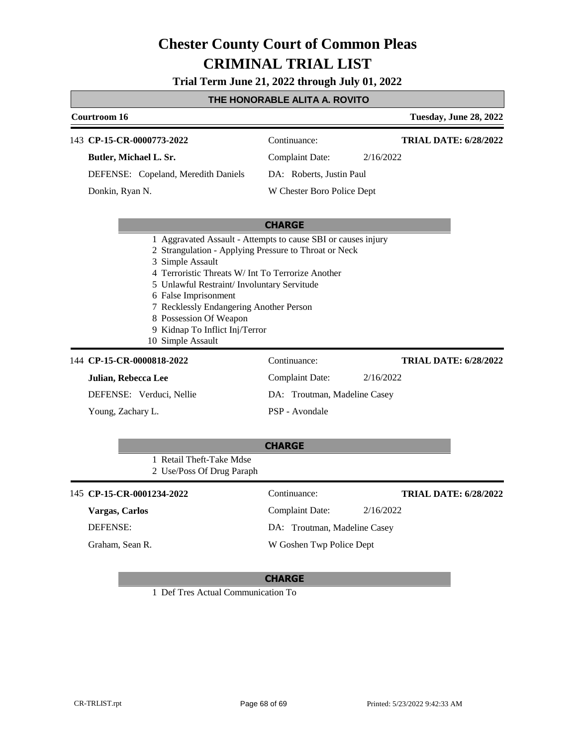# Chester County Court of Common Pleas
# CRIMINAL TRIAL LIST

**Trial Term June 21, 2022 through July 01, 2022**

**THE HONORABLE ALITA A. ROVITO**

**Courtroom 16** — **Tuesday, June 28, 2022**

---

143 **CP-15-CR-0000773-2022** — Continuance: — **TRIAL DATE: 6/28/2022**

**Butler, Michael L. Sr.** — Complaint Date: 2/16/2022

DEFENSE: Copeland, Meredith Daniels — DA: Roberts, Justin Paul

Donkin, Ryan N. — W Chester Boro Police Dept

**CHARGE**

1. Aggravated Assault - Attempts to cause SBI or causes injury
2. Strangulation - Applying Pressure to Throat or Neck
3. Simple Assault
4. Terroristic Threats W/ Int To Terrorize Another
5. Unlawful Restraint/ Involuntary Servitude
6. False Imprisonment
7. Recklessly Endangering Another Person
8. Possession Of Weapon
9. Kidnap To Inflict Inj/Terror
10. Simple Assault

---

144 **CP-15-CR-0000818-2022** — Continuance: — **TRIAL DATE: 6/28/2022**

**Julian, Rebecca Lee** — Complaint Date: 2/16/2022

DEFENSE: Verduci, Nellie — DA: Troutman, Madeline Casey

Young, Zachary L. — PSP - Avondale

**CHARGE**

1. Retail Theft-Take Mdse
2. Use/Poss Of Drug Paraph

---

145 **CP-15-CR-0001234-2022** — Continuance: — **TRIAL DATE: 6/28/2022**

**Vargas, Carlos** — Complaint Date: 2/16/2022

DEFENSE: — DA: Troutman, Madeline Casey

Graham, Sean R. — W Goshen Twp Police Dept

**CHARGE**

1. Def Tres Actual Communication To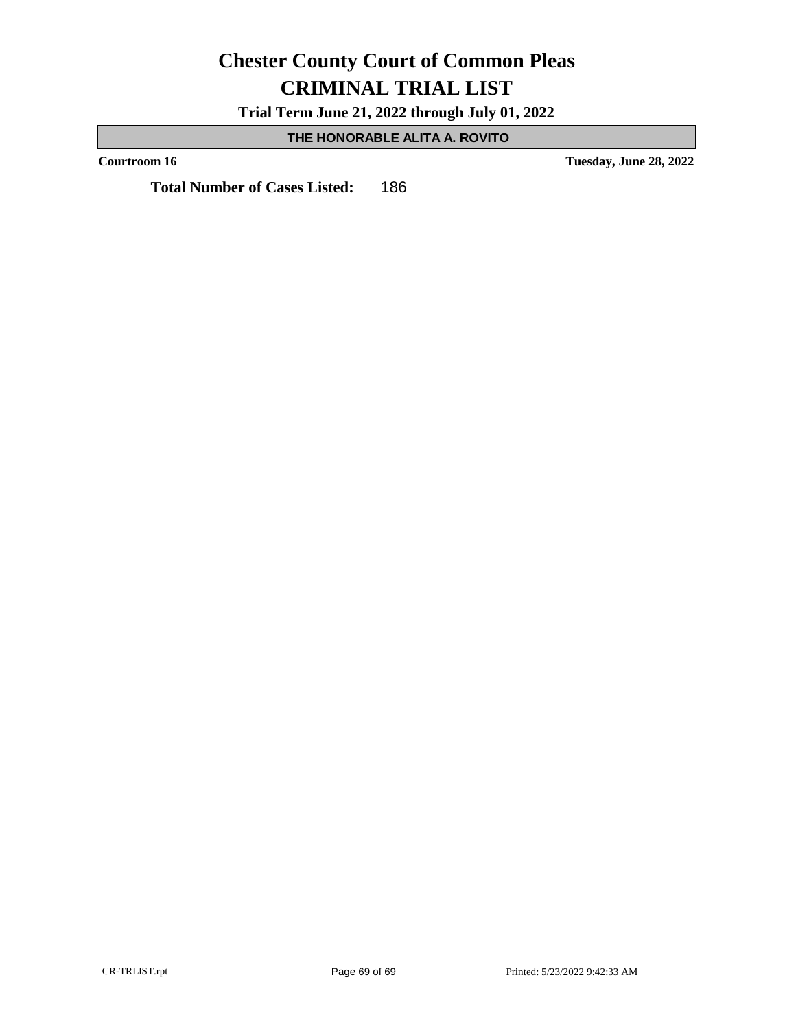# Chester County Court of Common Pleas
# CRIMINAL TRIAL LIST

**Trial Term June 21, 2022 through July 01, 2022**

**THE HONORABLE ALITA A. ROVITO**

**Courtroom 16** **Tuesday, June 28, 2022**

**Total Number of Cases Listed:** 186